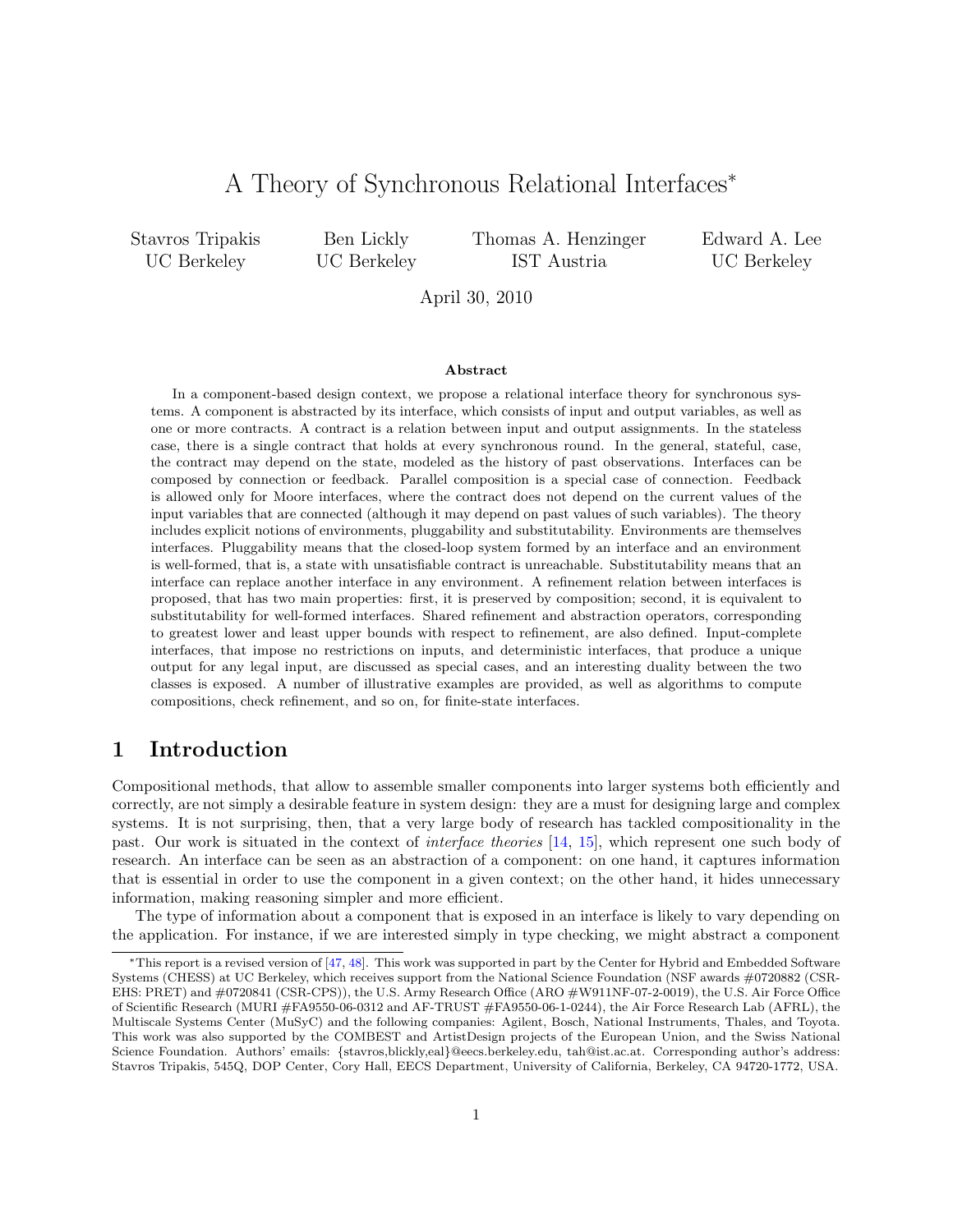# A Theory of Synchronous Relational Interfaces*

Stavros Tripakis
UC Berkeley

Ben Lickly
UC Berkeley

Thomas A. Henzinger
IST Austria

Edward A. Lee
UC Berkeley

April 30, 2010

### Abstract

In a component-based design context, we propose a relational interface theory for synchronous systems. A component is abstracted by its interface, which consists of input and output variables, as well as one or more contracts. A contract is a relation between input and output assignments. In the stateless case, there is a single contract that holds at every synchronous round. In the general, stateful, case, the contract may depend on the state, modeled as the history of past observations. Interfaces can be composed by connection or feedback. Parallel composition is a special case of connection. Feedback is allowed only for Moore interfaces, where the contract does not depend on the current values of the input variables that are connected (although it may depend on past values of such variables). The theory includes explicit notions of environments, pluggability and substitutability. Environments are themselves interfaces. Pluggability means that the closed-loop system formed by an interface and an environment is well-formed, that is, a state with unsatisfiable contract is unreachable. Substitutability means that an interface can replace another interface in any environment. A refinement relation between interfaces is proposed, that has two main properties: first, it is preserved by composition; second, it is equivalent to substitutability for well-formed interfaces. Shared refinement and abstraction operators, corresponding to greatest lower and least upper bounds with respect to refinement, are also defined. Input-complete interfaces, that impose no restrictions on inputs, and deterministic interfaces, that produce a unique output for any legal input, are discussed as special cases, and an interesting duality between the two classes is exposed. A number of illustrative examples are provided, as well as algorithms to compute compositions, check refinement, and so on, for finite-state interfaces.

## 1 Introduction

Compositional methods, that allow to assemble smaller components into larger systems both efficiently and correctly, are not simply a desirable feature in system design: they are a must for designing large and complex systems. It is not surprising, then, that a very large body of research has tackled compositionality in the past. Our work is situated in the context of *interface theories* [14, 15], which represent one such body of research. An interface can be seen as an abstraction of a component: on one hand, it captures information that is essential in order to use the component in a given context; on the other hand, it hides unnecessary information, making reasoning simpler and more efficient.

The type of information about a component that is exposed in an interface is likely to vary depending on the application. For instance, if we are interested simply in type checking, we might abstract a component

---

*This report is a revised version of [47, 48]. This work was supported in part by the Center for Hybrid and Embedded Software Systems (CHESS) at UC Berkeley, which receives support from the National Science Foundation (NSF awards #0720882 (CSR-EHS: PRET) and #0720841 (CSR-CPS)), the U.S. Army Research Office (ARO #W911NF-07-2-0019), the U.S. Air Force Office of Scientific Research (MURI #FA9550-06-0312 and AF-TRUST #FA9550-06-1-0244), the Air Force Research Lab (AFRL), the Multiscale Systems Center (MuSyC) and the following companies: Agilent, Bosch, National Instruments, Thales, and Toyota. This work was also supported by the COMBEST and ArtistDesign projects of the European Union, and the Swiss National Science Foundation. Authors' emails: {stavros,blickly,eal}@eecs.berkeley.edu, tah@ist.ac.at. Corresponding author's address: Stavros Tripakis, 545Q, DOP Center, Cory Hall, EECS Department, University of California, Berkeley, CA 94720-1772, USA.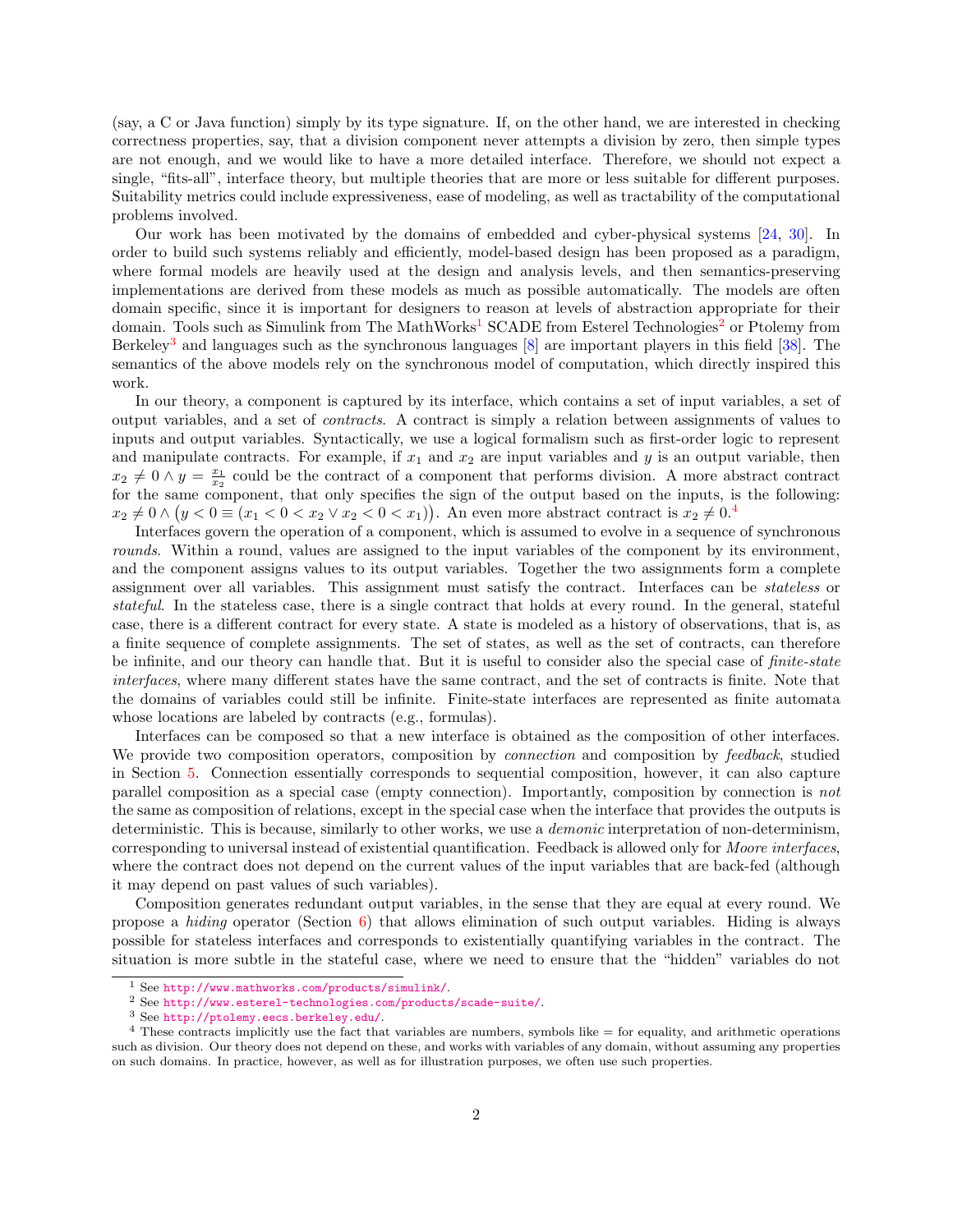(say, a C or Java function) simply by its type signature. If, on the other hand, we are interested in checking correctness properties, say, that a division component never attempts a division by zero, then simple types are not enough, and we would like to have a more detailed interface. Therefore, we should not expect a single, "fits-all", interface theory, but multiple theories that are more or less suitable for different purposes. Suitability metrics could include expressiveness, ease of modeling, as well as tractability of the computational problems involved.

Our work has been motivated by the domains of embedded and cyber-physical systems [24, 30]. In order to build such systems reliably and efficiently, model-based design has been proposed as a paradigm, where formal models are heavily used at the design and analysis levels, and then semantics-preserving implementations are derived from these models as much as possible automatically. The models are often domain specific, since it is important for designers to reason at levels of abstraction appropriate for their domain. Tools such as Simulink from The MathWorks[1] SCADE from Esterel Technologies[2] or Ptolemy from Berkeley[3] and languages such as the synchronous languages [8] are important players in this field [38]. The semantics of the above models rely on the synchronous model of computation, which directly inspired this work.

In our theory, a component is captured by its interface, which contains a set of input variables, a set of output variables, and a set of *contracts*. A contract is simply a relation between assignments of values to inputs and output variables. Syntactically, we use a logical formalism such as first-order logic to represent and manipulate contracts. For example, if $x_1$ and $x_2$ are input variables and $y$ is an output variable, then $x_2 \neq 0 \wedge y = \frac{x_1}{x_2}$ could be the contract of a component that performs division. A more abstract contract for the same component, that only specifies the sign of the output based on the inputs, is the following: $x_2 \neq 0 \wedge \big(y < 0 \equiv (x_1 < 0 < x_2 \vee x_2 < 0 < x_1)\big)$. An even more abstract contract is $x_2 \neq 0$.[4]

Interfaces govern the operation of a component, which is assumed to evolve in a sequence of synchronous *rounds*. Within a round, values are assigned to the input variables of the component by its environment, and the component assigns values to its output variables. Together the two assignments form a complete assignment over all variables. This assignment must satisfy the contract. Interfaces can be *stateless* or *stateful*. In the stateless case, there is a single contract that holds at every round. In the general, stateful case, there is a different contract for every state. A state is modeled as a history of observations, that is, as a finite sequence of complete assignments. The set of states, as well as the set of contracts, can therefore be infinite, and our theory can handle that. But it is useful to consider also the special case of *finite-state interfaces*, where many different states have the same contract, and the set of contracts is finite. Note that the domains of variables could still be infinite. Finite-state interfaces are represented as finite automata whose locations are labeled by contracts (e.g., formulas).

Interfaces can be composed so that a new interface is obtained as the composition of other interfaces. We provide two composition operators, composition by *connection* and composition by *feedback*, studied in Section 5. Connection essentially corresponds to sequential composition, however, it can also capture parallel composition as a special case (empty connection). Importantly, composition by connection is *not* the same as composition of relations, except in the special case when the interface that provides the outputs is deterministic. This is because, similarly to other works, we use a *demonic* interpretation of non-determinism, corresponding to universal instead of existential quantification. Feedback is allowed only for *Moore interfaces*, where the contract does not depend on the current values of the input variables that are back-fed (although it may depend on past values of such variables).

Composition generates redundant output variables, in the sense that they are equal at every round. We propose a *hiding* operator (Section 6) that allows elimination of such output variables. Hiding is always possible for stateless interfaces and corresponds to existentially quantifying variables in the contract. The situation is more subtle in the stateful case, where we need to ensure that the "hidden" variables do not

---

[1] See http://www.mathworks.com/products/simulink/.

[2] See http://www.esterel-technologies.com/products/scade-suite/.

[3] See http://ptolemy.eecs.berkeley.edu/.

[4] These contracts implicitly use the fact that variables are numbers, symbols like = for equality, and arithmetic operations such as division. Our theory does not depend on these, and works with variables of any domain, without assuming any properties on such domains. In practice, however, as well as for illustration purposes, we often use such properties.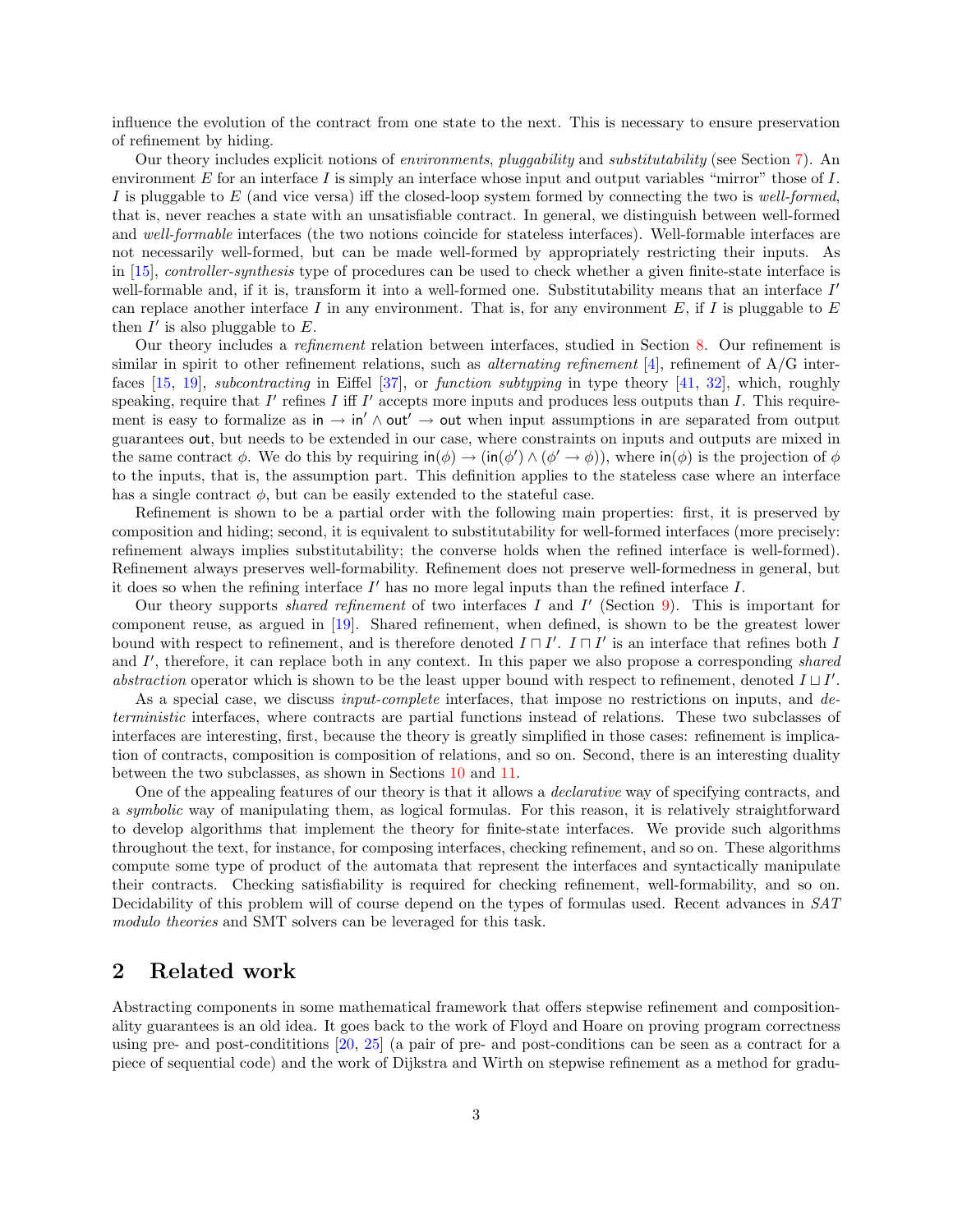influence the evolution of the contract from one state to the next. This is necessary to ensure preservation of refinement by hiding.

Our theory includes explicit notions of *environments*, *pluggability* and *substitutability* (see Section 7). An environment $E$ for an interface $I$ is simply an interface whose input and output variables "mirror" those of $I$. $I$ is pluggable to $E$ (and vice versa) iff the closed-loop system formed by connecting the two is *well-formed*, that is, never reaches a state with an unsatisfiable contract. In general, we distinguish between well-formed and *well-formable* interfaces (the two notions coincide for stateless interfaces). Well-formable interfaces are not necessarily well-formed, but can be made well-formed by appropriately restricting their inputs. As in [15], *controller-synthesis* type of procedures can be used to check whether a given finite-state interface is well-formable and, if it is, transform it into a well-formed one. Substitutability means that an interface $I'$ can replace another interface $I$ in any environment. That is, for any environment $E$, if $I$ is pluggable to $E$ then $I'$ is also pluggable to $E$.

Our theory includes a *refinement* relation between interfaces, studied in Section 8. Our refinement is similar in spirit to other refinement relations, such as *alternating refinement* [4], refinement of A/G interfaces [15, 19], *subcontracting* in Eiffel [37], or *function subtyping* in type theory [41, 32], which, roughly speaking, require that $I'$ refines $I$ iff $I'$ accepts more inputs and produces less outputs than $I$. This requirement is easy to formalize as $\mathsf{in} \rightarrow \mathsf{in}' \wedge \mathsf{out}' \rightarrow \mathsf{out}$ when input assumptions $\mathsf{in}$ are separated from output guarantees $\mathsf{out}$, but needs to be extended in our case, where constraints on inputs and outputs are mixed in the same contract $\phi$. We do this by requiring $\mathsf{in}(\phi) \rightarrow (\mathsf{in}(\phi') \wedge (\phi' \rightarrow \phi))$, where $\mathsf{in}(\phi)$ is the projection of $\phi$ to the inputs, that is, the assumption part. This definition applies to the stateless case where an interface has a single contract $\phi$, but can be easily extended to the stateful case.

Refinement is shown to be a partial order with the following main properties: first, it is preserved by composition and hiding; second, it is equivalent to substitutability for well-formed interfaces (more precisely: refinement always implies substitutability; the converse holds when the refined interface is well-formed). Refinement always preserves well-formability. Refinement does not preserve well-formedness in general, but it does so when the refining interface $I'$ has no more legal inputs than the refined interface $I$.

Our theory supports *shared refinement* of two interfaces $I$ and $I'$ (Section 9). This is important for component reuse, as argued in [19]. Shared refinement, when defined, is shown to be the greatest lower bound with respect to refinement, and is therefore denoted $I \sqcap I'$. $I \sqcap I'$ is an interface that refines both $I$ and $I'$, therefore, it can replace both in any context. In this paper we also propose a corresponding *shared abstraction* operator which is shown to be the least upper bound with respect to refinement, denoted $I \sqcup I'$.

As a special case, we discuss *input-complete* interfaces, that impose no restrictions on inputs, and *deterministic* interfaces, where contracts are partial functions instead of relations. These two subclasses of interfaces are interesting, first, because the theory is greatly simplified in those cases: refinement is implication of contracts, composition is composition of relations, and so on. Second, there is an interesting duality between the two subclasses, as shown in Sections 10 and 11.

One of the appealing features of our theory is that it allows a *declarative* way of specifying contracts, and a *symbolic* way of manipulating them, as logical formulas. For this reason, it is relatively straightforward to develop algorithms that implement the theory for finite-state interfaces. We provide such algorithms throughout the text, for instance, for composing interfaces, checking refinement, and so on. These algorithms compute some type of product of the automata that represent the interfaces and syntactically manipulate their contracts. Checking satisfiability is required for checking refinement, well-formability, and so on. Decidability of this problem will of course depend on the types of formulas used. Recent advances in *SAT modulo theories* and SMT solvers can be leveraged for this task.

## 2 Related work

Abstracting components in some mathematical framework that offers stepwise refinement and compositionality guarantees is an old idea. It goes back to the work of Floyd and Hoare on proving program correctness using pre- and post-condititions [20, 25] (a pair of pre- and post-conditions can be seen as a contract for a piece of sequential code) and the work of Dijkstra and Wirth on stepwise refinement as a method for gradu-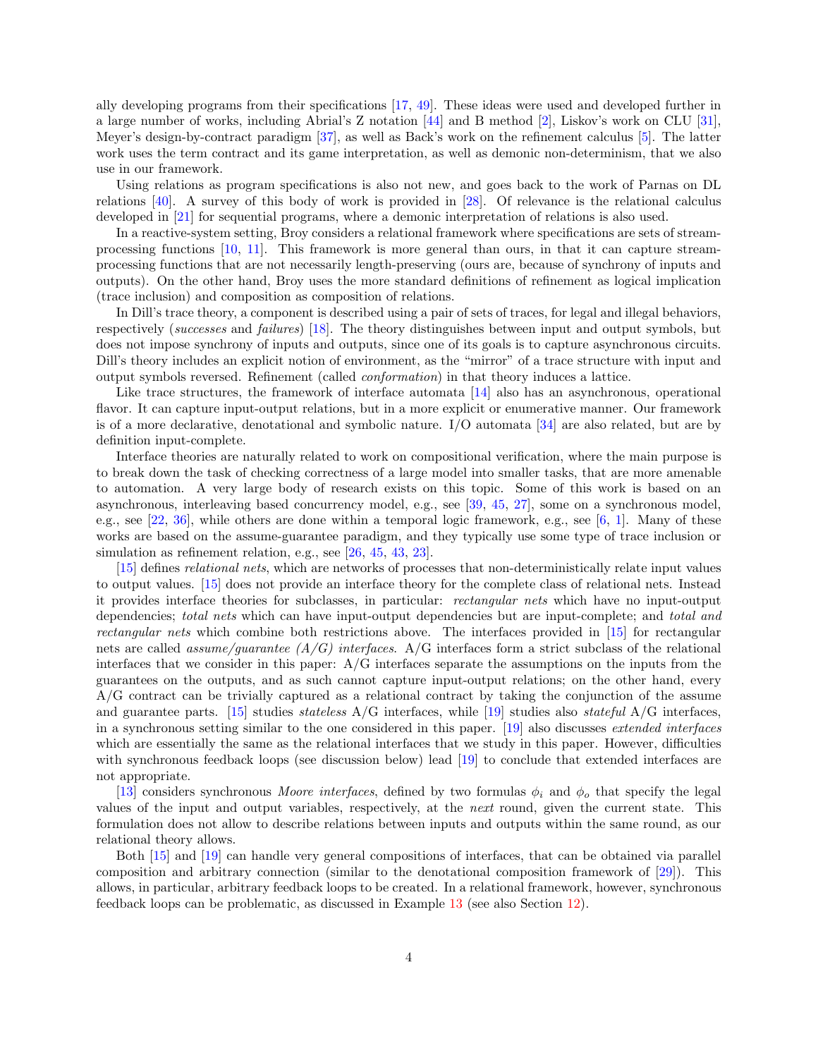ally developing programs from their specifications [17, 49]. These ideas were used and developed further in a large number of works, including Abrial's Z notation [44] and B method [2], Liskov's work on CLU [31], Meyer's design-by-contract paradigm [37], as well as Back's work on the refinement calculus [5]. The latter work uses the term contract and its game interpretation, as well as demonic non-determinism, that we also use in our framework.

Using relations as program specifications is also not new, and goes back to the work of Parnas on DL relations [40]. A survey of this body of work is provided in [28]. Of relevance is the relational calculus developed in [21] for sequential programs, where a demonic interpretation of relations is also used.

In a reactive-system setting, Broy considers a relational framework where specifications are sets of stream-processing functions [10, 11]. This framework is more general than ours, in that it can capture stream-processing functions that are not necessarily length-preserving (ours are, because of synchrony of inputs and outputs). On the other hand, Broy uses the more standard definitions of refinement as logical implication (trace inclusion) and composition as composition of relations.

In Dill's trace theory, a component is described using a pair of sets of traces, for legal and illegal behaviors, respectively (*successes* and *failures*) [18]. The theory distinguishes between input and output symbols, but does not impose synchrony of inputs and outputs, since one of its goals is to capture asynchronous circuits. Dill's theory includes an explicit notion of environment, as the "mirror" of a trace structure with input and output symbols reversed. Refinement (called *conformation*) in that theory induces a lattice.

Like trace structures, the framework of interface automata [14] also has an asynchronous, operational flavor. It can capture input-output relations, but in a more explicit or enumerative manner. Our framework is of a more declarative, denotational and symbolic nature. I/O automata [34] are also related, but are by definition input-complete.

Interface theories are naturally related to work on compositional verification, where the main purpose is to break down the task of checking correctness of a large model into smaller tasks, that are more amenable to automation. A very large body of research exists on this topic. Some of this work is based on an asynchronous, interleaving based concurrency model, e.g., see [39, 45, 27], some on a synchronous model, e.g., see [22, 36], while others are done within a temporal logic framework, e.g., see [6, 1]. Many of these works are based on the assume-guarantee paradigm, and they typically use some type of trace inclusion or simulation as refinement relation, e.g., see [26, 45, 43, 23].

[15] defines *relational nets*, which are networks of processes that non-deterministically relate input values to output values. [15] does not provide an interface theory for the complete class of relational nets. Instead it provides interface theories for subclasses, in particular: *rectangular nets* which have no input-output dependencies; *total nets* which can have input-output dependencies but are input-complete; and *total and rectangular nets* which combine both restrictions above. The interfaces provided in [15] for rectangular nets are called *assume/guarantee (A/G) interfaces*. A/G interfaces form a strict subclass of the relational interfaces that we consider in this paper: A/G interfaces separate the assumptions on the inputs from the guarantees on the outputs, and as such cannot capture input-output relations; on the other hand, every A/G contract can be trivially captured as a relational contract by taking the conjunction of the assume and guarantee parts. [15] studies *stateless* A/G interfaces, while [19] studies also *stateful* A/G interfaces, in a synchronous setting similar to the one considered in this paper. [19] also discusses *extended interfaces* which are essentially the same as the relational interfaces that we study in this paper. However, difficulties with synchronous feedback loops (see discussion below) lead [19] to conclude that extended interfaces are not appropriate.

[13] considers synchronous *Moore interfaces*, defined by two formulas $\phi_i$ and $\phi_o$ that specify the legal values of the input and output variables, respectively, at the *next* round, given the current state. This formulation does not allow to describe relations between inputs and outputs within the same round, as our relational theory allows.

Both [15] and [19] can handle very general compositions of interfaces, that can be obtained via parallel composition and arbitrary connection (similar to the denotational composition framework of [29]). This allows, in particular, arbitrary feedback loops to be created. In a relational framework, however, synchronous feedback loops can be problematic, as discussed in Example 13 (see also Section 12).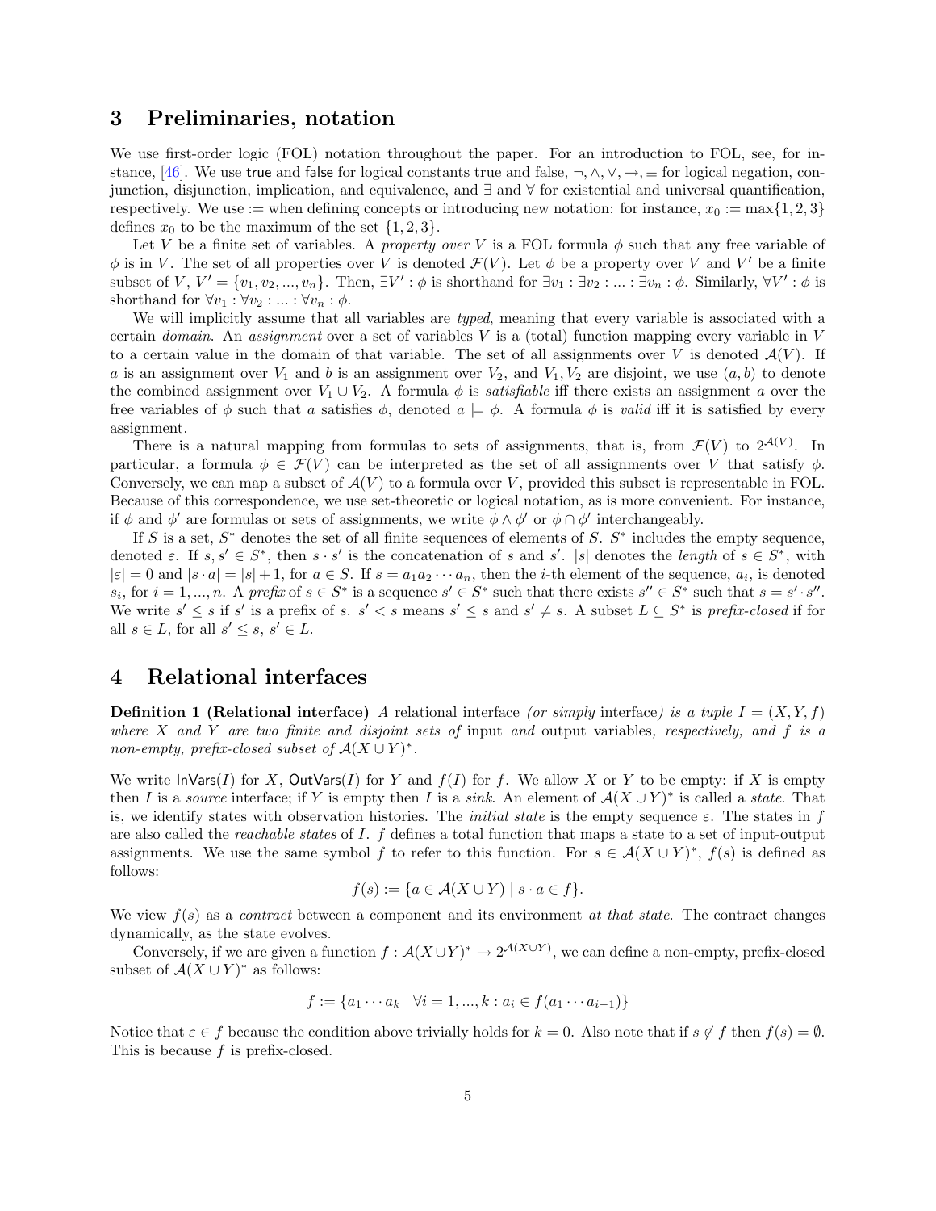## 3 Preliminaries, notation

We use first-order logic (FOL) notation throughout the paper. For an introduction to FOL, see, for instance, [46]. We use $\mathsf{true}$ and $\mathsf{false}$ for logical constants true and false, $\neg, \wedge, \vee, \rightarrow, \equiv$ for logical negation, conjunction, disjunction, implication, and equivalence, and $\exists$ and $\forall$ for existential and universal quantification, respectively. We use $:=$ when defining concepts or introducing new notation: for instance, $x_0 := \max\{1, 2, 3\}$ defines $x_0$ to be the maximum of the set $\{1, 2, 3\}$.

Let $V$ be a finite set of variables. A *property over* $V$ is a FOL formula $\phi$ such that any free variable of $\phi$ is in $V$. The set of all properties over $V$ is denoted $\mathcal{F}(V)$. Let $\phi$ be a property over $V$ and $V'$ be a finite subset of $V$, $V' = \{v_1, v_2, ..., v_n\}$. Then, $\exists V' : \phi$ is shorthand for $\exists v_1 : \exists v_2 : ... : \exists v_n : \phi$. Similarly, $\forall V' : \phi$ is shorthand for $\forall v_1 : \forall v_2 : ... : \forall v_n : \phi$.

We will implicitly assume that all variables are *typed*, meaning that every variable is associated with a certain *domain*. An *assignment* over a set of variables $V$ is a (total) function mapping every variable in $V$ to a certain value in the domain of that variable. The set of all assignments over $V$ is denoted $\mathcal{A}(V)$. If $a$ is an assignment over $V_1$ and $b$ is an assignment over $V_2$, and $V_1, V_2$ are disjoint, we use $(a, b)$ to denote the combined assignment over $V_1 \cup V_2$. A formula $\phi$ is *satisfiable* iff there exists an assignment $a$ over the free variables of $\phi$ such that $a$ satisfies $\phi$, denoted $a \models \phi$. A formula $\phi$ is *valid* iff it is satisfied by every assignment.

There is a natural mapping from formulas to sets of assignments, that is, from $\mathcal{F}(V)$ to $2^{\mathcal{A}(V)}$. In particular, a formula $\phi \in \mathcal{F}(V)$ can be interpreted as the set of all assignments over $V$ that satisfy $\phi$. Conversely, we can map a subset of $\mathcal{A}(V)$ to a formula over $V$, provided this subset is representable in FOL. Because of this correspondence, we use set-theoretic or logical notation, as is more convenient. For instance, if $\phi$ and $\phi'$ are formulas or sets of assignments, we write $\phi \wedge \phi'$ or $\phi \cap \phi'$ interchangeably.

If $S$ is a set, $S^*$ denotes the set of all finite sequences of elements of $S$. $S^*$ includes the empty sequence, denoted $\varepsilon$. If $s, s' \in S^*$, then $s \cdot s'$ is the concatenation of $s$ and $s'$. $|s|$ denotes the *length* of $s \in S^*$, with $|\varepsilon| = 0$ and $|s \cdot a| = |s| + 1$, for $a \in S$. If $s = a_1 a_2 \cdots a_n$, then the $i$-th element of the sequence, $a_i$, is denoted $s_i$, for $i = 1, ..., n$. A *prefix* of $s \in S^*$ is a sequence $s' \in S^*$ such that there exists $s'' \in S^*$ such that $s = s' \cdot s''$. We write $s' \leq s$ if $s'$ is a prefix of $s$. $s' < s$ means $s' \leq s$ and $s' \neq s$. A subset $L \subseteq S^*$ is *prefix-closed* if for all $s \in L$, for all $s' \leq s$, $s' \in L$.

## 4 Relational interfaces

**Definition 1 (Relational interface)** *A* relational interface *(or simply* interface*) is a tuple $I = (X, Y, f)$ where $X$ and $Y$ are two finite and disjoint sets of* input *and* output variables*, respectively, and $f$ is a non-empty, prefix-closed subset of $\mathcal{A}(X \cup Y)^*$.*

We write $\mathsf{InVars}(I)$ for $X$, $\mathsf{OutVars}(I)$ for $Y$ and $f(I)$ for $f$. We allow $X$ or $Y$ to be empty: if $X$ is empty then $I$ is a *source* interface; if $Y$ is empty then $I$ is a *sink*. An element of $\mathcal{A}(X \cup Y)^*$ is called a *state*. That is, we identify states with observation histories. The *initial state* is the empty sequence $\varepsilon$. The states in $f$ are also called the *reachable states* of $I$. $f$ defines a total function that maps a state to a set of input-output assignments. We use the same symbol $f$ to refer to this function. For $s \in \mathcal{A}(X \cup Y)^*$, $f(s)$ is defined as follows:

$$f(s) := \{a \in \mathcal{A}(X \cup Y) \mid s \cdot a \in f\}.$$

We view $f(s)$ as a *contract* between a component and its environment *at that state*. The contract changes dynamically, as the state evolves.

Conversely, if we are given a function $f : \mathcal{A}(X \cup Y)^* \rightarrow 2^{\mathcal{A}(X \cup Y)}$, we can define a non-empty, prefix-closed subset of $\mathcal{A}(X \cup Y)^*$ as follows:

$$f := \{a_1 \cdots a_k \mid \forall i = 1, ..., k : a_i \in f(a_1 \cdots a_{i-1})\}$$

Notice that $\varepsilon \in f$ because the condition above trivially holds for $k = 0$. Also note that if $s \notin f$ then $f(s) = \emptyset$. This is because $f$ is prefix-closed.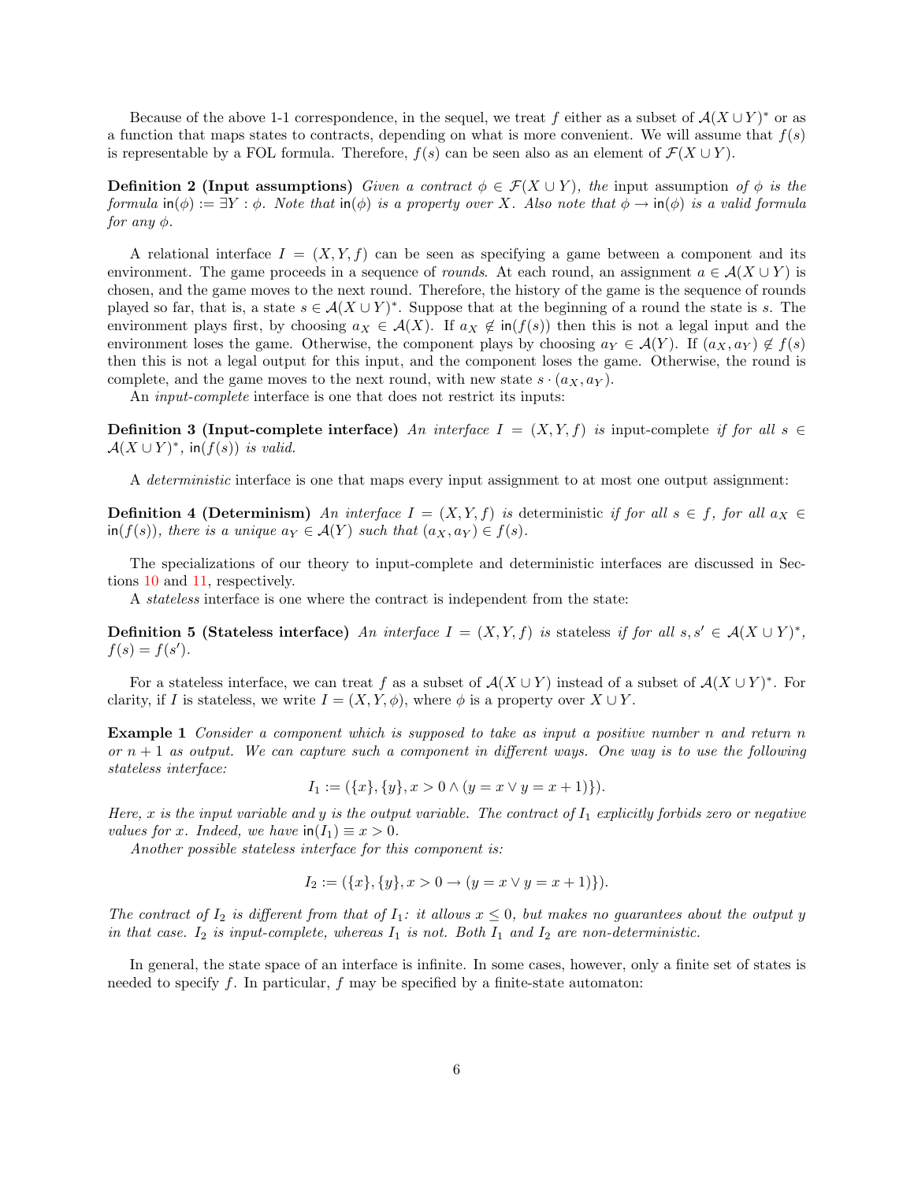Because of the above 1-1 correspondence, in the sequel, we treat $f$ either as a subset of $\mathcal{A}(X \cup Y)^*$ or as a function that maps states to contracts, depending on what is more convenient. We will assume that $f(s)$ is representable by a FOL formula. Therefore, $f(s)$ can be seen also as an element of $\mathcal{F}(X \cup Y)$.

**Definition 2 (Input assumptions)** *Given a contract $\phi \in \mathcal{F}(X \cup Y)$, the* input assumption *of $\phi$ is the formula $\mathsf{in}(\phi) := \exists Y : \phi$. Note that $\mathsf{in}(\phi)$ is a property over $X$. Also note that $\phi \to \mathsf{in}(\phi)$ is a valid formula for any $\phi$.*

A relational interface $I = (X, Y, f)$ can be seen as specifying a game between a component and its environment. The game proceeds in a sequence of *rounds*. At each round, an assignment $a \in \mathcal{A}(X \cup Y)$ is chosen, and the game moves to the next round. Therefore, the history of the game is the sequence of rounds played so far, that is, a state $s \in \mathcal{A}(X \cup Y)^*$. Suppose that at the beginning of a round the state is $s$. The environment plays first, by choosing $a_X \in \mathcal{A}(X)$. If $a_X \notin \mathsf{in}(f(s))$ then this is not a legal input and the environment loses the game. Otherwise, the component plays by choosing $a_Y \in \mathcal{A}(Y)$. If $(a_X, a_Y) \notin f(s)$ then this is not a legal output for this input, and the component loses the game. Otherwise, the round is complete, and the game moves to the next round, with new state $s \cdot (a_X, a_Y)$.

An *input-complete* interface is one that does not restrict its inputs:

**Definition 3 (Input-complete interface)** *An interface $I = (X, Y, f)$ is* input-complete *if for all $s \in \mathcal{A}(X \cup Y)^*$, $\mathsf{in}(f(s))$ is valid.*

A *deterministic* interface is one that maps every input assignment to at most one output assignment:

**Definition 4 (Determinism)** *An interface $I = (X, Y, f)$ is* deterministic *if for all $s \in f$, for all $a_X \in \mathsf{in}(f(s))$, there is a unique $a_Y \in \mathcal{A}(Y)$ such that $(a_X, a_Y) \in f(s)$.*

The specializations of our theory to input-complete and deterministic interfaces are discussed in Sections 10 and 11, respectively.

A *stateless* interface is one where the contract is independent from the state:

**Definition 5 (Stateless interface)** *An interface $I = (X, Y, f)$ is* stateless *if for all $s, s' \in \mathcal{A}(X \cup Y)^*$, $f(s) = f(s')$.*

For a stateless interface, we can treat $f$ as a subset of $\mathcal{A}(X \cup Y)$ instead of a subset of $\mathcal{A}(X \cup Y)^*$. For clarity, if $I$ is stateless, we write $I = (X, Y, \phi)$, where $\phi$ is a property over $X \cup Y$.

**Example 1** *Consider a component which is supposed to take as input a positive number $n$ and return $n$ or $n+1$ as output. We can capture such a component in different ways. One way is to use the following stateless interface:*

$$I_1 := (\{x\}, \{y\}, x > 0 \wedge (y = x \vee y = x + 1)\}).$$

*Here, $x$ is the input variable and $y$ is the output variable. The contract of $I_1$ explicitly forbids zero or negative values for $x$. Indeed, we have $\mathsf{in}(I_1) \equiv x > 0$.*

*Another possible stateless interface for this component is:*

$$I_2 := (\{x\}, \{y\}, x > 0 \to (y = x \vee y = x + 1)\}).$$

*The contract of $I_2$ is different from that of $I_1$: it allows $x \le 0$, but makes no guarantees about the output $y$ in that case. $I_2$ is input-complete, whereas $I_1$ is not. Both $I_1$ and $I_2$ are non-deterministic.*

In general, the state space of an interface is infinite. In some cases, however, only a finite set of states is needed to specify $f$. In particular, $f$ may be specified by a finite-state automaton: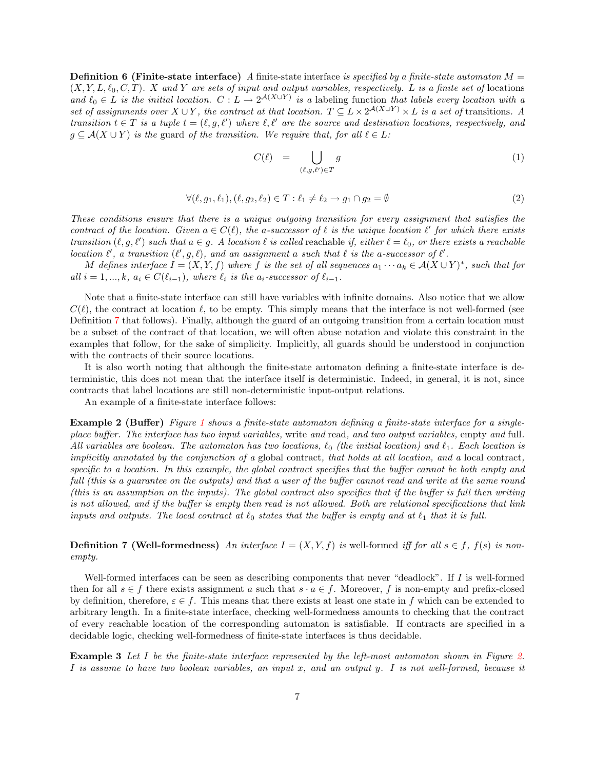**Definition 6 (Finite-state interface)** *A* finite-state interface *is specified by a finite-state automaton $M = (X, Y, L, \ell_0, C, T)$. $X$ and $Y$ are sets of input and output variables, respectively. $L$ is a finite set of* locations *and $\ell_0 \in L$ is the initial location. $C : L \to 2^{\mathcal{A}(X \cup Y)}$ is a* labeling function *that labels every location with a set of assignments over $X \cup Y$, the contract at that location. $T \subseteq L \times 2^{\mathcal{A}(X \cup Y)} \times L$ is a set of* transitions. *A transition $t \in T$ is a tuple $t = (\ell, g, \ell')$ where $\ell, \ell'$ are the source and destination locations, respectively, and $g \subseteq \mathcal{A}(X \cup Y)$ is the* guard *of the transition. We require that, for all $\ell \in L$:*

$$C(\ell) \quad = \bigcup_{(\ell,g,\ell') \in T} g \tag{1}$$

$$\forall (\ell, g_1, \ell_1), (\ell, g_2, \ell_2) \in T : \ell_1 \neq \ell_2 \to g_1 \cap g_2 = \emptyset \tag{2}$$

*These conditions ensure that there is a unique outgoing transition for every assignment that satisfies the contract of the location. Given $a \in C(\ell)$, the $a$-successor of $\ell$ is the unique location $\ell'$ for which there exists transition $(\ell, g, \ell')$ such that $a \in g$. A location $\ell$ is called* reachable *if, either $\ell = \ell_0$, or there exists a reachable location $\ell'$, a transition $(\ell', g, \ell)$, and an assignment $a$ such that $\ell$ is the $a$-successor of $\ell'$.*

*$M$ defines interface $I = (X, Y, f)$ where $f$ is the set of all sequences $a_1 \cdots a_k \in \mathcal{A}(X \cup Y)^*$, such that for all $i = 1, ..., k$, $a_i \in C(\ell_{i-1})$, where $\ell_i$ is the $a_i$-successor of $\ell_{i-1}$.*

Note that a finite-state interface can still have variables with infinite domains. Also notice that we allow $C(\ell)$, the contract at location $\ell$, to be empty. This simply means that the interface is not well-formed (see Definition 7 that follows). Finally, although the guard of an outgoing transition from a certain location must be a subset of the contract of that location, we will often abuse notation and violate this constraint in the examples that follow, for the sake of simplicity. Implicitly, all guards should be understood in conjunction with the contracts of their source locations.

It is also worth noting that although the finite-state automaton defining a finite-state interface is deterministic, this does not mean that the interface itself is deterministic. Indeed, in general, it is not, since contracts that label locations are still non-deterministic input-output relations.

An example of a finite-state interface follows:

**Example 2 (Buffer)** *Figure 1 shows a finite-state automaton defining a finite-state interface for a single-place buffer. The interface has two input variables,* write *and* read, *and two output variables,* empty *and* full. *All variables are boolean. The automaton has two locations, $\ell_0$ (the initial location) and $\ell_1$. Each location is implicitly annotated by the conjunction of a* global contract, *that holds at all location, and a* local contract, *specific to a location. In this example, the global contract specifies that the buffer cannot be both empty and full (this is a guarantee on the outputs) and that a user of the buffer cannot read and write at the same round (this is an assumption on the inputs). The global contract also specifies that if the buffer is full then writing is not allowed, and if the buffer is empty then read is not allowed. Both are relational specifications that link inputs and outputs. The local contract at $\ell_0$ states that the buffer is empty and at $\ell_1$ that it is full.*

**Definition 7 (Well-formedness)** *An interface $I = (X, Y, f)$ is* well-formed *iff for all $s \in f$, $f(s)$ is non-empty.*

Well-formed interfaces can be seen as describing components that never "deadlock". If $I$ is well-formed then for all $s \in f$ there exists assignment $a$ such that $s \cdot a \in f$. Moreover, $f$ is non-empty and prefix-closed by definition, therefore, $\varepsilon \in f$. This means that there exists at least one state in $f$ which can be extended to arbitrary length. In a finite-state interface, checking well-formedness amounts to checking that the contract of every reachable location of the corresponding automaton is satisfiable. If contracts are specified in a decidable logic, checking well-formedness of finite-state interfaces is thus decidable.

**Example 3** *Let $I$ be the finite-state interface represented by the left-most automaton shown in Figure 2. $I$ is assume to have two boolean variables, an input $x$, and an output $y$. $I$ is not well-formed, because it*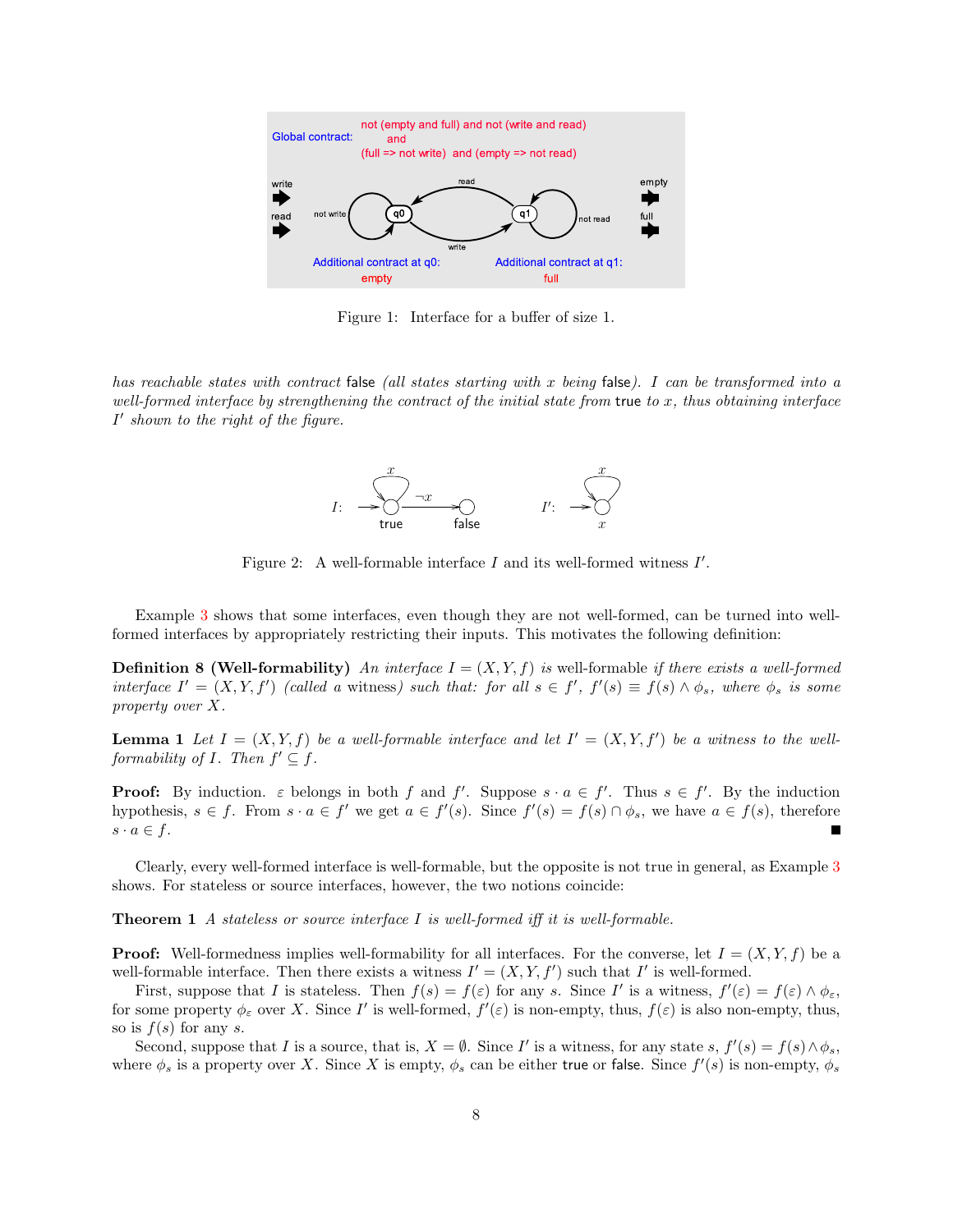Figure 1: Interface for a buffer of size 1.

*has reachable states with contract* false *(all states starting with $x$ being* false*). $I$ can be transformed into a well-formed interface by strengthening the contract of the initial state from* true *to $x$, thus obtaining interface $I'$ shown to the right of the figure.*

Figure 2: A well-formable interface $I$ and its well-formed witness $I'$.

Example 3 shows that some interfaces, even though they are not well-formed, can be turned into well-formed interfaces by appropriately restricting their inputs. This motivates the following definition:

**Definition 8 (Well-formability)** *An interface $I = (X, Y, f)$ is* well-formable *if there exists a well-formed interface $I' = (X, Y, f')$ (called a* witness*) such that: for all $s \in f'$, $f'(s) \equiv f(s) \wedge \phi_s$, where $\phi_s$ is some property over $X$.*

**Lemma 1** *Let $I = (X, Y, f)$ be a well-formable interface and let $I' = (X, Y, f')$ be a witness to the well-formability of $I$. Then $f' \subseteq f$.*

**Proof:** By induction. $\varepsilon$ belongs in both $f$ and $f'$. Suppose $s \cdot a \in f'$. Thus $s \in f'$. By the induction hypothesis, $s \in f$. From $s \cdot a \in f'$ we get $a \in f'(s)$. Since $f'(s) = f(s) \cap \phi_s$, we have $a \in f(s)$, therefore $s \cdot a \in f$. ∎

Clearly, every well-formed interface is well-formable, but the opposite is not true in general, as Example 3 shows. For stateless or source interfaces, however, the two notions coincide:

**Theorem 1** *A stateless or source interface $I$ is well-formed iff it is well-formable.*

**Proof:** Well-formedness implies well-formability for all interfaces. For the converse, let $I = (X, Y, f)$ be a well-formable interface. Then there exists a witness $I' = (X, Y, f')$ such that $I'$ is well-formed.

First, suppose that $I$ is stateless. Then $f(s) = f(\varepsilon)$ for any $s$. Since $I'$ is a witness, $f'(\varepsilon) = f(\varepsilon) \wedge \phi_\varepsilon$, for some property $\phi_\varepsilon$ over $X$. Since $I'$ is well-formed, $f'(\varepsilon)$ is non-empty, thus, $f(\varepsilon)$ is also non-empty, thus, so is $f(s)$ for any $s$.

Second, suppose that $I$ is a source, that is, $X = \emptyset$. Since $I'$ is a witness, for any state $s$, $f'(s) = f(s) \wedge \phi_s$, where $\phi_s$ is a property over $X$. Since $X$ is empty, $\phi_s$ can be either true or false. Since $f'(s)$ is non-empty, $\phi_s$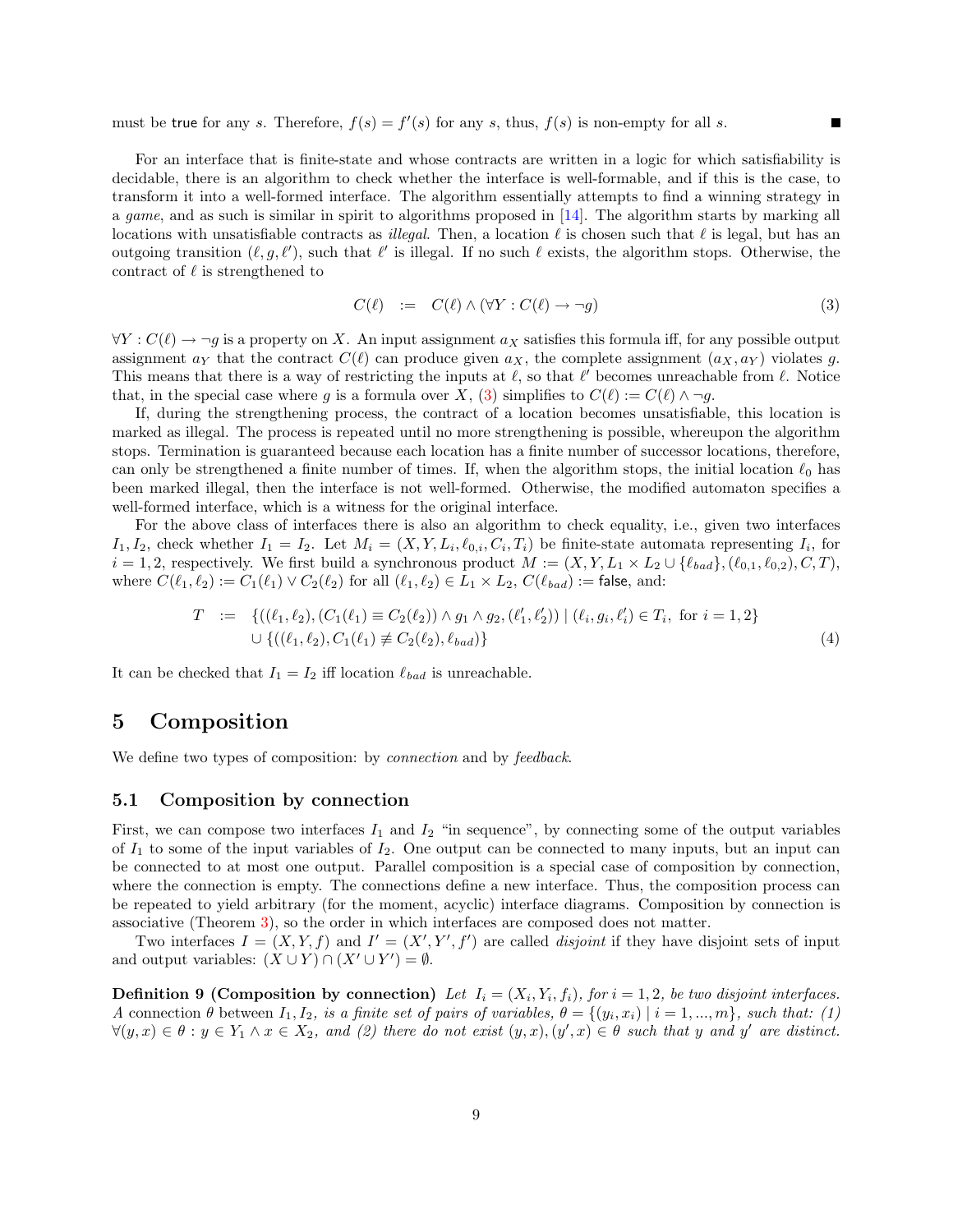must be true for any $s$. Therefore, $f(s) = f'(s)$ for any $s$, thus, $f(s)$ is non-empty for all $s$. ∎

For an interface that is finite-state and whose contracts are written in a logic for which satisfiability is decidable, there is an algorithm to check whether the interface is well-formable, and if this is the case, to transform it into a well-formed interface. The algorithm essentially attempts to find a winning strategy in a *game*, and as such is similar in spirit to algorithms proposed in [14]. The algorithm starts by marking all locations with unsatisfiable contracts as *illegal*. Then, a location $\ell$ is chosen such that $\ell$ is legal, but has an outgoing transition $(\ell, g, \ell')$, such that $\ell'$ is illegal. If no such $\ell$ exists, the algorithm stops. Otherwise, the contract of $\ell$ is strengthened to

$$C(\ell) \quad := \quad C(\ell) \wedge (\forall Y : C(\ell) \rightarrow \neg g) \tag{3}$$

$\forall Y : C(\ell) \rightarrow \neg g$ is a property on $X$. An input assignment $a_X$ satisfies this formula iff, for any possible output assignment $a_Y$ that the contract $C(\ell)$ can produce given $a_X$, the complete assignment $(a_X, a_Y)$ violates $g$. This means that there is a way of restricting the inputs at $\ell$, so that $\ell'$ becomes unreachable from $\ell$. Notice that, in the special case where $g$ is a formula over $X$, (3) simplifies to $C(\ell) := C(\ell) \wedge \neg g$.

If, during the strengthening process, the contract of a location becomes unsatisfiable, this location is marked as illegal. The process is repeated until no more strengthening is possible, whereupon the algorithm stops. Termination is guaranteed because each location has a finite number of successor locations, therefore, can only be strengthened a finite number of times. If, when the algorithm stops, the initial location $\ell_0$ has been marked illegal, then the interface is not well-formed. Otherwise, the modified automaton specifies a well-formed interface, which is a witness for the original interface.

For the above class of interfaces there is also an algorithm to check equality, i.e., given two interfaces $I_1, I_2$, check whether $I_1 = I_2$. Let $M_i = (X, Y, L_i, \ell_{0,i}, C_i, T_i)$ be finite-state automata representing $I_i$, for $i = 1, 2$, respectively. We first build a synchronous product $M := (X, Y, L_1 \times L_2 \cup \{\ell_{bad}\}, (\ell_{0,1}, \ell_{0,2}), C, T)$, where $C(\ell_1, \ell_2) := C_1(\ell_1) \vee C_2(\ell_2)$ for all $(\ell_1, \ell_2) \in L_1 \times L_2$, $C(\ell_{bad}) := \mathsf{false}$, and:

$$\begin{aligned} T \quad := \quad & \{((\ell_1, \ell_2), (C_1(\ell_1) \equiv C_2(\ell_2)) \wedge g_1 \wedge g_2, (\ell_1', \ell_2')) \mid (\ell_i, g_i, \ell_i') \in T_i, \text{ for } i = 1, 2\} \\ & \cup \{((\ell_1, \ell_2), C_1(\ell_1) \not\equiv C_2(\ell_2), \ell_{bad})\} \end{aligned} \tag{4}$$

It can be checked that $I_1 = I_2$ iff location $\ell_{bad}$ is unreachable.

## 5 Composition

We define two types of composition: by *connection* and by *feedback*.

### 5.1 Composition by connection

First, we can compose two interfaces $I_1$ and $I_2$ "in sequence", by connecting some of the output variables of $I_1$ to some of the input variables of $I_2$. One output can be connected to many inputs, but an input can be connected to at most one output. Parallel composition is a special case of composition by connection, where the connection is empty. The connections define a new interface. Thus, the composition process can be repeated to yield arbitrary (for the moment, acyclic) interface diagrams. Composition by connection is associative (Theorem 3), so the order in which interfaces are composed does not matter.

Two interfaces $I = (X, Y, f)$ and $I' = (X', Y', f')$ are called *disjoint* if they have disjoint sets of input and output variables: $(X \cup Y) \cap (X' \cup Y') = \emptyset$.

**Definition 9 (Composition by connection)** *Let $I_i = (X_i, Y_i, f_i)$, for $i = 1, 2$, be two disjoint interfaces. A* connection $\theta$ between $I_1, I_2$, *is a finite set of pairs of variables, $\theta = \{(y_i, x_i) \mid i = 1, ..., m\}$, such that: (1) $\forall (y, x) \in \theta : y \in Y_1 \wedge x \in X_2$, and (2) there do not exist $(y, x), (y', x) \in \theta$ such that $y$ and $y'$ are distinct.*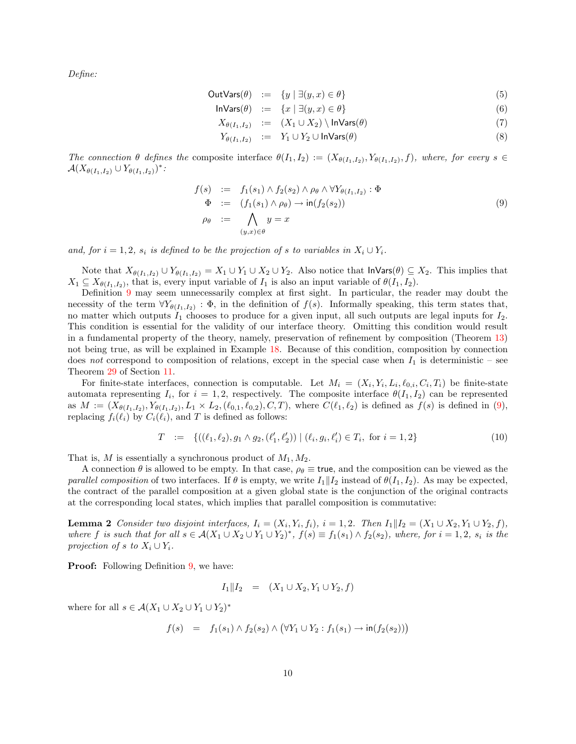*Define:*

$$
\begin{aligned}
\mathsf{OutVars}(\theta) &:= \{y \mid \exists (y,x) \in \theta\} && (5)\\
\mathsf{InVars}(\theta) &:= \{x \mid \exists (y,x) \in \theta\} && (6)\\
X_{\theta(I_1,I_2)} &:= (X_1 \cup X_2) \setminus \mathsf{InVars}(\theta) && (7)\\
Y_{\theta(I_1,I_2)} &:= Y_1 \cup Y_2 \cup \mathsf{InVars}(\theta) && (8)
\end{aligned}
$$

*The connection* $\theta$ *defines the* composite interface $\theta(I_1, I_2) := (X_{\theta(I_1,I_2)}, Y_{\theta(I_1,I_2)}, f)$*, where, for every* $s \in \mathcal{A}(X_{\theta(I_1,I_2)} \cup Y_{\theta(I_1,I_2)})^*$*:*

$$
\begin{aligned}
f(s) &:= f_1(s_1) \wedge f_2(s_2) \wedge \rho_\theta \wedge \forall Y_{\theta(I_1,I_2)} : \Phi \\
\Phi &:= (f_1(s_1) \wedge \rho_\theta) \rightarrow \mathsf{in}(f_2(s_2)) \\
\rho_\theta &:= \bigwedge_{(y,x)\in\theta} y = x
\end{aligned}
\tag{9}
$$

*and, for* $i = 1, 2$*,* $s_i$ *is defined to be the projection of* $s$ *to variables in* $X_i \cup Y_i$*.*

Note that $X_{\theta(I_1,I_2)} \cup Y_{\theta(I_1,I_2)} = X_1 \cup Y_1 \cup X_2 \cup Y_2$. Also notice that $\mathsf{InVars}(\theta) \subseteq X_2$. This implies that $X_1 \subseteq X_{\theta(I_1,I_2)}$, that is, every input variable of $I_1$ is also an input variable of $\theta(I_1, I_2)$.

Definition 9 may seem unnecessarily complex at first sight. In particular, the reader may doubt the necessity of the term $\forall Y_{\theta(I_1,I_2)} : \Phi$, in the definition of $f(s)$. Informally speaking, this term states that, no matter which outputs $I_1$ chooses to produce for a given input, all such outputs are legal inputs for $I_2$. This condition is essential for the validity of our interface theory. Omitting this condition would result in a fundamental property of the theory, namely, preservation of refinement by composition (Theorem 13) not being true, as will be explained in Example 18. Because of this condition, composition by connection does *not* correspond to composition of relations, except in the special case when $I_1$ is deterministic – see Theorem 29 of Section 11.

For finite-state interfaces, connection is computable. Let $M_i = (X_i, Y_i, L_i, \ell_{0,i}, C_i, T_i)$ be finite-state automata representing $I_i$, for $i = 1, 2$, respectively. The composite interface $\theta(I_1, I_2)$ can be represented as $M := (X_{\theta(I_1,I_2)}, Y_{\theta(I_1,I_2)}, L_1 \times L_2, (\ell_{0,1}, \ell_{0,2}), C, T)$, where $C(\ell_1, \ell_2)$ is defined as $f(s)$ is defined in (9), replacing $f_i(\ell_i)$ by $C_i(\ell_i)$, and $T$ is defined as follows:

$$
T \quad := \quad \{((\ell_1, \ell_2), g_1 \wedge g_2, (\ell_1', \ell_2')) \mid (\ell_i, g_i, \ell_i') \in T_i, \text{ for } i = 1, 2\} \tag{10}
$$

That is, $M$ is essentially a synchronous product of $M_1, M_2$.

A connection $\theta$ is allowed to be empty. In that case, $\rho_\theta \equiv \mathsf{true}$, and the composition can be viewed as the *parallel composition* of two interfaces. If $\theta$ is empty, we write $I_1 \| I_2$ instead of $\theta(I_1, I_2)$. As may be expected, the contract of the parallel composition at a given global state is the conjunction of the original contracts at the corresponding local states, which implies that parallel composition is commutative:

**Lemma 2** *Consider two disjoint interfaces,* $I_i = (X_i, Y_i, f_i)$*,* $i = 1, 2$*. Then* $I_1 \| I_2 = (X_1 \cup X_2, Y_1 \cup Y_2, f)$*, where* $f$ *is such that for all* $s \in \mathcal{A}(X_1 \cup X_2 \cup Y_1 \cup Y_2)^*$*,* $f(s) \equiv f_1(s_1) \wedge f_2(s_2)$*, where, for* $i = 1, 2$*,* $s_i$ *is the projection of* $s$ *to* $X_i \cup Y_i$*.*

**Proof:** Following Definition 9, we have:

$$
I_1 \| I_2 \quad = \quad (X_1 \cup X_2, Y_1 \cup Y_2, f)
$$

where for all $s \in \mathcal{A}(X_1 \cup X_2 \cup Y_1 \cup Y_2)^*$

$$
f(s) \quad = \quad f_1(s_1) \wedge f_2(s_2) \wedge \big(\forall Y_1 \cup Y_2 : f_1(s_1) \rightarrow \mathsf{in}(f_2(s_2))\big)
$$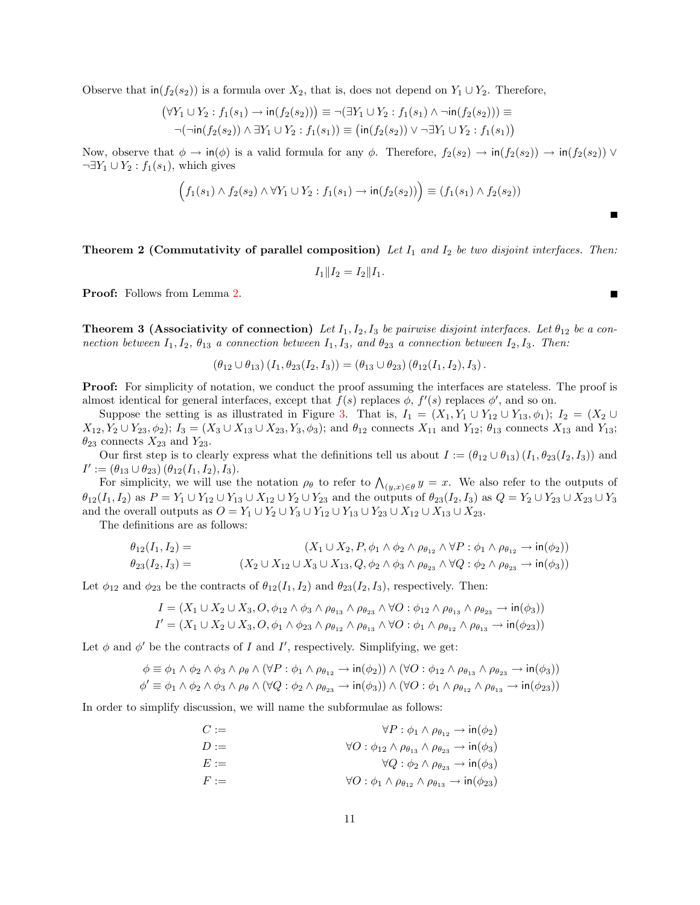Observe that $\mathsf{in}(f_2(s_2))$ is a formula over $X_2$, that is, does not depend on $Y_1 \cup Y_2$. Therefore,

$$\left(\forall Y_1 \cup Y_2 : f_1(s_1) \to \mathsf{in}(f_2(s_2))\right) \equiv \neg(\exists Y_1 \cup Y_2 : f_1(s_1) \wedge \neg\mathsf{in}(f_2(s_2))) \equiv$$
$$\neg(\neg\mathsf{in}(f_2(s_2)) \wedge \exists Y_1 \cup Y_2 : f_1(s_1)) \equiv \left(\mathsf{in}(f_2(s_2)) \vee \neg\exists Y_1 \cup Y_2 : f_1(s_1)\right)$$

Now, observe that $\phi \to \mathsf{in}(\phi)$ is a valid formula for any $\phi$. Therefore, $f_2(s_2) \to \mathsf{in}(f_2(s_2)) \to \mathsf{in}(f_2(s_2)) \vee \neg\exists Y_1 \cup Y_2 : f_1(s_1)$, which gives

$$\Big(f_1(s_1) \wedge f_2(s_2) \wedge \forall Y_1 \cup Y_2 : f_1(s_1) \to \mathsf{in}(f_2(s_2))\Big) \equiv (f_1(s_1) \wedge f_2(s_2))$$

■

**Theorem 2 (Commutativity of parallel composition)** *Let $I_1$ and $I_2$ be two disjoint interfaces. Then:*

$$I_1 \| I_2 = I_2 \| I_1.$$

**Proof:** Follows from Lemma 2. ■

**Theorem 3 (Associativity of connection)** *Let $I_1, I_2, I_3$ be pairwise disjoint interfaces. Let $\theta_{12}$ be a connection between $I_1, I_2$, $\theta_{13}$ a connection between $I_1, I_3$, and $\theta_{23}$ a connection between $I_2, I_3$. Then:*

$$(\theta_{12} \cup \theta_{13})\,(I_1, \theta_{23}(I_2, I_3)) = (\theta_{13} \cup \theta_{23})\,(\theta_{12}(I_1, I_2), I_3)\,.$$

**Proof:** For simplicity of notation, we conduct the proof assuming the interfaces are stateless. The proof is almost identical for general interfaces, except that $f(s)$ replaces $\phi$, $f'(s)$ replaces $\phi'$, and so on.

Suppose the setting is as illustrated in Figure 3. That is, $I_1 = (X_1, Y_1 \cup Y_{12} \cup Y_{13}, \phi_1)$; $I_2 = (X_2 \cup X_{12}, Y_2 \cup Y_{23}, \phi_2)$; $I_3 = (X_3 \cup X_{13} \cup X_{23}, Y_3, \phi_3)$; and $\theta_{12}$ connects $X_{11}$ and $Y_{12}$; $\theta_{13}$ connects $X_{13}$ and $Y_{13}$; $\theta_{23}$ connects $X_{23}$ and $Y_{23}$.

Our first step is to clearly express what the definitions tell us about $I := (\theta_{12} \cup \theta_{13})\,(I_1, \theta_{23}(I_2, I_3))$ and $I' := (\theta_{13} \cup \theta_{23})\,(\theta_{12}(I_1, I_2), I_3)$.

For simplicity, we will use the notation $\rho_\theta$ to refer to $\bigwedge_{(y,x)\in\theta} y = x$. We also refer to the outputs of $\theta_{12}(I_1, I_2)$ as $P = Y_1 \cup Y_{12} \cup Y_{13} \cup X_{12} \cup Y_2 \cup Y_{23}$ and the outputs of $\theta_{23}(I_2, I_3)$ as $Q = Y_2 \cup Y_{23} \cup X_{23} \cup Y_3$ and the overall outputs as $O = Y_1 \cup Y_2 \cup Y_3 \cup Y_{12} \cup Y_{13} \cup Y_{23} \cup X_{12} \cup X_{13} \cup X_{23}$.

The definitions are as follows:

$$\theta_{12}(I_1, I_2) = (X_1 \cup X_2, P, \phi_1 \wedge \phi_2 \wedge \rho_{\theta_{12}} \wedge \forall P : \phi_1 \wedge \rho_{\theta_{12}} \to \mathsf{in}(\phi_2))$$
$$\theta_{23}(I_2, I_3) = (X_2 \cup X_{12} \cup X_3 \cup X_{13}, Q, \phi_2 \wedge \phi_3 \wedge \rho_{\theta_{23}} \wedge \forall Q : \phi_2 \wedge \rho_{\theta_{23}} \to \mathsf{in}(\phi_3))$$

Let $\phi_{12}$ and $\phi_{23}$ be the contracts of $\theta_{12}(I_1, I_2)$ and $\theta_{23}(I_2, I_3)$, respectively. Then:

$$I = (X_1 \cup X_2 \cup X_3, O, \phi_{12} \wedge \phi_3 \wedge \rho_{\theta_{13}} \wedge \rho_{\theta_{23}} \wedge \forall O : \phi_{12} \wedge \rho_{\theta_{13}} \wedge \rho_{\theta_{23}} \to \mathsf{in}(\phi_3))$$
$$I' = (X_1 \cup X_2 \cup X_3, O, \phi_1 \wedge \phi_{23} \wedge \rho_{\theta_{12}} \wedge \rho_{\theta_{13}} \wedge \forall O : \phi_1 \wedge \rho_{\theta_{12}} \wedge \rho_{\theta_{13}} \to \mathsf{in}(\phi_{23}))$$

Let $\phi$ and $\phi'$ be the contracts of $I$ and $I'$, respectively. Simplifying, we get:

$$\phi \equiv \phi_1 \wedge \phi_2 \wedge \phi_3 \wedge \rho_\theta \wedge (\forall P : \phi_1 \wedge \rho_{\theta_{12}} \to \mathsf{in}(\phi_2)) \wedge (\forall O : \phi_{12} \wedge \rho_{\theta_{13}} \wedge \rho_{\theta_{23}} \to \mathsf{in}(\phi_3))$$
$$\phi' \equiv \phi_1 \wedge \phi_2 \wedge \phi_3 \wedge \rho_\theta \wedge (\forall Q : \phi_2 \wedge \rho_{\theta_{23}} \to \mathsf{in}(\phi_3)) \wedge (\forall O : \phi_1 \wedge \rho_{\theta_{12}} \wedge \rho_{\theta_{13}} \to \mathsf{in}(\phi_{23}))$$

In order to simplify discussion, we will name the subformulae as follows:

$$C := \forall P : \phi_1 \wedge \rho_{\theta_{12}} \to \mathsf{in}(\phi_2)$$
$$D := \forall O : \phi_{12} \wedge \rho_{\theta_{13}} \wedge \rho_{\theta_{23}} \to \mathsf{in}(\phi_3)$$
$$E := \forall Q : \phi_2 \wedge \rho_{\theta_{23}} \to \mathsf{in}(\phi_3)$$
$$F := \forall O : \phi_1 \wedge \rho_{\theta_{12}} \wedge \rho_{\theta_{13}} \to \mathsf{in}(\phi_{23})$$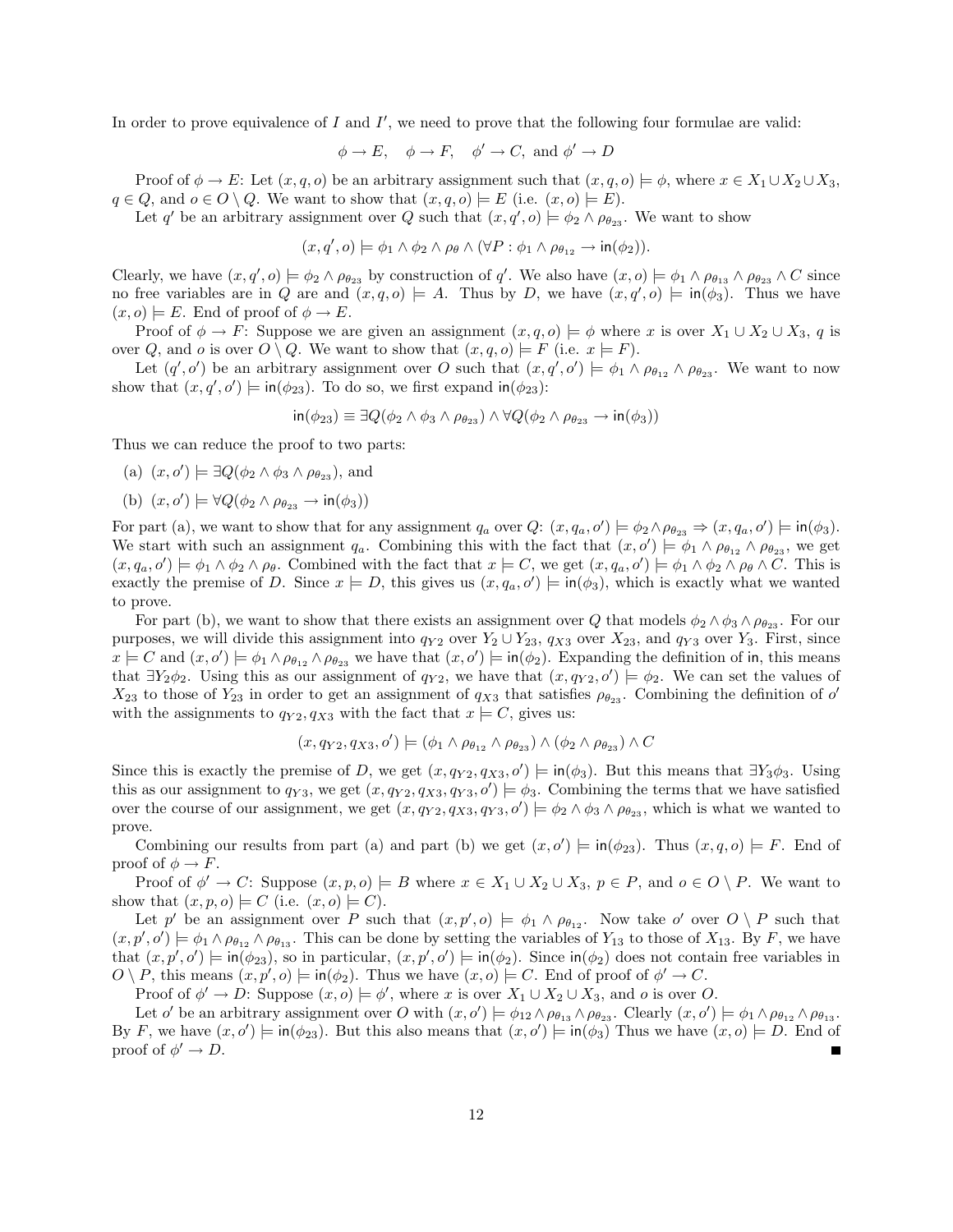In order to prove equivalence of $I$ and $I'$, we need to prove that the following four formulae are valid:

$$\phi \rightarrow E, \quad \phi \rightarrow F, \quad \phi' \rightarrow C, \text{ and } \phi' \rightarrow D$$

Proof of $\phi \rightarrow E$: Let $(x, q, o)$ be an arbitrary assignment such that $(x, q, o) \models \phi$, where $x \in X_1 \cup X_2 \cup X_3$, $q \in Q$, and $o \in O \setminus Q$. We want to show that $(x, q, o) \models E$ (i.e. $(x, o) \models E$).

Let $q'$ be an arbitrary assignment over $Q$ such that $(x, q', o) \models \phi_2 \wedge \rho_{\theta_{23}}$. We want to show

$$(x, q', o) \models \phi_1 \wedge \phi_2 \wedge \rho_\theta \wedge (\forall P : \phi_1 \wedge \rho_{\theta_{12}} \rightarrow \mathsf{in}(\phi_2)).$$

Clearly, we have $(x, q', o) \models \phi_2 \wedge \rho_{\theta_{23}}$ by construction of $q'$. We also have $(x, o) \models \phi_1 \wedge \rho_{\theta_{13}} \wedge \rho_{\theta_{23}} \wedge C$ since no free variables are in $Q$ are and $(x, q, o) \models A$. Thus by $D$, we have $(x, q', o) \models \mathsf{in}(\phi_3)$. Thus we have $(x, o) \models E$. End of proof of $\phi \rightarrow E$.

Proof of $\phi \rightarrow F$: Suppose we are given an assignment $(x, q, o) \models \phi$ where $x$ is over $X_1 \cup X_2 \cup X_3$, $q$ is over $Q$, and $o$ is over $O \setminus Q$. We want to show that $(x, q, o) \models F$ (i.e. $x \models F$).

Let $(q', o')$ be an arbitrary assignment over $O$ such that $(x, q', o') \models \phi_1 \wedge \rho_{\theta_{12}} \wedge \rho_{\theta_{23}}$. We want to now show that $(x, q', o') \models \mathsf{in}(\phi_{23})$. To do so, we first expand $\mathsf{in}(\phi_{23})$:

$$\mathsf{in}(\phi_{23}) \equiv \exists Q(\phi_2 \wedge \phi_3 \wedge \rho_{\theta_{23}}) \wedge \forall Q(\phi_2 \wedge \rho_{\theta_{23}} \rightarrow \mathsf{in}(\phi_3))$$

Thus we can reduce the proof to two parts:

(a) $(x, o') \models \exists Q(\phi_2 \wedge \phi_3 \wedge \rho_{\theta_{23}})$, and

(b) $(x, o') \models \forall Q(\phi_2 \wedge \rho_{\theta_{23}} \rightarrow \mathsf{in}(\phi_3))$

For part (a), we want to show that for any assignment $q_a$ over $Q$: $(x, q_a, o') \models \phi_2 \wedge \rho_{\theta_{23}} \Rightarrow (x, q_a, o') \models \mathsf{in}(\phi_3)$. We start with such an assignment $q_a$. Combining this with the fact that $(x, o') \models \phi_1 \wedge \rho_{\theta_{12}} \wedge \rho_{\theta_{23}}$, we get $(x, q_a, o') \models \phi_1 \wedge \phi_2 \wedge \rho_\theta$. Combined with the fact that $x \models C$, we get $(x, q_a, o') \models \phi_1 \wedge \phi_2 \wedge \rho_\theta \wedge C$. This is exactly the premise of $D$. Since $x \models D$, this gives us $(x, q_a, o') \models \mathsf{in}(\phi_3)$, which is exactly what we wanted to prove.

For part (b), we want to show that there exists an assignment over $Q$ that models $\phi_2 \wedge \phi_3 \wedge \rho_{\theta_{23}}$. For our purposes, we will divide this assignment into $q_{Y2}$ over $Y_2 \cup Y_{23}$, $q_{X3}$ over $X_{23}$, and $q_{Y3}$ over $Y_3$. First, since $x \models C$ and $(x, o') \models \phi_1 \wedge \rho_{\theta_{12}} \wedge \rho_{\theta_{23}}$ we have that $(x, o') \models \mathsf{in}(\phi_2)$. Expanding the definition of $\mathsf{in}$, this means that $\exists Y_2 \phi_2$. Using this as our assignment of $q_{Y2}$, we have that $(x, q_{Y2}, o') \models \phi_2$. We can set the values of $X_{23}$ to those of $Y_{23}$ in order to get an assignment of $q_{X3}$ that satisfies $\rho_{\theta_{23}}$. Combining the definition of $o'$ with the assignments to $q_{Y2}, q_{X3}$ with the fact that $x \models C$, gives us:

$$(x, q_{Y2}, q_{X3}, o') \models (\phi_1 \wedge \rho_{\theta_{12}} \wedge \rho_{\theta_{23}}) \wedge (\phi_2 \wedge \rho_{\theta_{23}}) \wedge C$$

Since this is exactly the premise of $D$, we get $(x, q_{Y2}, q_{X3}, o') \models \mathsf{in}(\phi_3)$. But this means that $\exists Y_3 \phi_3$. Using this as our assignment to $q_{Y3}$, we get $(x, q_{Y2}, q_{X3}, q_{Y3}, o') \models \phi_3$. Combining the terms that we have satisfied over the course of our assignment, we get $(x, q_{Y2}, q_{X3}, q_{Y3}, o') \models \phi_2 \wedge \phi_3 \wedge \rho_{\theta_{23}}$, which is what we wanted to prove.

Combining our results from part (a) and part (b) we get $(x, o') \models \mathsf{in}(\phi_{23})$. Thus $(x, q, o) \models F$. End of proof of $\phi \rightarrow F$.

Proof of $\phi' \rightarrow C$: Suppose $(x, p, o) \models B$ where $x \in X_1 \cup X_2 \cup X_3$, $p \in P$, and $o \in O \setminus P$. We want to show that $(x, p, o) \models C$ (i.e. $(x, o) \models C$).

Let $p'$ be an assignment over $P$ such that $(x, p', o) \models \phi_1 \wedge \rho_{\theta_{12}}$. Now take $o'$ over $O \setminus P$ such that $(x, p', o') \models \phi_1 \wedge \rho_{\theta_{12}} \wedge \rho_{\theta_{13}}$. This can be done by setting the variables of $Y_{13}$ to those of $X_{13}$. By $F$, we have that $(x, p', o') \models \mathsf{in}(\phi_{23})$, so in particular, $(x, p', o') \models \mathsf{in}(\phi_2)$. Since $\mathsf{in}(\phi_2)$ does not contain free variables in $O \setminus P$, this means $(x, p', o) \models \mathsf{in}(\phi_2)$. Thus we have $(x, o) \models C$. End of proof of $\phi' \rightarrow C$.

Proof of $\phi' \rightarrow D$: Suppose $(x, o) \models \phi'$, where $x$ is over $X_1 \cup X_2 \cup X_3$, and $o$ is over $O$.

Let $o'$ be an arbitrary assignment over $O$ with $(x, o') \models \phi_{12} \wedge \rho_{\theta_{13}} \wedge \rho_{\theta_{23}}$. Clearly $(x, o') \models \phi_1 \wedge \rho_{\theta_{12}} \wedge \rho_{\theta_{13}}$. By $F$, we have $(x, o') \models \mathsf{in}(\phi_{23})$. But this also means that $(x, o') \models \mathsf{in}(\phi_3)$ Thus we have $(x, o) \models D$. End of proof of $\phi' \rightarrow D$. ■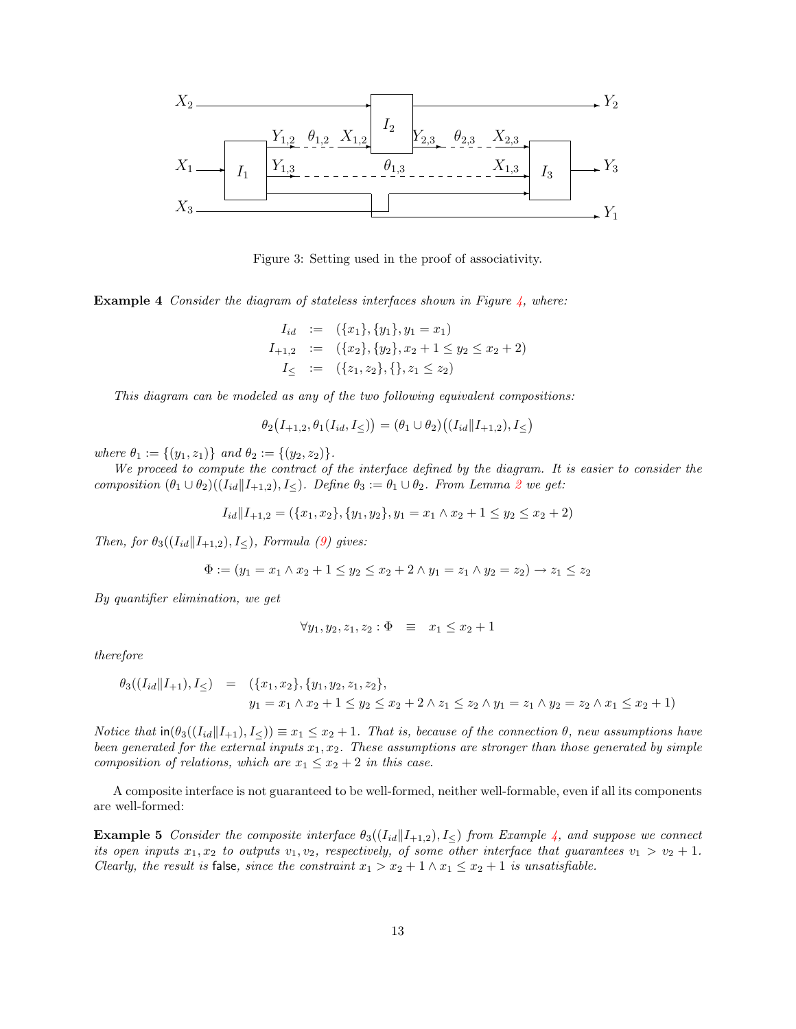Figure 3: Setting used in the proof of associativity.

**Example 4** *Consider the diagram of stateless interfaces shown in Figure 4, where:*

$$
\begin{aligned}
I_{id} &:= (\{x_1\}, \{y_1\}, y_1 = x_1) \\
I_{+1,2} &:= (\{x_2\}, \{y_2\}, x_2 + 1 \leq y_2 \leq x_2 + 2) \\
I_{\leq} &:= (\{z_1, z_2\}, \{\}, z_1 \leq z_2)
\end{aligned}
$$

*This diagram can be modeled as any of the two following equivalent compositions:*

$$\theta_2\big(I_{+1,2}, \theta_1(I_{id}, I_{\leq})\big) = (\theta_1 \cup \theta_2)\big((I_{id} \| I_{+1,2}), I_{\leq}\big)$$

*where* $\theta_1 := \{(y_1, z_1)\}$ *and* $\theta_2 := \{(y_2, z_2)\}$.

*We proceed to compute the contract of the interface defined by the diagram. It is easier to consider the composition* $(\theta_1 \cup \theta_2)((I_{id} \| I_{+1,2}), I_{\leq})$. *Define* $\theta_3 := \theta_1 \cup \theta_2$. *From Lemma 2 we get:*

$$I_{id} \| I_{+1,2} = (\{x_1, x_2\}, \{y_1, y_2\}, y_1 = x_1 \wedge x_2 + 1 \leq y_2 \leq x_2 + 2)$$

*Then, for* $\theta_3((I_{id} \| I_{+1,2}), I_{\leq})$, *Formula (9) gives:*

$$\Phi := (y_1 = x_1 \wedge x_2 + 1 \leq y_2 \leq x_2 + 2 \wedge y_1 = z_1 \wedge y_2 = z_2) \rightarrow z_1 \leq z_2$$

*By quantifier elimination, we get*

$$\forall y_1, y_2, z_1, z_2 : \Phi \quad \equiv \quad x_1 \leq x_2 + 1$$

*therefore*

$$
\begin{aligned}
\theta_3((I_{id} \| I_{+1}), I_{\leq}) \quad = \quad & (\{x_1, x_2\}, \{y_1, y_2, z_1, z_2\}, \\
& y_1 = x_1 \wedge x_2 + 1 \leq y_2 \leq x_2 + 2 \wedge z_1 \leq z_2 \wedge y_1 = z_1 \wedge y_2 = z_2 \wedge x_1 \leq x_2 + 1)
\end{aligned}
$$

*Notice that* $\mathsf{in}(\theta_3((I_{id} \| I_{+1}), I_{\leq})) \equiv x_1 \leq x_2 + 1$. *That is, because of the connection* $\theta$, *new assumptions have been generated for the external inputs* $x_1, x_2$. *These assumptions are stronger than those generated by simple composition of relations, which are* $x_1 \leq x_2 + 2$ *in this case.*

A composite interface is not guaranteed to be well-formed, neither well-formable, even if all its components are well-formed:

**Example 5** *Consider the composite interface* $\theta_3((I_{id} \| I_{+1,2}), I_{\leq})$ *from Example 4, and suppose we connect its open inputs* $x_1, x_2$ *to outputs* $v_1, v_2$, *respectively, of some other interface that guarantees* $v_1 > v_2 + 1$. *Clearly, the result is* $\mathsf{false}$, *since the constraint* $x_1 > x_2 + 1 \wedge x_1 \leq x_2 + 1$ *is unsatisfiable.*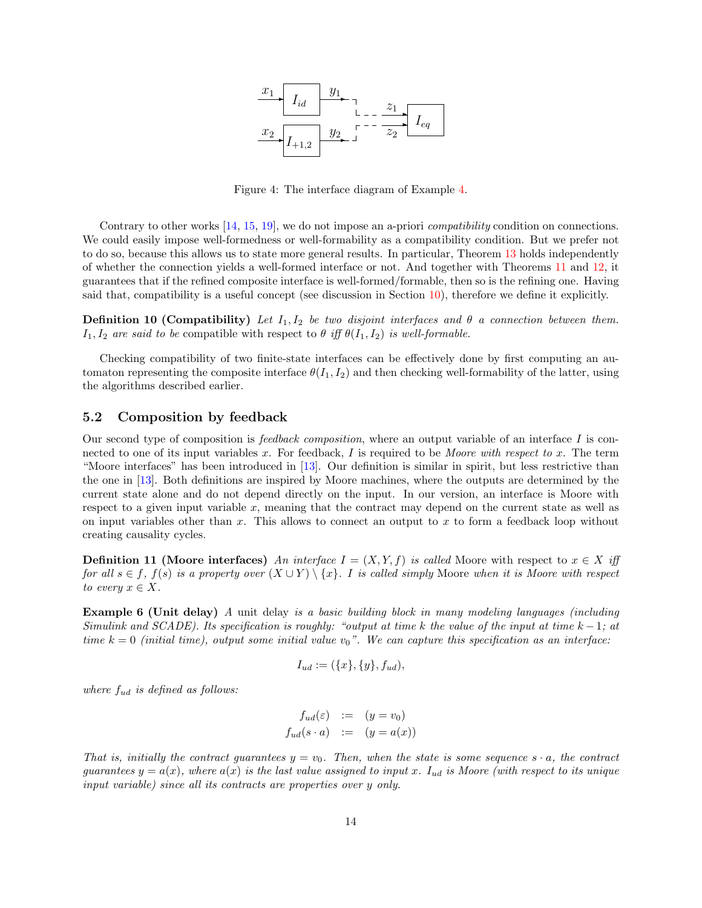Figure 4: The interface diagram of Example 4.

Contrary to other works [14, 15, 19], we do not impose an a-priori *compatibility* condition on connections. We could easily impose well-formedness or well-formability as a compatibility condition. But we prefer not to do so, because this allows us to state more general results. In particular, Theorem 13 holds independently of whether the connection yields a well-formed interface or not. And together with Theorems 11 and 12, it guarantees that if the refined composite interface is well-formed/formable, then so is the refining one. Having said that, compatibility is a useful concept (see discussion in Section 10), therefore we define it explicitly.

**Definition 10 (Compatibility)** *Let $I_1, I_2$ be two disjoint interfaces and $\theta$ a connection between them. $I_1, I_2$ are said to be* compatible *with respect to $\theta$ iff $\theta(I_1, I_2)$ is well-formable.*

Checking compatibility of two finite-state interfaces can be effectively done by first computing an automaton representing the composite interface $\theta(I_1, I_2)$ and then checking well-formability of the latter, using the algorithms described earlier.

## 5.2 Composition by feedback

Our second type of composition is *feedback composition*, where an output variable of an interface $I$ is connected to one of its input variables $x$. For feedback, $I$ is required to be *Moore with respect to* $x$. The term "Moore interfaces" has been introduced in [13]. Our definition is similar in spirit, but less restrictive than the one in [13]. Both definitions are inspired by Moore machines, where the outputs are determined by the current state alone and do not depend directly on the input. In our version, an interface is Moore with respect to a given input variable $x$, meaning that the contract may depend on the current state as well as on input variables other than $x$. This allows to connect an output to $x$ to form a feedback loop without creating causality cycles.

**Definition 11 (Moore interfaces)** *An interface $I = (X, Y, f)$ is called* Moore *with respect to $x \in X$ iff for all $s \in f$, $f(s)$ is a property over $(X \cup Y) \setminus \{x\}$. $I$ is called simply* Moore *when it is Moore with respect to every $x \in X$.*

**Example 6 (Unit delay)** *A* unit delay *is a basic building block in many modeling languages (including Simulink and SCADE). Its specification is roughly: "output at time $k$ the value of the input at time $k-1$; at time $k = 0$ (initial time), output some initial value $v_0$". We can capture this specification as an interface:*

$$I_{ud} := (\{x\}, \{y\}, f_{ud}),$$

*where $f_{ud}$ is defined as follows:*

$$\begin{array}{rcl} f_{ud}(\varepsilon) & := & (y = v_0) \\ f_{ud}(s \cdot a) & := & (y = a(x)) \end{array}$$

*That is, initially the contract guarantees $y = v_0$. Then, when the state is some sequence $s \cdot a$, the contract guarantees $y = a(x)$, where $a(x)$ is the last value assigned to input $x$. $I_{ud}$ is Moore (with respect to its unique input variable) since all its contracts are properties over $y$ only.*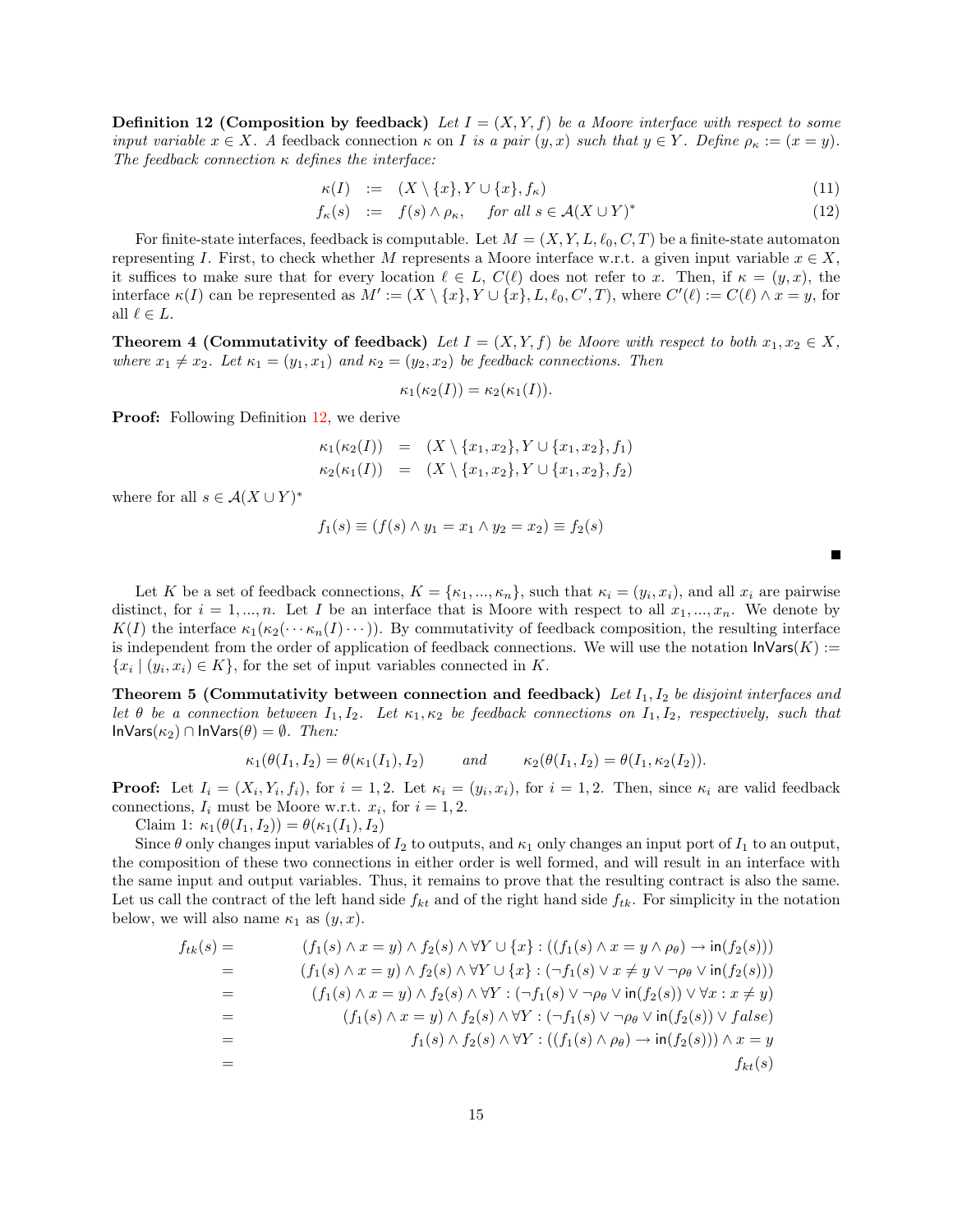**Definition 12 (Composition by feedback)** *Let $I = (X, Y, f)$ be a Moore interface with respect to some input variable $x \in X$. A* feedback connection *$\kappa$ on $I$ is a pair $(y, x)$ such that $y \in Y$. Define $\rho_\kappa := (x = y)$. The feedback connection $\kappa$ defines the interface:*

$$\kappa(I) \quad := \quad (X \setminus \{x\}, Y \cup \{x\}, f_\kappa) \tag{11}$$

$$f_\kappa(s) \quad := \quad f(s) \wedge \rho_\kappa, \quad \text{for all } s \in \mathcal{A}(X \cup Y)^* \tag{12}$$

For finite-state interfaces, feedback is computable. Let $M = (X, Y, L, \ell_0, C, T)$ be a finite-state automaton representing $I$. First, to check whether $M$ represents a Moore interface w.r.t. a given input variable $x \in X$, it suffices to make sure that for every location $\ell \in L$, $C(\ell)$ does not refer to $x$. Then, if $\kappa = (y, x)$, the interface $\kappa(I)$ can be represented as $M' := (X \setminus \{x\}, Y \cup \{x\}, L, \ell_0, C', T)$, where $C'(\ell) := C(\ell) \wedge x = y$, for all $\ell \in L$.

**Theorem 4 (Commutativity of feedback)** *Let $I = (X, Y, f)$ be Moore with respect to both $x_1, x_2 \in X$, where $x_1 \neq x_2$. Let $\kappa_1 = (y_1, x_1)$ and $\kappa_2 = (y_2, x_2)$ be feedback connections. Then*

$$\kappa_1(\kappa_2(I)) = \kappa_2(\kappa_1(I)).$$

**Proof:** Following Definition 12, we derive

$$\begin{aligned}
\kappa_1(\kappa_2(I)) &= (X \setminus \{x_1, x_2\}, Y \cup \{x_1, x_2\}, f_1) \\
\kappa_2(\kappa_1(I)) &= (X \setminus \{x_1, x_2\}, Y \cup \{x_1, x_2\}, f_2)
\end{aligned}$$

where for all $s \in \mathcal{A}(X \cup Y)^*$

$$f_1(s) \equiv (f(s) \wedge y_1 = x_1 \wedge y_2 = x_2) \equiv f_2(s)$$

■

Let $K$ be a set of feedback connections, $K = \{\kappa_1, ..., \kappa_n\}$, such that $\kappa_i = (y_i, x_i)$, and all $x_i$ are pairwise distinct, for $i = 1, ..., n$. Let $I$ be an interface that is Moore with respect to all $x_1, ..., x_n$. We denote by $K(I)$ the interface $\kappa_1(\kappa_2(\cdots \kappa_n(I) \cdots))$. By commutativity of feedback composition, the resulting interface is independent from the order of application of feedback connections. We will use the notation $\mathsf{InVars}(K) := \{x_i \mid (y_i, x_i) \in K\}$, for the set of input variables connected in $K$.

**Theorem 5 (Commutativity between connection and feedback)** *Let $I_1, I_2$ be disjoint interfaces and let $\theta$ be a connection between $I_1, I_2$. Let $\kappa_1, \kappa_2$ be feedback connections on $I_1, I_2$, respectively, such that $\mathsf{InVars}(\kappa_2) \cap \mathsf{InVars}(\theta) = \emptyset$. Then:*

$$\kappa_1(\theta(I_1, I_2) = \theta(\kappa_1(I_1), I_2) \qquad \text{and} \qquad \kappa_2(\theta(I_1, I_2) = \theta(I_1, \kappa_2(I_2)).$$

**Proof:** Let $I_i = (X_i, Y_i, f_i)$, for $i = 1, 2$. Let $\kappa_i = (y_i, x_i)$, for $i = 1, 2$. Then, since $\kappa_i$ are valid feedback connections, $I_i$ must be Moore w.r.t. $x_i$, for $i = 1, 2$.

Claim 1: $\kappa_1(\theta(I_1, I_2)) = \theta(\kappa_1(I_1), I_2)$

Since $\theta$ only changes input variables of $I_2$ to outputs, and $\kappa_1$ only changes an input port of $I_1$ to an output, the composition of these two connections in either order is well formed, and will result in an interface with the same input and output variables. Thus, it remains to prove that the resulting contract is also the same. Let us call the contract of the left hand side $f_{kt}$ and of the right hand side $f_{tk}$. For simplicity in the notation below, we will also name $\kappa_1$ as $(y, x)$.

$$\begin{aligned}
f_{tk}(s) &= (f_1(s) \wedge x = y) \wedge f_2(s) \wedge \forall Y \cup \{x\} : ((f_1(s) \wedge x = y \wedge \rho_\theta) \rightarrow \mathsf{in}(f_2(s))) \\
&= (f_1(s) \wedge x = y) \wedge f_2(s) \wedge \forall Y \cup \{x\} : (\neg f_1(s) \vee x \neq y \vee \neg \rho_\theta \vee \mathsf{in}(f_2(s))) \\
&= (f_1(s) \wedge x = y) \wedge f_2(s) \wedge \forall Y : (\neg f_1(s) \vee \neg \rho_\theta \vee \mathsf{in}(f_2(s)) \vee \forall x : x \neq y) \\
&= (f_1(s) \wedge x = y) \wedge f_2(s) \wedge \forall Y : (\neg f_1(s) \vee \neg \rho_\theta \vee \mathsf{in}(f_2(s)) \vee \mathit{false}) \\
&= f_1(s) \wedge f_2(s) \wedge \forall Y : ((f_1(s) \wedge \rho_\theta) \rightarrow \mathsf{in}(f_2(s))) \wedge x = y \\
&= f_{kt}(s)
\end{aligned}$$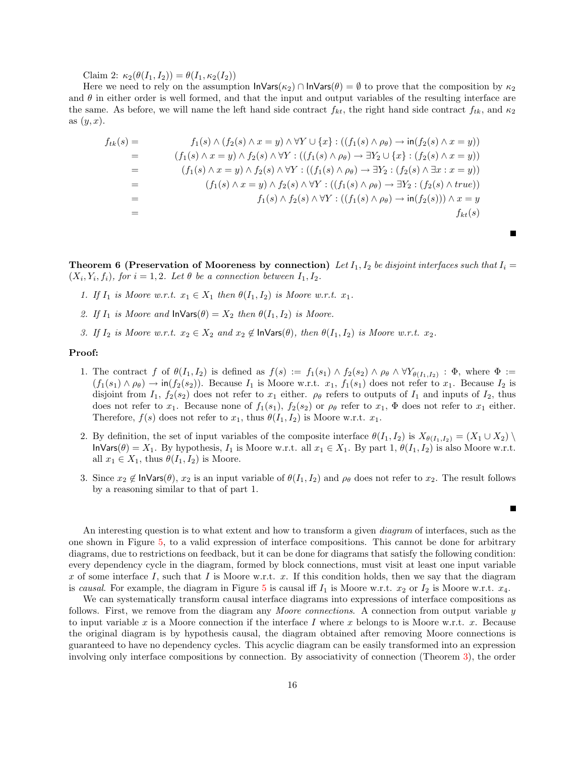Claim 2: $\kappa_2(\theta(I_1, I_2)) = \theta(I_1, \kappa_2(I_2))$

Here we need to rely on the assumption $\mathsf{InVars}(\kappa_2) \cap \mathsf{InVars}(\theta) = \emptyset$ to prove that the composition by $\kappa_2$ and $\theta$ in either order is well formed, and that the input and output variables of the resulting interface are the same. As before, we will name the left hand side contract $f_{kt}$, the right hand side contract $f_{tk}$, and $\kappa_2$ as $(y, x)$.

$$
\begin{aligned}
f_{tk}(s) &= & f_1(s) \wedge (f_2(s) \wedge x = y) \wedge \forall Y \cup \{x\} : ((f_1(s) \wedge \rho_\theta) \rightarrow \mathsf{in}(f_2(s) \wedge x = y)) \\
&= & (f_1(s) \wedge x = y) \wedge f_2(s) \wedge \forall Y : ((f_1(s) \wedge \rho_\theta) \rightarrow \exists Y_2 \cup \{x\} : (f_2(s) \wedge x = y)) \\
&= & (f_1(s) \wedge x = y) \wedge f_2(s) \wedge \forall Y : ((f_1(s) \wedge \rho_\theta) \rightarrow \exists Y_2 : (f_2(s) \wedge \exists x : x = y)) \\
&= & (f_1(s) \wedge x = y) \wedge f_2(s) \wedge \forall Y : ((f_1(s) \wedge \rho_\theta) \rightarrow \exists Y_2 : (f_2(s) \wedge true)) \\
&= & f_1(s) \wedge f_2(s) \wedge \forall Y : ((f_1(s) \wedge \rho_\theta) \rightarrow \mathsf{in}(f_2(s))) \wedge x = y \\
&= & f_{kt}(s)
\end{aligned}
$$

■

**Theorem 6 (Preservation of Mooreness by connection)** *Let $I_1, I_2$ be disjoint interfaces such that $I_i = (X_i, Y_i, f_i)$, for $i = 1, 2$. Let $\theta$ be a connection between $I_1, I_2$.*

1. *If $I_1$ is Moore w.r.t. $x_1 \in X_1$ then $\theta(I_1, I_2)$ is Moore w.r.t. $x_1$.*
2. *If $I_1$ is Moore and $\mathsf{InVars}(\theta) = X_2$ then $\theta(I_1, I_2)$ is Moore.*
3. *If $I_2$ is Moore w.r.t. $x_2 \in X_2$ and $x_2 \notin \mathsf{InVars}(\theta)$, then $\theta(I_1, I_2)$ is Moore w.r.t. $x_2$.*

**Proof:**

1. The contract $f$ of $\theta(I_1, I_2)$ is defined as $f(s) := f_1(s_1) \wedge f_2(s_2) \wedge \rho_\theta \wedge \forall Y_{\theta(I_1,I_2)} : \Phi$, where $\Phi := (f_1(s_1) \wedge \rho_\theta) \rightarrow \mathsf{in}(f_2(s_2))$. Because $I_1$ is Moore w.r.t. $x_1$, $f_1(s_1)$ does not refer to $x_1$. Because $I_2$ is disjoint from $I_1$, $f_2(s_2)$ does not refer to $x_1$ either. $\rho_\theta$ refers to outputs of $I_1$ and inputs of $I_2$, thus does not refer to $x_1$. Because none of $f_1(s_1)$, $f_2(s_2)$ or $\rho_\theta$ refer to $x_1$, $\Phi$ does not refer to $x_1$ either. Therefore, $f(s)$ does not refer to $x_1$, thus $\theta(I_1, I_2)$ is Moore w.r.t. $x_1$.
2. By definition, the set of input variables of the composite interface $\theta(I_1, I_2)$ is $X_{\theta(I_1,I_2)} = (X_1 \cup X_2) \setminus \mathsf{InVars}(\theta) = X_1$. By hypothesis, $I_1$ is Moore w.r.t. all $x_1 \in X_1$. By part 1, $\theta(I_1, I_2)$ is also Moore w.r.t. all $x_1 \in X_1$, thus $\theta(I_1, I_2)$ is Moore.
3. Since $x_2 \notin \mathsf{InVars}(\theta)$, $x_2$ is an input variable of $\theta(I_1, I_2)$ and $\rho_\theta$ does not refer to $x_2$. The result follows by a reasoning similar to that of part 1.

■

An interesting question is to what extent and how to transform a given *diagram* of interfaces, such as the one shown in Figure 5, to a valid expression of interface compositions. This cannot be done for arbitrary diagrams, due to restrictions on feedback, but it can be done for diagrams that satisfy the following condition: every dependency cycle in the diagram, formed by block connections, must visit at least one input variable $x$ of some interface $I$, such that $I$ is Moore w.r.t. $x$. If this condition holds, then we say that the diagram is *causal*. For example, the diagram in Figure 5 is causal iff $I_1$ is Moore w.r.t. $x_2$ or $I_2$ is Moore w.r.t. $x_4$.

We can systematically transform causal interface diagrams into expressions of interface compositions as follows. First, we remove from the diagram any *Moore connections*. A connection from output variable $y$ to input variable $x$ is a Moore connection if the interface $I$ where $x$ belongs to is Moore w.r.t. $x$. Because the original diagram is by hypothesis causal, the diagram obtained after removing Moore connections is guaranteed to have no dependency cycles. This acyclic diagram can be easily transformed into an expression involving only interface compositions by connection. By associativity of connection (Theorem 3), the order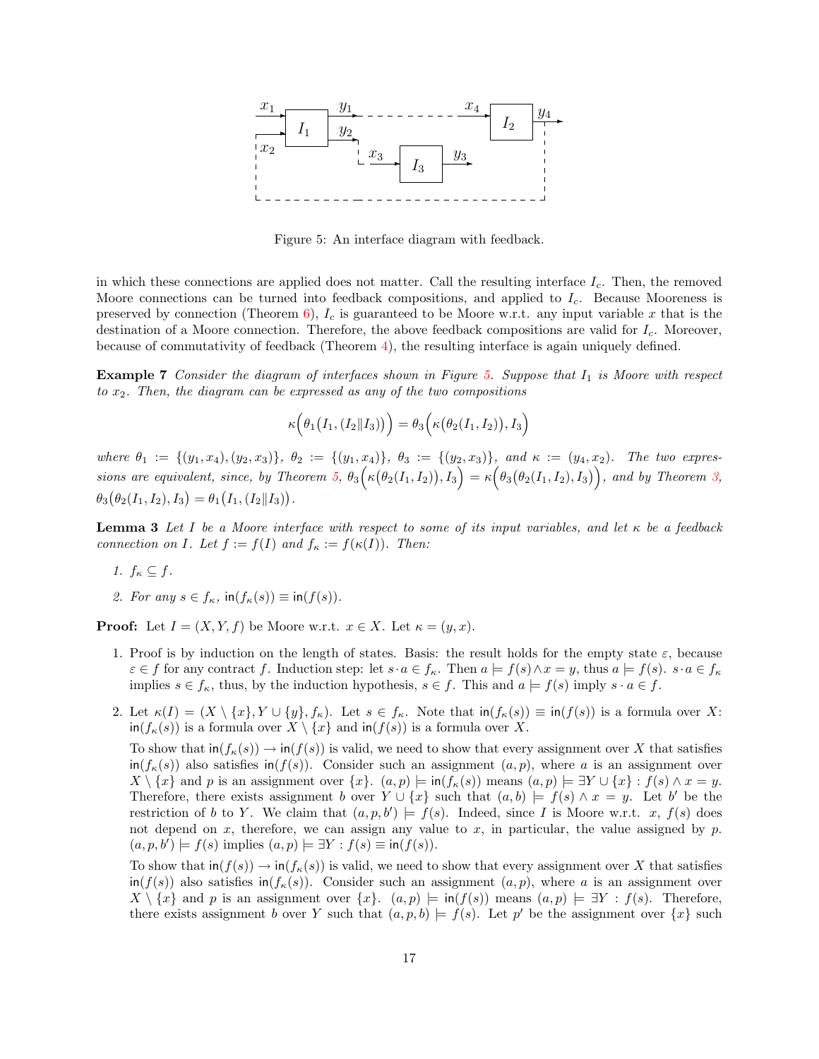Figure 5: An interface diagram with feedback.

in which these connections are applied does not matter. Call the resulting interface $I_c$. Then, the removed Moore connections can be turned into feedback compositions, and applied to $I_c$. Because Mooreness is preserved by connection (Theorem 6), $I_c$ is guaranteed to be Moore w.r.t. any input variable $x$ that is the destination of a Moore connection. Therefore, the above feedback compositions are valid for $I_c$. Moreover, because of commutativity of feedback (Theorem 4), the resulting interface is again uniquely defined.

**Example 7** *Consider the diagram of interfaces shown in Figure 5. Suppose that $I_1$ is Moore with respect to $x_2$. Then, the diagram can be expressed as any of the two compositions*

$$\kappa\Big(\theta_1\big(I_1, (I_2 \| I_3)\big)\Big) = \theta_3\Big(\kappa\big(\theta_2(I_1, I_2)\big), I_3\Big)$$

*where $\theta_1 := \{(y_1, x_4), (y_2, x_3)\}$, $\theta_2 := \{(y_1, x_4)\}$, $\theta_3 := \{(y_2, x_3)\}$, and $\kappa := (y_4, x_2)$. The two expressions are equivalent, since, by Theorem 5, $\theta_3\Big(\kappa\big(\theta_2(I_1, I_2)\big), I_3\Big) = \kappa\Big(\theta_3\big(\theta_2(I_1, I_2), I_3\big)\Big)$, and by Theorem 3, $\theta_3\big(\theta_2(I_1, I_2), I_3\big) = \theta_1\big(I_1, (I_2 \| I_3)\big)$.*

**Lemma 3** *Let $I$ be a Moore interface with respect to some of its input variables, and let $\kappa$ be a feedback connection on $I$. Let $f := f(I)$ and $f_\kappa := f(\kappa(I))$. Then:*

1. *$f_\kappa \subseteq f$.*
2. *For any $s \in f_\kappa$, $\mathsf{in}(f_\kappa(s)) \equiv \mathsf{in}(f(s))$.*

**Proof:** Let $I = (X, Y, f)$ be Moore w.r.t. $x \in X$. Let $\kappa = (y, x)$.

1. Proof is by induction on the length of states. Basis: the result holds for the empty state $\varepsilon$, because $\varepsilon \in f$ for any contract $f$. Induction step: let $s \cdot a \in f_\kappa$. Then $a \models f(s) \wedge x = y$, thus $a \models f(s)$. $s \cdot a \in f_\kappa$ implies $s \in f_\kappa$, thus, by the induction hypothesis, $s \in f$. This and $a \models f(s)$ imply $s \cdot a \in f$.

2. Let $\kappa(I) = (X \setminus \{x\}, Y \cup \{y\}, f_\kappa)$. Let $s \in f_\kappa$. Note that $\mathsf{in}(f_\kappa(s)) \equiv \mathsf{in}(f(s))$ is a formula over $X$: $\mathsf{in}(f_\kappa(s))$ is a formula over $X \setminus \{x\}$ and $\mathsf{in}(f(s))$ is a formula over $X$.

   To show that $\mathsf{in}(f_\kappa(s)) \to \mathsf{in}(f(s))$ is valid, we need to show that every assignment over $X$ that satisfies $\mathsf{in}(f_\kappa(s))$ also satisfies $\mathsf{in}(f(s))$. Consider such an assignment $(a, p)$, where $a$ is an assignment over $X \setminus \{x\}$ and $p$ is an assignment over $\{x\}$. $(a, p) \models \mathsf{in}(f_\kappa(s))$ means $(a, p) \models \exists Y \cup \{x\} : f(s) \wedge x = y$. Therefore, there exists assignment $b$ over $Y \cup \{x\}$ such that $(a, b) \models f(s) \wedge x = y$. Let $b'$ be the restriction of $b$ to $Y$. We claim that $(a, p, b') \models f(s)$. Indeed, since $I$ is Moore w.r.t. $x$, $f(s)$ does not depend on $x$, therefore, we can assign any value to $x$, in particular, the value assigned by $p$. $(a, p, b') \models f(s)$ implies $(a, p) \models \exists Y : f(s) \equiv \mathsf{in}(f(s))$.

   To show that $\mathsf{in}(f(s)) \to \mathsf{in}(f_\kappa(s))$ is valid, we need to show that every assignment over $X$ that satisfies $\mathsf{in}(f(s))$ also satisfies $\mathsf{in}(f_\kappa(s))$. Consider such an assignment $(a, p)$, where $a$ is an assignment over $X \setminus \{x\}$ and $p$ is an assignment over $\{x\}$. $(a, p) \models \mathsf{in}(f(s))$ means $(a, p) \models \exists Y : f(s)$. Therefore, there exists assignment $b$ over $Y$ such that $(a, p, b) \models f(s)$. Let $p'$ be the assignment over $\{x\}$ such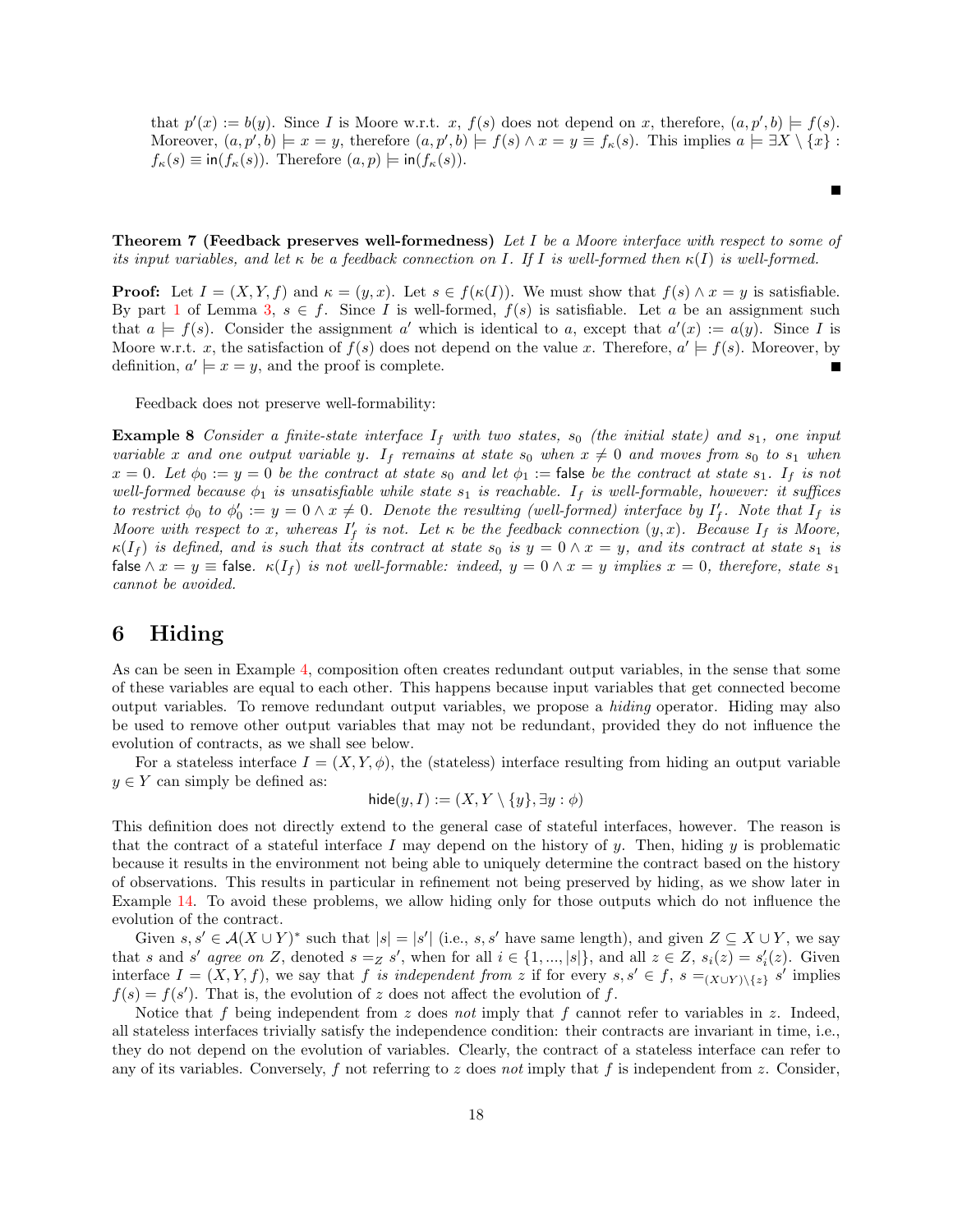that $p'(x) := b(y)$. Since $I$ is Moore w.r.t. $x$, $f(s)$ does not depend on $x$, therefore, $(a, p', b) \models f(s)$. Moreover, $(a, p', b) \models x = y$, therefore $(a, p', b) \models f(s) \wedge x = y \equiv f_\kappa(s)$. This implies $a \models \exists X \setminus \{x\} : f_\kappa(s) \equiv \mathsf{in}(f_\kappa(s))$. Therefore $(a, p) \models \mathsf{in}(f_\kappa(s))$.

∎

**Theorem 7 (Feedback preserves well-formedness)** *Let $I$ be a Moore interface with respect to some of its input variables, and let $\kappa$ be a feedback connection on $I$. If $I$ is well-formed then $\kappa(I)$ is well-formed.*

**Proof:** Let $I = (X, Y, f)$ and $\kappa = (y, x)$. Let $s \in f(\kappa(I))$. We must show that $f(s) \wedge x = y$ is satisfiable. By part 1 of Lemma 3, $s \in f$. Since $I$ is well-formed, $f(s)$ is satisfiable. Let $a$ be an assignment such that $a \models f(s)$. Consider the assignment $a'$ which is identical to $a$, except that $a'(x) := a(y)$. Since $I$ is Moore w.r.t. $x$, the satisfaction of $f(s)$ does not depend on the value $x$. Therefore, $a' \models f(s)$. Moreover, by definition, $a' \models x = y$, and the proof is complete. ∎

Feedback does not preserve well-formability:

**Example 8** *Consider a finite-state interface $I_f$ with two states, $s_0$ (the initial state) and $s_1$, one input variable $x$ and one output variable $y$. $I_f$ remains at state $s_0$ when $x \neq 0$ and moves from $s_0$ to $s_1$ when $x = 0$. Let $\phi_0 := y = 0$ be the contract at state $s_0$ and let $\phi_1 := \mathsf{false}$ be the contract at state $s_1$. $I_f$ is not well-formed because $\phi_1$ is unsatisfiable while state $s_1$ is reachable. $I_f$ is well-formable, however: it suffices to restrict $\phi_0$ to $\phi_0' := y = 0 \wedge x \neq 0$. Denote the resulting (well-formed) interface by $I_f'$. Note that $I_f$ is Moore with respect to $x$, whereas $I_f'$ is not. Let $\kappa$ be the feedback connection $(y, x)$. Because $I_f$ is Moore, $\kappa(I_f)$ is defined, and is such that its contract at state $s_0$ is $y = 0 \wedge x = y$, and its contract at state $s_1$ is $\mathsf{false} \wedge x = y \equiv \mathsf{false}$. $\kappa(I_f)$ is not well-formable: indeed, $y = 0 \wedge x = y$ implies $x = 0$, therefore, state $s_1$ cannot be avoided.*

# 6 Hiding

As can be seen in Example 4, composition often creates redundant output variables, in the sense that some of these variables are equal to each other. This happens because input variables that get connected become output variables. To remove redundant output variables, we propose a *hiding* operator. Hiding may also be used to remove other output variables that may not be redundant, provided they do not influence the evolution of contracts, as we shall see below.

For a stateless interface $I = (X, Y, \phi)$, the (stateless) interface resulting from hiding an output variable $y \in Y$ can simply be defined as:

$$\mathsf{hide}(y, I) := (X, Y \setminus \{y\}, \exists y : \phi)$$

This definition does not directly extend to the general case of stateful interfaces, however. The reason is that the contract of a stateful interface $I$ may depend on the history of $y$. Then, hiding $y$ is problematic because it results in the environment not being able to uniquely determine the contract based on the history of observations. This results in particular in refinement not being preserved by hiding, as we show later in Example 14. To avoid these problems, we allow hiding only for those outputs which do not influence the evolution of the contract.

Given $s, s' \in \mathcal{A}(X \cup Y)^*$ such that $|s| = |s'|$ (i.e., $s, s'$ have same length), and given $Z \subseteq X \cup Y$, we say that $s$ and $s'$ *agree on* $Z$, denoted $s =_Z s'$, when for all $i \in \{1, ..., |s|\}$, and all $z \in Z$, $s_i(z) = s_i'(z)$. Given interface $I = (X, Y, f)$, we say that $f$ *is independent from* $z$ if for every $s, s' \in f$, $s =_{(X \cup Y)\setminus\{z\}} s'$ implies $f(s) = f(s')$. That is, the evolution of $z$ does not affect the evolution of $f$.

Notice that $f$ being independent from $z$ does *not* imply that $f$ cannot refer to variables in $z$. Indeed, all stateless interfaces trivially satisfy the independence condition: their contracts are invariant in time, i.e., they do not depend on the evolution of variables. Clearly, the contract of a stateless interface can refer to any of its variables. Conversely, $f$ not referring to $z$ does *not* imply that $f$ is independent from $z$. Consider,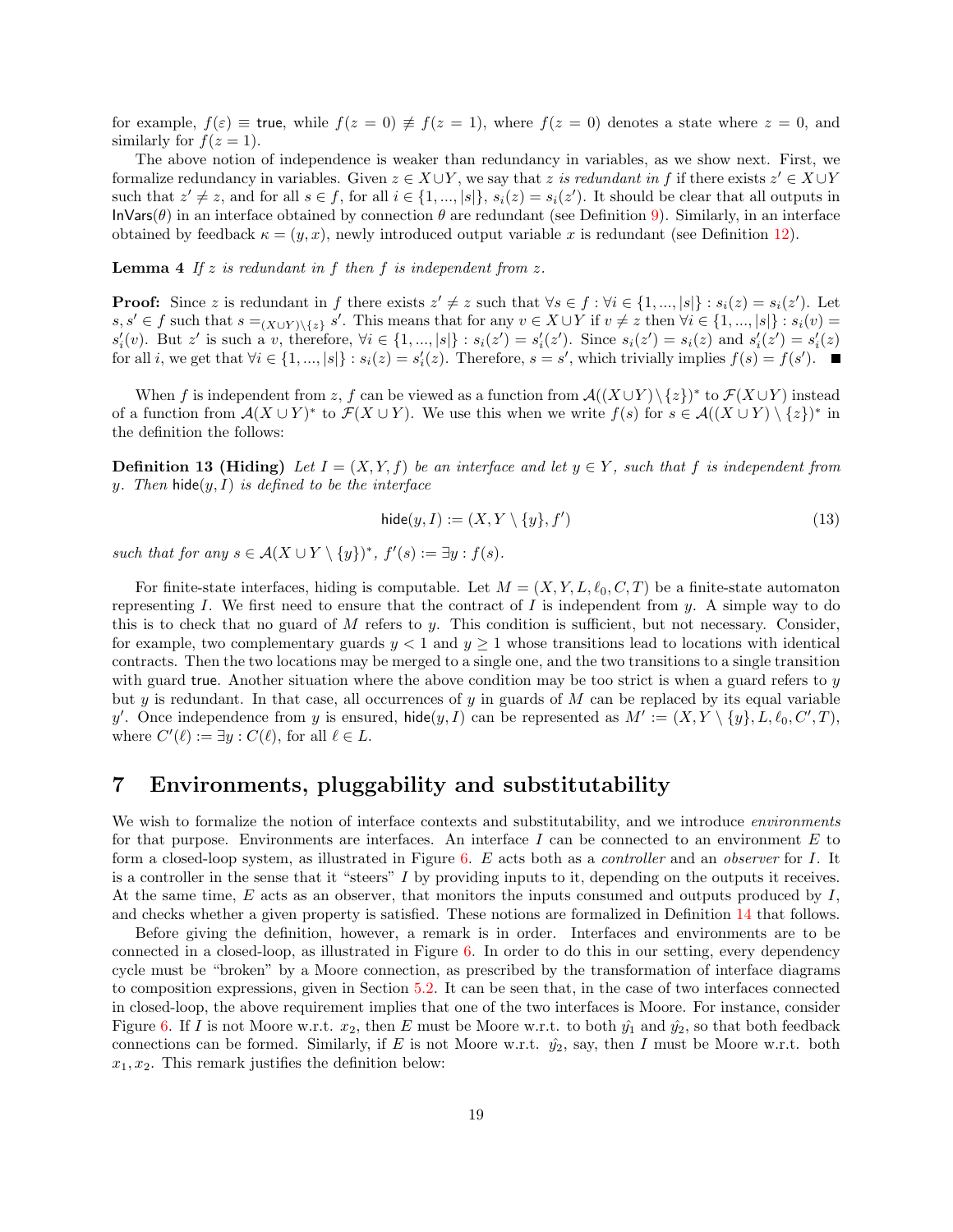for example, $f(\varepsilon) \equiv \mathsf{true}$, while $f(z=0) \not\equiv f(z=1)$, where $f(z=0)$ denotes a state where $z=0$, and similarly for $f(z=1)$.

The above notion of independence is weaker than redundancy in variables, as we show next. First, we formalize redundancy in variables. Given $z \in X \cup Y$, we say that $z$ *is redundant in* $f$ if there exists $z' \in X \cup Y$ such that $z' \neq z$, and for all $s \in f$, for all $i \in \{1, ..., |s|\}$, $s_i(z) = s_i(z')$. It should be clear that all outputs in $\mathsf{InVars}(\theta)$ in an interface obtained by connection $\theta$ are redundant (see Definition 9). Similarly, in an interface obtained by feedback $\kappa = (y, x)$, newly introduced output variable $x$ is redundant (see Definition 12).

**Lemma 4** *If $z$ is redundant in $f$ then $f$ is independent from $z$.*

**Proof:** Since $z$ is redundant in $f$ there exists $z' \neq z$ such that $\forall s \in f : \forall i \in \{1, ..., |s|\} : s_i(z) = s_i(z')$. Let $s, s' \in f$ such that $s =_{(X \cup Y) \setminus \{z\}} s'$. This means that for any $v \in X \cup Y$ if $v \neq z$ then $\forall i \in \{1, ..., |s|\} : s_i(v) = s'_i(v)$. But $z'$ is such a $v$, therefore, $\forall i \in \{1, ..., |s|\} : s_i(z') = s'_i(z')$. Since $s_i(z') = s_i(z)$ and $s'_i(z') = s'_i(z)$ for all $i$, we get that $\forall i \in \{1, ..., |s|\} : s_i(z) = s'_i(z)$. Therefore, $s = s'$, which trivially implies $f(s) = f(s')$. ■

When $f$ is independent from $z$, $f$ can be viewed as a function from $\mathcal{A}((X \cup Y) \setminus \{z\})^*$ to $\mathcal{F}(X \cup Y)$ instead of a function from $\mathcal{A}(X \cup Y)^*$ to $\mathcal{F}(X \cup Y)$. We use this when we write $f(s)$ for $s \in \mathcal{A}((X \cup Y) \setminus \{z\})^*$ in the definition the follows:

**Definition 13 (Hiding)** *Let $I = (X, Y, f)$ be an interface and let $y \in Y$, such that $f$ is independent from $y$. Then $\mathsf{hide}(y, I)$ is defined to be the interface*

$$\mathsf{hide}(y, I) := (X, Y \setminus \{y\}, f') \tag{13}$$

*such that for any $s \in \mathcal{A}(X \cup Y \setminus \{y\})^*$, $f'(s) := \exists y : f(s)$.*

For finite-state interfaces, hiding is computable. Let $M = (X, Y, L, \ell_0, C, T)$ be a finite-state automaton representing $I$. We first need to ensure that the contract of $I$ is independent from $y$. A simple way to do this is to check that no guard of $M$ refers to $y$. This condition is sufficient, but not necessary. Consider, for example, two complementary guards $y < 1$ and $y \geq 1$ whose transitions lead to locations with identical contracts. Then the two locations may be merged to a single one, and the two transitions to a single transition with guard $\mathsf{true}$. Another situation where the above condition may be too strict is when a guard refers to $y$ but $y$ is redundant. In that case, all occurrences of $y$ in guards of $M$ can be replaced by its equal variable $y'$. Once independence from $y$ is ensured, $\mathsf{hide}(y, I)$ can be represented as $M' := (X, Y \setminus \{y\}, L, \ell_0, C', T)$, where $C'(\ell) := \exists y : C(\ell)$, for all $\ell \in L$.

## 7 Environments, pluggability and substitutability

We wish to formalize the notion of interface contexts and substitutability, and we introduce *environments* for that purpose. Environments are interfaces. An interface $I$ can be connected to an environment $E$ to form a closed-loop system, as illustrated in Figure 6. $E$ acts both as a *controller* and an *observer* for $I$. It is a controller in the sense that it "steers" $I$ by providing inputs to it, depending on the outputs it receives. At the same time, $E$ acts as an observer, that monitors the inputs consumed and outputs produced by $I$, and checks whether a given property is satisfied. These notions are formalized in Definition 14 that follows.

Before giving the definition, however, a remark is in order. Interfaces and environments are to be connected in a closed-loop, as illustrated in Figure 6. In order to do this in our setting, every dependency cycle must be "broken" by a Moore connection, as prescribed by the transformation of interface diagrams to composition expressions, given in Section 5.2. It can be seen that, in the case of two interfaces connected in closed-loop, the above requirement implies that one of the two interfaces is Moore. For instance, consider Figure 6. If $I$ is not Moore w.r.t. $x_2$, then $E$ must be Moore w.r.t. to both $\hat{y_1}$ and $\hat{y_2}$, so that both feedback connections can be formed. Similarly, if $E$ is not Moore w.r.t. $\hat{y_2}$, say, then $I$ must be Moore w.r.t. both $x_1, x_2$. This remark justifies the definition below: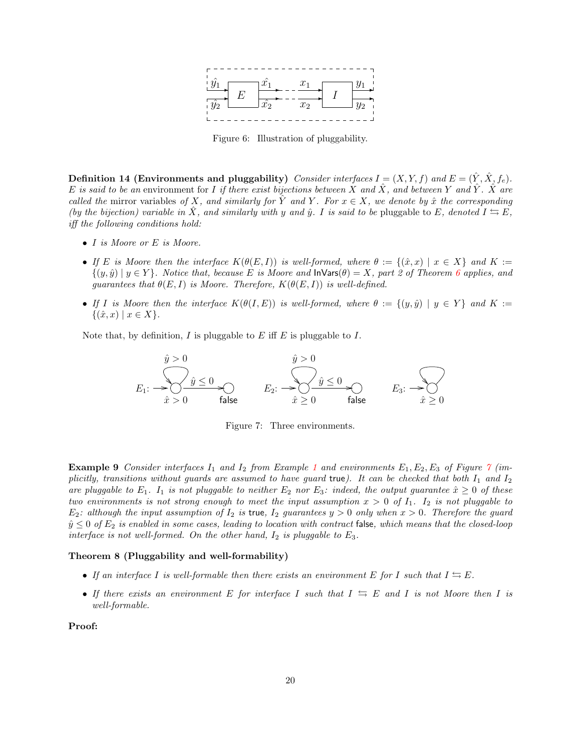Figure 6: Illustration of pluggability.

**Definition 14 (Environments and pluggability)** *Consider interfaces $I = (X, Y, f)$ and $E = (\hat{Y}, \hat{X}, f_e)$. $E$ is said to be an* environment *for $I$ if there exist bijections between $X$ and $\hat{X}$, and between $Y$ and $\hat{Y}$. $\hat{X}$ are called the* mirror *variables of $X$, and similarly for $\hat{Y}$ and $Y$. For $x \in X$, we denote by $\hat{x}$ the corresponding (by the bijection) variable in $\hat{X}$, and similarly with $y$ and $\hat{y}$. $I$ is said to be* pluggable *to $E$, denoted $I \leftrightarrows E$, iff the following conditions hold:*

- *$I$ is Moore or $E$ is Moore.*
- *If $E$ is Moore then the interface $K(\theta(E, I))$ is well-formed, where $\theta := \{(\hat{x}, x) \mid x \in X\}$ and $K := \{(y, \hat{y}) \mid y \in Y\}$. Notice that, because $E$ is Moore and $\mathsf{InVars}(\theta) = X$, part 2 of Theorem 6 applies, and guarantees that $\theta(E, I)$ is Moore. Therefore, $K(\theta(E, I))$ is well-defined.*
- *If $I$ is Moore then the interface $K(\theta(I, E))$ is well-formed, where $\theta := \{(y, \hat{y}) \mid y \in Y\}$ and $K := \{(\hat{x}, x) \mid x \in X\}$.*

Note that, by definition, $I$ is pluggable to $E$ iff $E$ is pluggable to $I$.

Figure 7: Three environments.

**Example 9** *Consider interfaces $I_1$ and $I_2$ from Example 1 and environments $E_1, E_2, E_3$ of Figure 7 (implicitly, transitions without guards are assumed to have guard* true*). It can be checked that both $I_1$ and $I_2$ are pluggable to $E_1$. $I_1$ is not pluggable to neither $E_2$ nor $E_3$: indeed, the output guarantee $\hat{x} \geq 0$ of these two environments is not strong enough to meet the input assumption $x > 0$ of $I_1$. $I_2$ is not pluggable to $E_2$: although the input assumption of $I_2$ is* true*, $I_2$ guarantees $y > 0$ only when $x > 0$. Therefore the guard $\hat{y} \leq 0$ of $E_2$ is enabled in some cases, leading to location with contract* false*, which means that the closed-loop interface is not well-formed. On the other hand, $I_2$ is pluggable to $E_3$.*

**Theorem 8 (Pluggability and well-formability)**

- *If an interface $I$ is well-formable then there exists an environment $E$ for $I$ such that $I \leftrightarrows E$.*
- *If there exists an environment $E$ for interface $I$ such that $I \leftrightarrows E$ and $I$ is not Moore then $I$ is well-formable.*

**Proof:**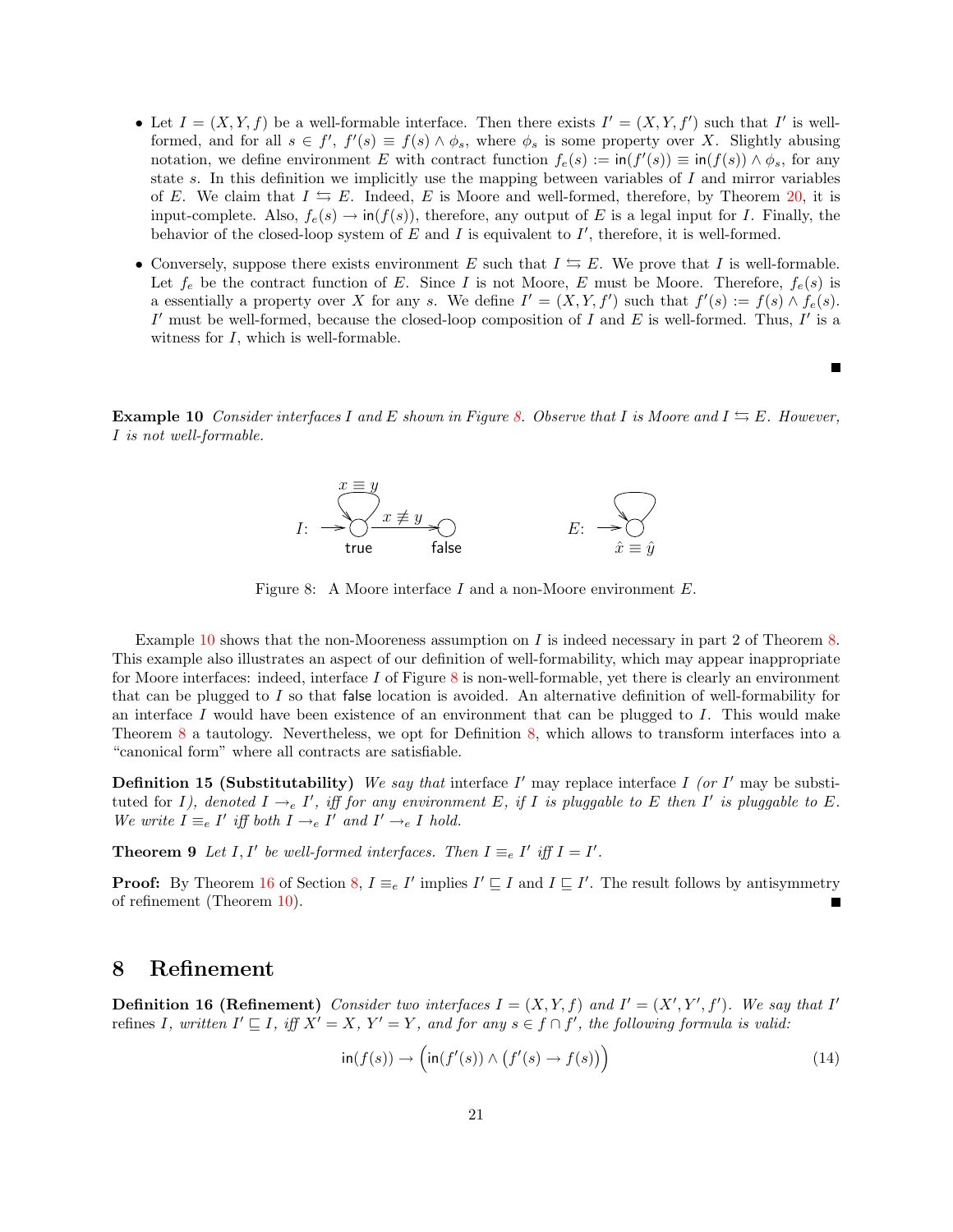- Let $I = (X, Y, f)$ be a well-formable interface. Then there exists $I' = (X, Y, f')$ such that $I'$ is well-formed, and for all $s \in f'$, $f'(s) \equiv f(s) \wedge \phi_s$, where $\phi_s$ is some property over $X$. Slightly abusing notation, we define environment $E$ with contract function $f_e(s) := \mathsf{in}(f'(s)) \equiv \mathsf{in}(f(s)) \wedge \phi_s$, for any state $s$. In this definition we implicitly use the mapping between variables of $I$ and mirror variables of $E$. We claim that $I \leftrightarrows E$. Indeed, $E$ is Moore and well-formed, therefore, by Theorem 20, it is input-complete. Also, $f_e(s) \rightarrow \mathsf{in}(f(s))$, therefore, any output of $E$ is a legal input for $I$. Finally, the behavior of the closed-loop system of $E$ and $I$ is equivalent to $I'$, therefore, it is well-formed.

- Conversely, suppose there exists environment $E$ such that $I \leftrightarrows E$. We prove that $I$ is well-formable. Let $f_e$ be the contract function of $E$. Since $I$ is not Moore, $E$ must be Moore. Therefore, $f_e(s)$ is a essentially a property over $X$ for any $s$. We define $I' = (X, Y, f')$ such that $f'(s) := f(s) \wedge f_e(s)$. $I'$ must be well-formed, because the closed-loop composition of $I$ and $E$ is well-formed. Thus, $I'$ is a witness for $I$, which is well-formable.

■

**Example 10** *Consider interfaces $I$ and $E$ shown in Figure 8. Observe that $I$ is Moore and $I \leftrightarrows E$. However, $I$ is not well-formable.*

Figure 8: A Moore interface $I$ and a non-Moore environment $E$.

Example 10 shows that the non-Mooreness assumption on $I$ is indeed necessary in part 2 of Theorem 8. This example also illustrates an aspect of our definition of well-formability, which may appear inappropriate for Moore interfaces: indeed, interface $I$ of Figure 8 is non-well-formable, yet there is clearly an environment that can be plugged to $I$ so that false location is avoided. An alternative definition of well-formability for an interface $I$ would have been existence of an environment that can be plugged to $I$. This would make Theorem 8 a tautology. Nevertheless, we opt for Definition 8, which allows to transform interfaces into a "canonical form" where all contracts are satisfiable.

**Definition 15 (Substitutability)** *We say that* interface $I'$ may replace interface $I$ *(or* $I'$ may be substituted for $I$*), denoted $I \rightarrow_e I'$, iff for any environment $E$, if $I$ is pluggable to $E$ then $I'$ is pluggable to $E$. We write $I \equiv_e I'$ iff both $I \rightarrow_e I'$ and $I' \rightarrow_e I$ hold.*

**Theorem 9** *Let $I, I'$ be well-formed interfaces. Then $I \equiv_e I'$ iff $I = I'$.*

**Proof:** By Theorem 16 of Section 8, $I \equiv_e I'$ implies $I' \sqsubseteq I$ and $I \sqsubseteq I'$. The result follows by antisymmetry of refinement (Theorem 10). ■

# 8 Refinement

**Definition 16 (Refinement)** *Consider two interfaces $I = (X, Y, f)$ and $I' = (X', Y', f')$. We say that $I'$ refines $I$, written $I' \sqsubseteq I$, iff $X' = X$, $Y' = Y$, and for any $s \in f \cap f'$, the following formula is valid:*

$$\mathsf{in}(f(s)) \rightarrow \Big(\mathsf{in}(f'(s)) \wedge \big(f'(s) \rightarrow f(s)\big)\Big) \tag{14}$$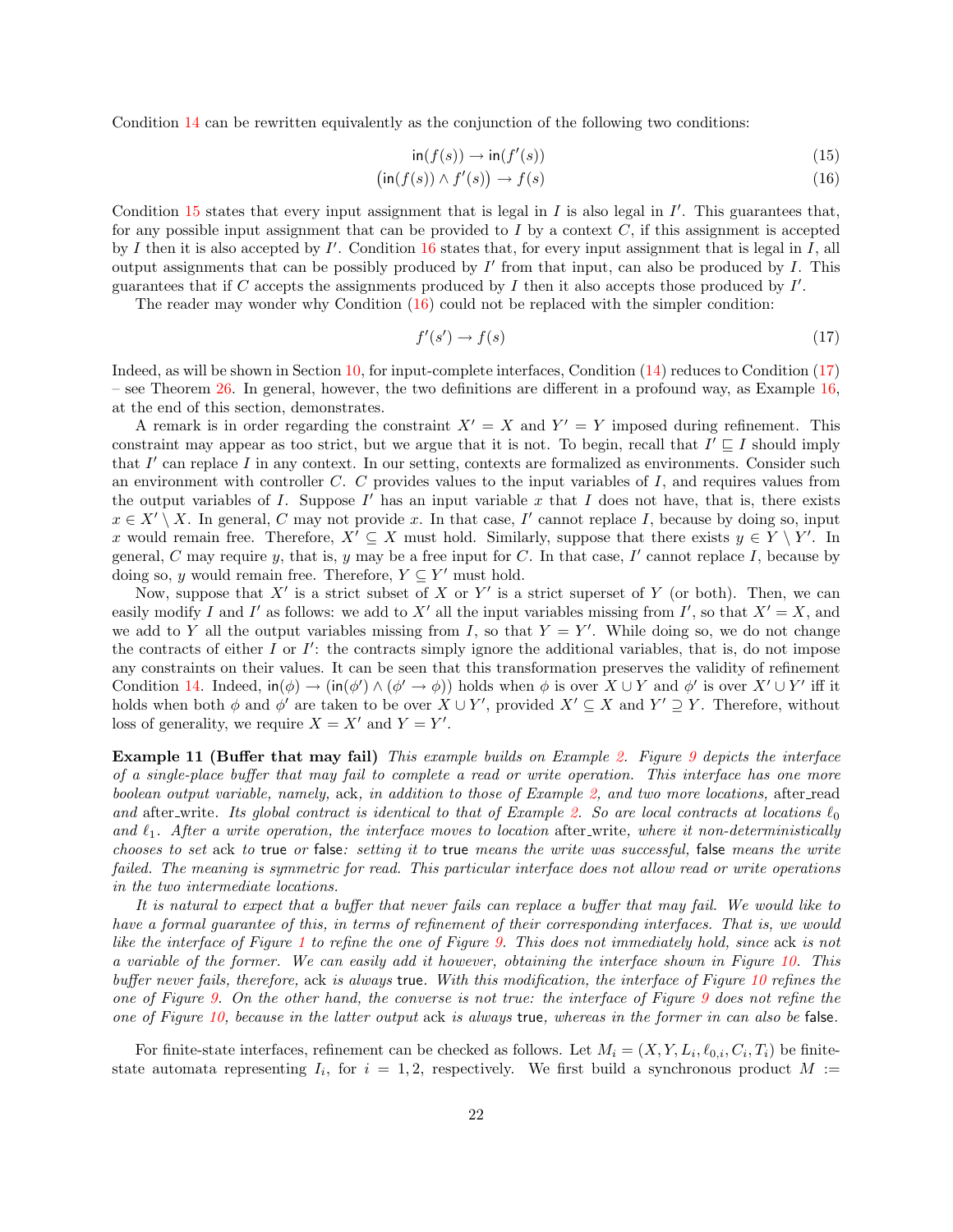Condition 14 can be rewritten equivalently as the conjunction of the following two conditions:

$$\mathsf{in}(f(s)) \rightarrow \mathsf{in}(f'(s)) \tag{15}$$

$$\big(\mathsf{in}(f(s)) \wedge f'(s)\big) \rightarrow f(s) \tag{16}$$

Condition 15 states that every input assignment that is legal in $I$ is also legal in $I'$. This guarantees that, for any possible input assignment that can be provided to $I$ by a context $C$, if this assignment is accepted by $I$ then it is also accepted by $I'$. Condition 16 states that, for every input assignment that is legal in $I$, all output assignments that can be possibly produced by $I'$ from that input, can also be produced by $I$. This guarantees that if $C$ accepts the assignments produced by $I$ then it also accepts those produced by $I'$.

The reader may wonder why Condition (16) could not be replaced with the simpler condition:

$$f'(s') \rightarrow f(s) \tag{17}$$

Indeed, as will be shown in Section 10, for input-complete interfaces, Condition (14) reduces to Condition (17) – see Theorem 26. In general, however, the two definitions are different in a profound way, as Example 16, at the end of this section, demonstrates.

A remark is in order regarding the constraint $X' = X$ and $Y' = Y$ imposed during refinement. This constraint may appear as too strict, but we argue that it is not. To begin, recall that $I' \sqsubseteq I$ should imply that $I'$ can replace $I$ in any context. In our setting, contexts are formalized as environments. Consider such an environment with controller $C$. $C$ provides values to the input variables of $I$, and requires values from the output variables of $I$. Suppose $I'$ has an input variable $x$ that $I$ does not have, that is, there exists $x \in X' \setminus X$. In general, $C$ may not provide $x$. In that case, $I'$ cannot replace $I$, because by doing so, input $x$ would remain free. Therefore, $X' \subseteq X$ must hold. Similarly, suppose that there exists $y \in Y \setminus Y'$. In general, $C$ may require $y$, that is, $y$ may be a free input for $C$. In that case, $I'$ cannot replace $I$, because by doing so, $y$ would remain free. Therefore, $Y \subseteq Y'$ must hold.

Now, suppose that $X'$ is a strict subset of $X$ or $Y'$ is a strict superset of $Y$ (or both). Then, we can easily modify $I$ and $I'$ as follows: we add to $X'$ all the input variables missing from $I'$, so that $X' = X$, and we add to $Y$ all the output variables missing from $I$, so that $Y = Y'$. While doing so, we do not change the contracts of either $I$ or $I'$: the contracts simply ignore the additional variables, that is, do not impose any constraints on their values. It can be seen that this transformation preserves the validity of refinement Condition 14. Indeed, $\mathsf{in}(\phi) \rightarrow (\mathsf{in}(\phi') \wedge (\phi' \rightarrow \phi))$ holds when $\phi$ is over $X \cup Y$ and $\phi'$ is over $X' \cup Y'$ iff it holds when both $\phi$ and $\phi'$ are taken to be over $X \cup Y'$, provided $X' \subseteq X$ and $Y' \supseteq Y$. Therefore, without loss of generality, we require $X = X'$ and $Y = Y'$.

**Example 11 (Buffer that may fail)** *This example builds on Example 2. Figure 9 depicts the interface of a single-place buffer that may fail to complete a read or write operation. This interface has one more boolean output variable, namely,* ack*, in addition to those of Example 2, and two more locations,* after_read *and* after_write*. Its global contract is identical to that of Example 2. So are local contracts at locations $\ell_0$ and $\ell_1$. After a write operation, the interface moves to location* after_write*, where it non-deterministically chooses to set* ack *to* true *or* false*: setting it to* true *means the write was successful,* false *means the write failed. The meaning is symmetric for read. This particular interface does not allow read or write operations in the two intermediate locations.*

*It is natural to expect that a buffer that never fails can replace a buffer that may fail. We would like to have a formal guarantee of this, in terms of refinement of their corresponding interfaces. That is, we would like the interface of Figure 1 to refine the one of Figure 9. This does not immediately hold, since* ack *is not a variable of the former. We can easily add it however, obtaining the interface shown in Figure 10. This buffer never fails, therefore,* ack *is always* true*. With this modification, the interface of Figure 10 refines the one of Figure 9. On the other hand, the converse is not true: the interface of Figure 9 does not refine the one of Figure 10, because in the latter output* ack *is always* true*, whereas in the former in can also be* false*.*

For finite-state interfaces, refinement can be checked as follows. Let $M_i = (X, Y, L_i, \ell_{0,i}, C_i, T_i)$ be finite-state automata representing $I_i$, for $i = 1, 2$, respectively. We first build a synchronous product $M :=$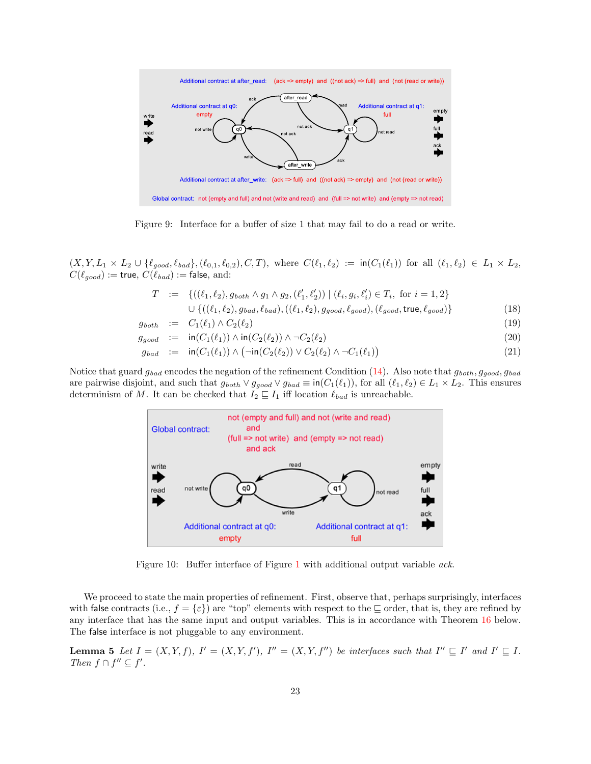Figure 9: Interface for a buffer of size 1 that may fail to do a read or write.

$(X, Y, L_1 \times L_2 \cup \{\ell_{good}, \ell_{bad}\}, (\ell_{0,1}, \ell_{0,2}), C, T)$, where $C(\ell_1, \ell_2) := \mathsf{in}(C_1(\ell_1))$ for all $(\ell_1, \ell_2) \in L_1 \times L_2$, $C(\ell_{good}) := \mathsf{true}$, $C(\ell_{bad}) := \mathsf{false}$, and:

$$
\begin{aligned}
T &:= \{((\ell_1, \ell_2), g_{both} \wedge g_1 \wedge g_2, (\ell_1', \ell_2')) \mid (\ell_i, g_i, \ell_i') \in T_i, \text{ for } i = 1, 2\} \\
&\cup \{((\ell_1, \ell_2), g_{bad}, \ell_{bad}), ((\ell_1, \ell_2), g_{good}, \ell_{good}), (\ell_{good}, \mathsf{true}, \ell_{good})\} \qquad (18) \\
g_{both} &:= C_1(\ell_1) \wedge C_2(\ell_2) \qquad (19) \\
g_{good} &:= \mathsf{in}(C_1(\ell_1)) \wedge \mathsf{in}(C_2(\ell_2)) \wedge \neg C_2(\ell_2) \qquad (20) \\
g_{bad} &:= \mathsf{in}(C_1(\ell_1)) \wedge \big(\neg \mathsf{in}(C_2(\ell_2)) \vee C_2(\ell_2) \wedge \neg C_1(\ell_1)\big) \qquad (21)
\end{aligned}
$$

Notice that guard $g_{bad}$ encodes the negation of the refinement Condition (14). Also note that $g_{both}, g_{good}, g_{bad}$ are pairwise disjoint, and such that $g_{both} \vee g_{good} \vee g_{bad} \equiv \mathsf{in}(C_1(\ell_1))$, for all $(\ell_1, \ell_2) \in L_1 \times L_2$. This ensures determinism of $M$. It can be checked that $I_2 \sqsubseteq I_1$ iff location $\ell_{bad}$ is unreachable.

Figure 10: Buffer interface of Figure 1 with additional output variable *ack*.

We proceed to state the main properties of refinement. First, observe that, perhaps surprisingly, interfaces with false contracts (i.e., $f = \{\varepsilon\}$) are "top" elements with respect to the $\sqsubseteq$ order, that is, they are refined by any interface that has the same input and output variables. This is in accordance with Theorem 16 below. The false interface is not pluggable to any environment.

**Lemma 5** *Let $I = (X, Y, f)$, $I' = (X, Y, f')$, $I'' = (X, Y, f'')$ be interfaces such that $I'' \sqsubseteq I'$ and $I' \sqsubseteq I$. Then $f \cap f'' \subseteq f'$.*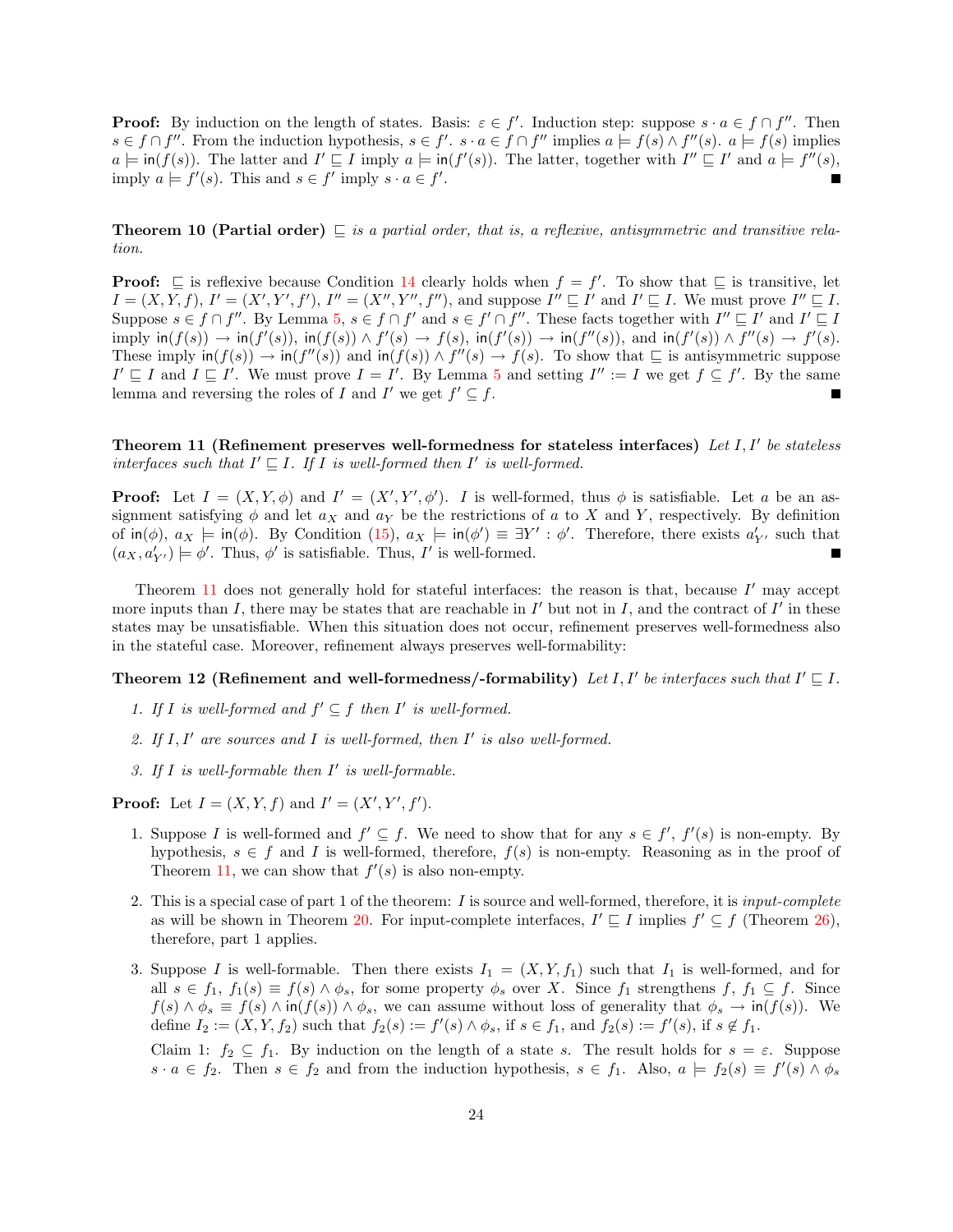**Proof:** By induction on the length of states. Basis: $\varepsilon \in f'$. Induction step: suppose $s \cdot a \in f \cap f''$. Then $s \in f \cap f''$. From the induction hypothesis, $s \in f'$. $s \cdot a \in f \cap f''$ implies $a \models f(s) \wedge f''(s)$. $a \models f(s)$ implies $a \models \mathsf{in}(f(s))$. The latter and $I' \sqsubseteq I$ imply $a \models \mathsf{in}(f'(s))$. The latter, together with $I'' \sqsubseteq I'$ and $a \models f''(s)$, imply $a \models f'(s)$. This and $s \in f'$ imply $s \cdot a \in f'$. ∎

**Theorem 10 (Partial order)** *$\sqsubseteq$ is a partial order, that is, a reflexive, antisymmetric and transitive relation.*

**Proof:** $\sqsubseteq$ is reflexive because Condition 14 clearly holds when $f = f'$. To show that $\sqsubseteq$ is transitive, let $I = (X, Y, f)$, $I' = (X', Y', f')$, $I'' = (X'', Y'', f'')$, and suppose $I'' \sqsubseteq I'$ and $I' \sqsubseteq I$. We must prove $I'' \sqsubseteq I$. Suppose $s \in f \cap f''$. By Lemma 5, $s \in f \cap f'$ and $s \in f' \cap f''$. These facts together with $I'' \sqsubseteq I'$ and $I' \sqsubseteq I$ imply $\mathsf{in}(f(s)) \rightarrow \mathsf{in}(f'(s))$, $\mathsf{in}(f(s)) \wedge f'(s) \rightarrow f(s)$, $\mathsf{in}(f'(s)) \rightarrow \mathsf{in}(f''(s))$, and $\mathsf{in}(f'(s)) \wedge f''(s) \rightarrow f'(s)$. These imply $\mathsf{in}(f(s)) \rightarrow \mathsf{in}(f''(s))$ and $\mathsf{in}(f(s)) \wedge f''(s) \rightarrow f(s)$. To show that $\sqsubseteq$ is antisymmetric suppose $I' \sqsubseteq I$ and $I \sqsubseteq I'$. We must prove $I = I'$. By Lemma 5 and setting $I'' := I$ we get $f \subseteq f'$. By the same lemma and reversing the roles of $I$ and $I'$ we get $f' \subseteq f$. ∎

**Theorem 11 (Refinement preserves well-formedness for stateless interfaces)** *Let $I, I'$ be stateless interfaces such that $I' \sqsubseteq I$. If $I$ is well-formed then $I'$ is well-formed.*

**Proof:** Let $I = (X, Y, \phi)$ and $I' = (X', Y', \phi')$. $I$ is well-formed, thus $\phi$ is satisfiable. Let $a$ be an assignment satisfying $\phi$ and let $a_X$ and $a_Y$ be the restrictions of $a$ to $X$ and $Y$, respectively. By definition of $\mathsf{in}(\phi)$, $a_X \models \mathsf{in}(\phi)$. By Condition (15), $a_X \models \mathsf{in}(\phi') \equiv \exists Y' : \phi'$. Therefore, there exists $a'_{Y'}$ such that $(a_X, a'_{Y'}) \models \phi'$. Thus, $\phi'$ is satisfiable. Thus, $I'$ is well-formed. ∎

Theorem 11 does not generally hold for stateful interfaces: the reason is that, because $I'$ may accept more inputs than $I$, there may be states that are reachable in $I'$ but not in $I$, and the contract of $I'$ in these states may be unsatisfiable. When this situation does not occur, refinement preserves well-formedness also in the stateful case. Moreover, refinement always preserves well-formability:

**Theorem 12 (Refinement and well-formedness/-formability)** *Let $I, I'$ be interfaces such that $I' \sqsubseteq I$.*

1. *If $I$ is well-formed and $f' \subseteq f$ then $I'$ is well-formed.*
2. *If $I, I'$ are sources and $I$ is well-formed, then $I'$ is also well-formed.*
3. *If $I$ is well-formable then $I'$ is well-formable.*

**Proof:** Let $I = (X, Y, f)$ and $I' = (X', Y', f')$.

1. Suppose $I$ is well-formed and $f' \subseteq f$. We need to show that for any $s \in f'$, $f'(s)$ is non-empty. By hypothesis, $s \in f$ and $I$ is well-formed, therefore, $f(s)$ is non-empty. Reasoning as in the proof of Theorem 11, we can show that $f'(s)$ is also non-empty.
2. This is a special case of part 1 of the theorem: $I$ is source and well-formed, therefore, it is *input-complete* as will be shown in Theorem 20. For input-complete interfaces, $I' \sqsubseteq I$ implies $f' \subseteq f$ (Theorem 26), therefore, part 1 applies.
3. Suppose $I$ is well-formable. Then there exists $I_1 = (X, Y, f_1)$ such that $I_1$ is well-formed, and for all $s \in f_1$, $f_1(s) \equiv f(s) \wedge \phi_s$, for some property $\phi_s$ over $X$. Since $f_1$ strengthens $f$, $f_1 \subseteq f$. Since $f(s) \wedge \phi_s \equiv f(s) \wedge \mathsf{in}(f(s)) \wedge \phi_s$, we can assume without loss of generality that $\phi_s \rightarrow \mathsf{in}(f(s))$. We define $I_2 := (X, Y, f_2)$ such that $f_2(s) := f'(s) \wedge \phi_s$, if $s \in f_1$, and $f_2(s) := f'(s)$, if $s \notin f_1$.

   Claim 1: $f_2 \subseteq f_1$. By induction on the length of a state $s$. The result holds for $s = \varepsilon$. Suppose $s \cdot a \in f_2$. Then $s \in f_2$ and from the induction hypothesis, $s \in f_1$. Also, $a \models f_2(s) \equiv f'(s) \wedge \phi_s$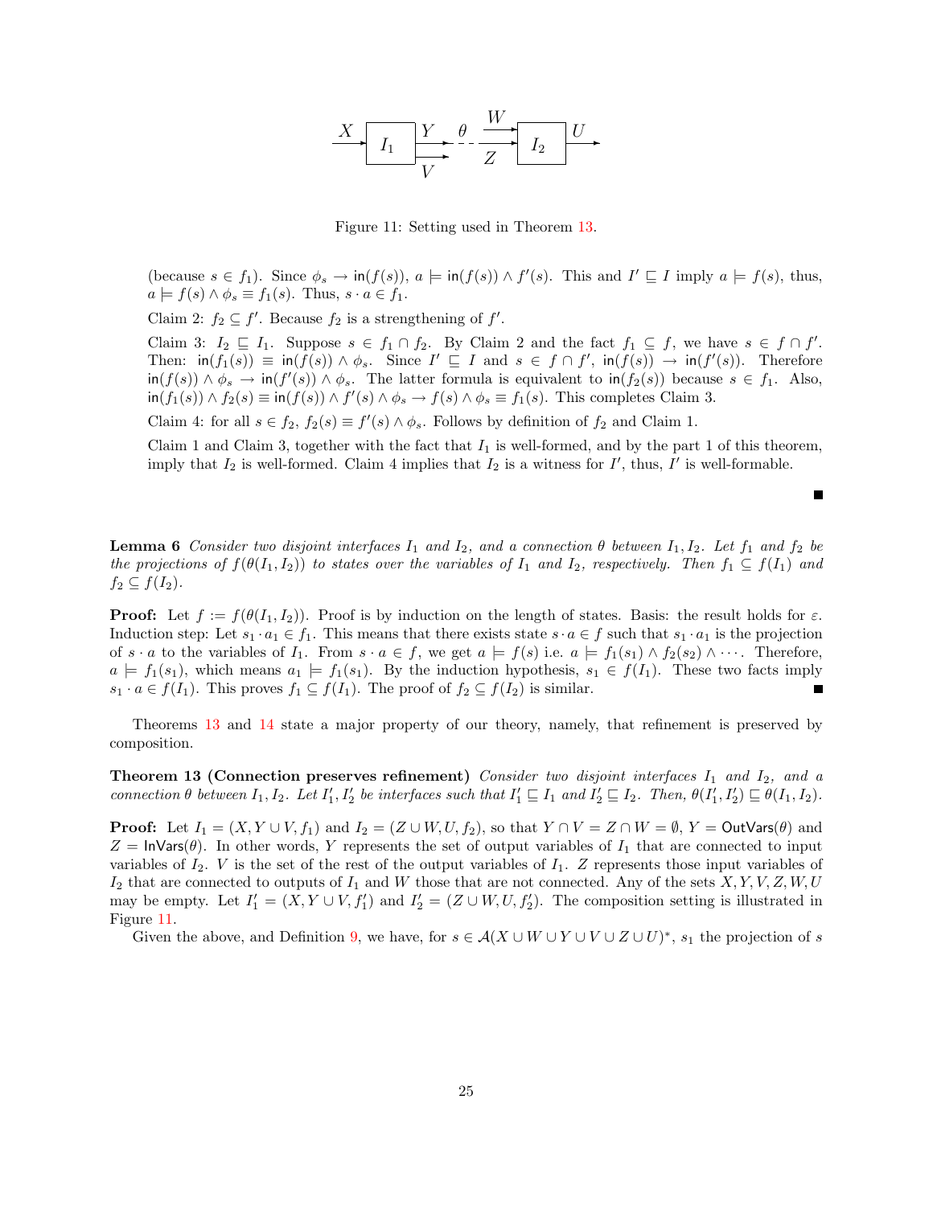Figure 11: Setting used in Theorem 13.

(because $s \in f_1$). Since $\phi_s \to \mathsf{in}(f(s))$, $a \models \mathsf{in}(f(s)) \wedge f'(s)$. This and $I' \sqsubseteq I$ imply $a \models f(s)$, thus, $a \models f(s) \wedge \phi_s \equiv f_1(s)$. Thus, $s \cdot a \in f_1$.

Claim 2: $f_2 \subseteq f'$. Because $f_2$ is a strengthening of $f'$.

Claim 3: $I_2 \sqsubseteq I_1$. Suppose $s \in f_1 \cap f_2$. By Claim 2 and the fact $f_1 \subseteq f$, we have $s \in f \cap f'$. Then: $\mathsf{in}(f_1(s)) \equiv \mathsf{in}(f(s)) \wedge \phi_s$. Since $I' \sqsubseteq I$ and $s \in f \cap f'$, $\mathsf{in}(f(s)) \to \mathsf{in}(f'(s))$. Therefore $\mathsf{in}(f(s)) \wedge \phi_s \to \mathsf{in}(f'(s)) \wedge \phi_s$. The latter formula is equivalent to $\mathsf{in}(f_2(s))$ because $s \in f_1$. Also, $\mathsf{in}(f_1(s)) \wedge f_2(s) \equiv \mathsf{in}(f(s)) \wedge f'(s) \wedge \phi_s \to f(s) \wedge \phi_s \equiv f_1(s)$. This completes Claim 3.

Claim 4: for all $s \in f_2$, $f_2(s) \equiv f'(s) \wedge \phi_s$. Follows by definition of $f_2$ and Claim 1.

Claim 1 and Claim 3, together with the fact that $I_1$ is well-formed, and by the part 1 of this theorem, imply that $I_2$ is well-formed. Claim 4 implies that $I_2$ is a witness for $I'$, thus, $I'$ is well-formable.

■

**Lemma 6** *Consider two disjoint interfaces $I_1$ and $I_2$, and a connection $\theta$ between $I_1, I_2$. Let $f_1$ and $f_2$ be the projections of $f(\theta(I_1, I_2))$ to states over the variables of $I_1$ and $I_2$, respectively. Then $f_1 \subseteq f(I_1)$ and $f_2 \subseteq f(I_2)$.*

**Proof:** Let $f := f(\theta(I_1, I_2))$. Proof is by induction on the length of states. Basis: the result holds for $\varepsilon$. Induction step: Let $s_1 \cdot a_1 \in f_1$. This means that there exists state $s \cdot a \in f$ such that $s_1 \cdot a_1$ is the projection of $s \cdot a$ to the variables of $I_1$. From $s \cdot a \in f$, we get $a \models f(s)$ i.e. $a \models f_1(s_1) \wedge f_2(s_2) \wedge \cdots$. Therefore, $a \models f_1(s_1)$, which means $a_1 \models f_1(s_1)$. By the induction hypothesis, $s_1 \in f(I_1)$. These two facts imply $s_1 \cdot a \in f(I_1)$. This proves $f_1 \subseteq f(I_1)$. The proof of $f_2 \subseteq f(I_2)$ is similar. ■

Theorems 13 and 14 state a major property of our theory, namely, that refinement is preserved by composition.

**Theorem 13 (Connection preserves refinement)** *Consider two disjoint interfaces $I_1$ and $I_2$, and a connection $\theta$ between $I_1, I_2$. Let $I_1', I_2'$ be interfaces such that $I_1' \sqsubseteq I_1$ and $I_2' \sqsubseteq I_2$. Then, $\theta(I_1', I_2') \sqsubseteq \theta(I_1, I_2)$.*

**Proof:** Let $I_1 = (X, Y \cup V, f_1)$ and $I_2 = (Z \cup W, U, f_2)$, so that $Y \cap V = Z \cap W = \emptyset$, $Y = \mathsf{OutVars}(\theta)$ and $Z = \mathsf{InVars}(\theta)$. In other words, $Y$ represents the set of output variables of $I_1$ that are connected to input variables of $I_2$. $V$ is the set of the rest of the output variables of $I_1$. $Z$ represents those input variables of $I_2$ that are connected to outputs of $I_1$ and $W$ those that are not connected. Any of the sets $X, Y, V, Z, W, U$ may be empty. Let $I_1' = (X, Y \cup V, f_1')$ and $I_2' = (Z \cup W, U, f_2')$. The composition setting is illustrated in Figure 11.

Given the above, and Definition 9, we have, for $s \in \mathcal{A}(X \cup W \cup Y \cup V \cup Z \cup U)^*$, $s_1$ the projection of $s$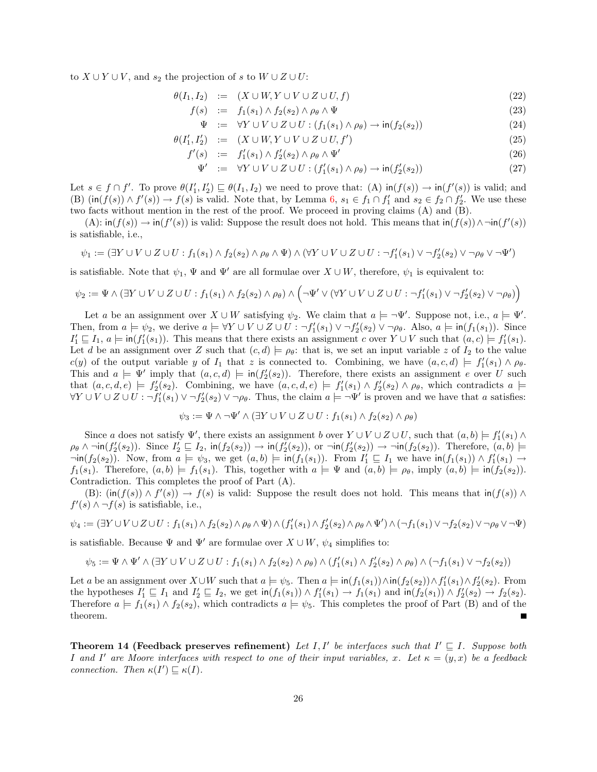to $X \cup Y \cup V$, and $s_2$ the projection of $s$ to $W \cup Z \cup U$:

$$\theta(I_1, I_2) := (X \cup W, Y \cup V \cup Z \cup U, f) \tag{22}$$

$$f(s) := f_1(s_1) \wedge f_2(s_2) \wedge \rho_\theta \wedge \Psi \tag{23}$$

$$\Psi := \forall Y \cup V \cup Z \cup U : (f_1(s_1) \wedge \rho_\theta) \rightarrow \mathsf{in}(f_2(s_2)) \tag{24}$$

$$\theta(I_1', I_2') := (X \cup W, Y \cup V \cup Z \cup U, f') \tag{25}$$

$$f'(s) := f_1'(s_1) \wedge f_2'(s_2) \wedge \rho_\theta \wedge \Psi' \tag{26}$$

$$\Psi' := \forall Y \cup V \cup Z \cup U : (f_1'(s_1) \wedge \rho_\theta) \rightarrow \mathsf{in}(f_2'(s_2)) \tag{27}$$

Let $s \in f \cap f'$. To prove $\theta(I_1', I_2') \sqsubseteq \theta(I_1, I_2)$ we need to prove that: (A) $\mathsf{in}(f(s)) \rightarrow \mathsf{in}(f'(s))$ is valid; and (B) $(\mathsf{in}(f(s)) \wedge f'(s)) \rightarrow f(s)$ is valid. Note that, by Lemma 6, $s_1 \in f_1 \cap f_1'$ and $s_2 \in f_2 \cap f_2'$. We use these two facts without mention in the rest of the proof. We proceed in proving claims (A) and (B).

(A): $\mathsf{in}(f(s)) \rightarrow \mathsf{in}(f'(s))$ is valid: Suppose the result does not hold. This means that $\mathsf{in}(f(s)) \wedge \neg \mathsf{in}(f'(s))$ is satisfiable, i.e.,

$$\psi_1 := (\exists Y \cup V \cup Z \cup U : f_1(s_1) \wedge f_2(s_2) \wedge \rho_\theta \wedge \Psi) \wedge (\forall Y \cup V \cup Z \cup U : \neg f_1'(s_1) \vee \neg f_2'(s_2) \vee \neg \rho_\theta \vee \neg \Psi')$$

is satisfiable. Note that $\psi_1$, $\Psi$ and $\Psi'$ are all formulae over $X \cup W$, therefore, $\psi_1$ is equivalent to:

$$\psi_2 := \Psi \wedge (\exists Y \cup V \cup Z \cup U : f_1(s_1) \wedge f_2(s_2) \wedge \rho_\theta) \wedge \Big(\neg \Psi' \vee (\forall Y \cup V \cup Z \cup U : \neg f_1'(s_1) \vee \neg f_2'(s_2) \vee \neg \rho_\theta)\Big)$$

Let $a$ be an assignment over $X \cup W$ satisfying $\psi_2$. We claim that $a \models \neg \Psi'$. Suppose not, i.e., $a \models \Psi'$. Then, from $a \models \psi_2$, we derive $a \models \forall Y \cup V \cup Z \cup U : \neg f_1'(s_1) \vee \neg f_2'(s_2) \vee \neg \rho_\theta$. Also, $a \models \mathsf{in}(f_1(s_1))$. Since $I_1' \sqsubseteq I_1$, $a \models \mathsf{in}(f_1'(s_1))$. This means that there exists an assignment $c$ over $Y \cup V$ such that $(a, c) \models f_1'(s_1)$. Let $d$ be an assignment over $Z$ such that $(c, d) \models \rho_\theta$: that is, we set an input variable $z$ of $I_2$ to the value $c(y)$ of the output variable $y$ of $I_1$ that $z$ is connected to. Combining, we have $(a, c, d) \models f_1'(s_1) \wedge \rho_\theta$. This and $a \models \Psi'$ imply that $(a, c, d) \models \mathsf{in}(f_2'(s_2))$. Therefore, there exists an assignment $e$ over $U$ such that $(a, c, d, e) \models f_2'(s_2)$. Combining, we have $(a, c, d, e) \models f_1'(s_1) \wedge f_2'(s_2) \wedge \rho_\theta$, which contradicts $a \models \forall Y \cup V \cup Z \cup U : \neg f_1'(s_1) \vee \neg f_2'(s_2) \vee \neg \rho_\theta$. Thus, the claim $a \models \neg \Psi'$ is proven and we have that $a$ satisfies:

$$\psi_3 := \Psi \wedge \neg \Psi' \wedge (\exists Y \cup V \cup Z \cup U : f_1(s_1) \wedge f_2(s_2) \wedge \rho_\theta)$$

Since $a$ does not satisfy $\Psi'$, there exists an assignment $b$ over $Y \cup V \cup Z \cup U$, such that $(a, b) \models f_1'(s_1) \wedge \rho_\theta \wedge \neg \mathsf{in}(f_2'(s_2))$. Since $I_2' \sqsubseteq I_2$, $\mathsf{in}(f_2(s_2)) \rightarrow \mathsf{in}(f_2'(s_2))$, or $\neg \mathsf{in}(f_2'(s_2)) \rightarrow \neg \mathsf{in}(f_2(s_2))$. Therefore, $(a, b) \models \neg \mathsf{in}(f_2(s_2))$. Now, from $a \models \psi_3$, we get $(a, b) \models \mathsf{in}(f_1(s_1))$. From $I_1' \sqsubseteq I_1$ we have $\mathsf{in}(f_1(s_1)) \wedge f_1'(s_1) \rightarrow f_1(s_1)$. Therefore, $(a, b) \models f_1(s_1)$. This, together with $a \models \Psi$ and $(a, b) \models \rho_\theta$, imply $(a, b) \models \mathsf{in}(f_2(s_2))$. Contradiction. This completes the proof of Part (A).

(B): $(\mathsf{in}(f(s)) \wedge f'(s)) \rightarrow f(s)$ is valid: Suppose the result does not hold. This means that $\mathsf{in}(f(s)) \wedge f'(s) \wedge \neg f(s)$ is satisfiable, i.e.,

$$\psi_4 := (\exists Y \cup V \cup Z \cup U : f_1(s_1) \wedge f_2(s_2) \wedge \rho_\theta \wedge \Psi) \wedge (f_1'(s_1) \wedge f_2'(s_2) \wedge \rho_\theta \wedge \Psi') \wedge (\neg f_1(s_1) \vee \neg f_2(s_2) \vee \neg \rho_\theta \vee \neg \Psi)$$

is satisfiable. Because $\Psi$ and $\Psi'$ are formulae over $X \cup W$, $\psi_4$ simplifies to:

$$\psi_5 := \Psi \wedge \Psi' \wedge (\exists Y \cup V \cup Z \cup U : f_1(s_1) \wedge f_2(s_2) \wedge \rho_\theta) \wedge (f_1'(s_1) \wedge f_2'(s_2) \wedge \rho_\theta) \wedge (\neg f_1(s_1) \vee \neg f_2(s_2))$$

Let $a$ be an assignment over $X \cup W$ such that $a \models \psi_5$. Then $a \models \mathsf{in}(f_1(s_1)) \wedge \mathsf{in}(f_2(s_2)) \wedge f_1'(s_1) \wedge f_2'(s_2)$. From the hypotheses $I_1' \sqsubseteq I_1$ and $I_2' \sqsubseteq I_2$, we get $\mathsf{in}(f_1(s_1)) \wedge f_1'(s_1) \rightarrow f_1(s_1)$ and $\mathsf{in}(f_2(s_2)) \wedge f_2'(s_2) \rightarrow f_2(s_2)$. Therefore $a \models f_1(s_1) \wedge f_2(s_2)$, which contradicts $a \models \psi_5$. This completes the proof of Part (B) and of the theorem. ∎

**Theorem 14 (Feedback preserves refinement)** *Let $I, I'$ be interfaces such that $I' \sqsubseteq I$. Suppose both $I$ and $I'$ are Moore interfaces with respect to one of their input variables, $x$. Let $\kappa = (y, x)$ be a feedback connection. Then $\kappa(I') \sqsubseteq \kappa(I)$.*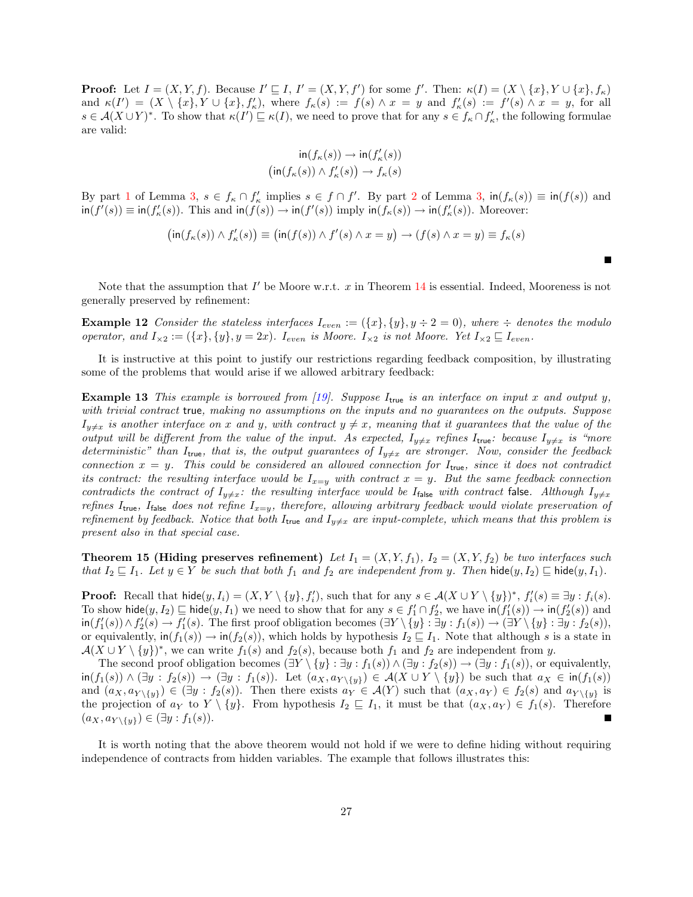**Proof:** Let $I = (X, Y, f)$. Because $I' \sqsubseteq I$, $I' = (X, Y, f')$ for some $f'$. Then: $\kappa(I) = (X \setminus \{x\}, Y \cup \{x\}, f_\kappa)$ and $\kappa(I') = (X \setminus \{x\}, Y \cup \{x\}, f'_\kappa)$, where $f_\kappa(s) := f(s) \wedge x = y$ and $f'_\kappa(s) := f'(s) \wedge x = y$, for all $s \in \mathcal{A}(X \cup Y)^*$. To show that $\kappa(I') \sqsubseteq \kappa(I)$, we need to prove that for any $s \in f_\kappa \cap f'_\kappa$, the following formulae are valid:

$$\mathsf{in}(f_\kappa(s)) \rightarrow \mathsf{in}(f'_\kappa(s))$$
$$\big(\mathsf{in}(f_\kappa(s)) \wedge f'_\kappa(s)\big) \rightarrow f_\kappa(s)$$

By part 1 of Lemma 3, $s \in f_\kappa \cap f'_\kappa$ implies $s \in f \cap f'$. By part 2 of Lemma 3, $\mathsf{in}(f_\kappa(s)) \equiv \mathsf{in}(f(s))$ and $\mathsf{in}(f'(s)) \equiv \mathsf{in}(f'_\kappa(s))$. This and $\mathsf{in}(f(s)) \rightarrow \mathsf{in}(f'(s))$ imply $\mathsf{in}(f_\kappa(s)) \rightarrow \mathsf{in}(f'_\kappa(s))$. Moreover:

$$\big(\mathsf{in}(f_\kappa(s)) \wedge f'_\kappa(s)\big) \equiv \big(\mathsf{in}(f(s)) \wedge f'(s) \wedge x = y\big) \rightarrow (f(s) \wedge x = y) \equiv f_\kappa(s)$$

■

Note that the assumption that $I'$ be Moore w.r.t. $x$ in Theorem 14 is essential. Indeed, Mooreness is not generally preserved by refinement:

**Example 12** *Consider the stateless interfaces $I_{even} := (\{x\}, \{y\}, y \div 2 = 0)$, where $\div$ denotes the modulo operator, and $I_{\times 2} := (\{x\}, \{y\}, y = 2x)$. $I_{even}$ is Moore. $I_{\times 2}$ is not Moore. Yet $I_{\times 2} \sqsubseteq I_{even}$.*

It is instructive at this point to justify our restrictions regarding feedback composition, by illustrating some of the problems that would arise if we allowed arbitrary feedback:

**Example 13** *This example is borrowed from [19]. Suppose $I_{\mathsf{true}}$ is an interface on input $x$ and output $y$, with trivial contract* true*, making no assumptions on the inputs and no guarantees on the outputs. Suppose $I_{y \neq x}$ is another interface on $x$ and $y$, with contract $y \neq x$, meaning that it guarantees that the value of the output will be different from the value of the input. As expected, $I_{y \neq x}$ refines $I_{\mathsf{true}}$: because $I_{y \neq x}$ is "more deterministic" than $I_{\mathsf{true}}$, that is, the output guarantees of $I_{y \neq x}$ are stronger. Now, consider the feedback connection $x = y$. This could be considered an allowed connection for $I_{\mathsf{true}}$, since it does not contradict its contract: the resulting interface would be $I_{x=y}$ with contract $x = y$. But the same feedback connection contradicts the contract of $I_{y \neq x}$: the resulting interface would be $I_{\mathsf{false}}$ with contract* false*. Although $I_{y \neq x}$ refines $I_{\mathsf{true}}$, $I_{\mathsf{false}}$ does not refine $I_{x=y}$, therefore, allowing arbitrary feedback would violate preservation of refinement by feedback. Notice that both $I_{\mathsf{true}}$ and $I_{y \neq x}$ are input-complete, which means that this problem is present also in that special case.*

**Theorem 15 (Hiding preserves refinement)** *Let $I_1 = (X, Y, f_1)$, $I_2 = (X, Y, f_2)$ be two interfaces such that $I_2 \sqsubseteq I_1$. Let $y \in Y$ be such that both $f_1$ and $f_2$ are independent from $y$. Then $\mathsf{hide}(y, I_2) \sqsubseteq \mathsf{hide}(y, I_1)$.*

**Proof:** Recall that $\mathsf{hide}(y, I_i) = (X, Y \setminus \{y\}, f'_i)$, such that for any $s \in \mathcal{A}(X \cup Y \setminus \{y\})^*$, $f'_i(s) \equiv \exists y : f_i(s)$. To show $\mathsf{hide}(y, I_2) \sqsubseteq \mathsf{hide}(y, I_1)$ we need to show that for any $s \in f'_1 \cap f'_2$, we have $\mathsf{in}(f'_1(s)) \rightarrow \mathsf{in}(f'_2(s))$ and $\mathsf{in}(f'_1(s)) \wedge f'_2(s) \rightarrow f'_1(s)$. The first proof obligation becomes $(\exists Y \setminus \{y\} : \exists y : f_1(s)) \rightarrow (\exists Y \setminus \{y\} : \exists y : f_2(s))$, or equivalently, $\mathsf{in}(f_1(s)) \rightarrow \mathsf{in}(f_2(s))$, which holds by hypothesis $I_2 \sqsubseteq I_1$. Note that although $s$ is a state in $\mathcal{A}(X \cup Y \setminus \{y\})^*$, we can write $f_1(s)$ and $f_2(s)$, because both $f_1$ and $f_2$ are independent from $y$.

The second proof obligation becomes $(\exists Y \setminus \{y\} : \exists y : f_1(s)) \wedge (\exists y : f_2(s)) \rightarrow (\exists y : f_1(s))$, or equivalently, $\mathsf{in}(f_1(s)) \wedge (\exists y : f_2(s)) \rightarrow (\exists y : f_1(s))$. Let $(a_X, a_{Y \setminus \{y\}}) \in \mathcal{A}(X \cup Y \setminus \{y\})$ be such that $a_X \in \mathsf{in}(f_1(s))$ and $(a_X, a_{Y \setminus \{y\}}) \in (\exists y : f_2(s))$. Then there exists $a_Y \in \mathcal{A}(Y)$ such that $(a_X, a_Y) \in f_2(s)$ and $a_{Y \setminus \{y\}}$ is the projection of $a_Y$ to $Y \setminus \{y\}$. From hypothesis $I_2 \sqsubseteq I_1$, it must be that $(a_X, a_Y) \in f_1(s)$. Therefore $(a_X, a_{Y \setminus \{y\}}) \in (\exists y : f_1(s))$. ■

It is worth noting that the above theorem would not hold if we were to define hiding without requiring independence of contracts from hidden variables. The example that follows illustrates this: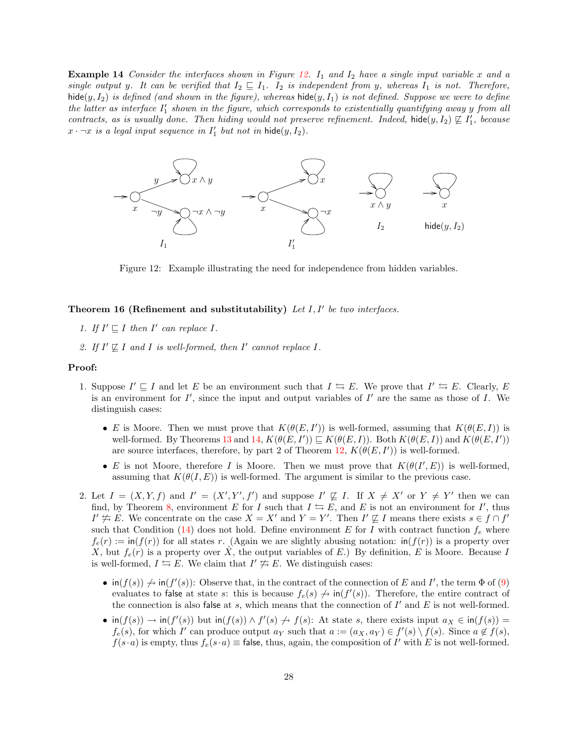**Example 14** *Consider the interfaces shown in Figure 12. $I_1$ and $I_2$ have a single input variable $x$ and a single output $y$. It can be verified that $I_2 \sqsubseteq I_1$. $I_2$ is independent from $y$, whereas $I_1$ is not. Therefore, $\mathsf{hide}(y, I_2)$ is defined (and shown in the figure), whereas $\mathsf{hide}(y, I_1)$ is not defined. Suppose we were to define the latter as interface $I_1'$ shown in the figure, which corresponds to existentially quantifying away $y$ from all contracts, as is usually done. Then hiding would not preserve refinement. Indeed, $\mathsf{hide}(y, I_2) \not\sqsubseteq I_1'$, because $x \cdot \neg x$ is a legal input sequence in $I_1'$ but not in $\mathsf{hide}(y, I_2)$.*

Figure 12: Example illustrating the need for independence from hidden variables.

**Theorem 16 (Refinement and substitutability)** *Let $I, I'$ be two interfaces.*

1. *If $I' \sqsubseteq I$ then $I'$ can replace $I$.*
2. *If $I' \not\sqsubseteq I$ and $I$ is well-formed, then $I'$ cannot replace $I$.*

**Proof:**

1. Suppose $I' \sqsubseteq I$ and let $E$ be an environment such that $I \leftrightarrows E$. We prove that $I' \leftrightarrows E$. Clearly, $E$ is an environment for $I'$, since the input and output variables of $I'$ are the same as those of $I$. We distinguish cases:

   - $E$ is Moore. Then we must prove that $K(\theta(E, I'))$ is well-formed, assuming that $K(\theta(E, I))$ is well-formed. By Theorems 13 and 14, $K(\theta(E, I')) \sqsubseteq K(\theta(E, I))$. Both $K(\theta(E, I))$ and $K(\theta(E, I'))$ are source interfaces, therefore, by part 2 of Theorem 12, $K(\theta(E, I'))$ is well-formed.
   - $E$ is not Moore, therefore $I$ is Moore. Then we must prove that $K(\theta(I', E))$ is well-formed, assuming that $K(\theta(I, E))$ is well-formed. The argument is similar to the previous case.

2. Let $I = (X, Y, f)$ and $I' = (X', Y', f')$ and suppose $I' \not\sqsubseteq I$. If $X \neq X'$ or $Y \neq Y'$ then we can find, by Theorem 8, environment $E$ for $I$ such that $I \leftrightarrows E$, and $E$ is not an environment for $I'$, thus $I' \not\leftrightarrows E$. We concentrate on the case $X = X'$ and $Y = Y'$. Then $I' \not\sqsubseteq I$ means there exists $s \in f \cap f'$ such that Condition (14) does not hold. Define environment $E$ for $I$ with contract function $f_e$ where $f_e(r) := \mathsf{in}(f(r))$ for all states $r$. (Again we are slightly abusing notation: $\mathsf{in}(f(r))$ is a property over $X$, but $f_e(r)$ is a property over $\hat{X}$, the output variables of $E$.) By definition, $E$ is Moore. Because $I$ is well-formed, $I \leftrightarrows E$. We claim that $I' \not\leftrightarrows E$. We distinguish cases:

   - $\mathsf{in}(f(s)) \not\to \mathsf{in}(f'(s))$: Observe that, in the contract of the connection of $E$ and $I'$, the term $\Phi$ of (9) evaluates to $\mathsf{false}$ at state $s$: this is because $f_e(s) \not\to \mathsf{in}(f'(s))$. Therefore, the entire contract of the connection is also $\mathsf{false}$ at $s$, which means that the connection of $I'$ and $E$ is not well-formed.
   - $\mathsf{in}(f(s)) \to \mathsf{in}(f'(s))$ but $\mathsf{in}(f(s)) \wedge f'(s) \not\to f(s)$: At state $s$, there exists input $a_X \in \mathsf{in}(f(s)) = f_e(s)$, for which $I'$ can produce output $a_Y$ such that $a := (a_X, a_Y) \in f'(s) \setminus f(s)$. Since $a \notin f(s)$, $f(s \cdot a)$ is empty, thus $f_e(s \cdot a) \equiv \mathsf{false}$, thus, again, the composition of $I'$ with $E$ is not well-formed.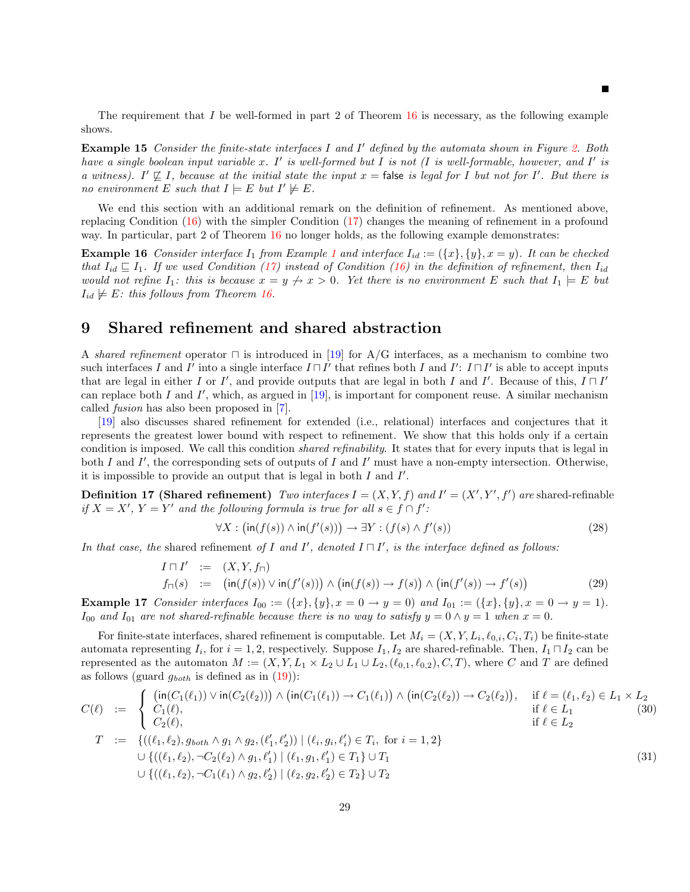■

The requirement that $I$ be well-formed in part 2 of Theorem 16 is necessary, as the following example shows.

**Example 15** *Consider the finite-state interfaces $I$ and $I'$ defined by the automata shown in Figure 2. Both have a single boolean input variable $x$. $I'$ is well-formed but $I$ is not ($I$ is well-formable, however, and $I'$ is a witness). $I' \not\sqsubseteq I$, because at the initial state the input $x = \mathsf{false}$ is legal for $I$ but not for $I'$. But there is no environment $E$ such that $I \models E$ but $I' \not\models E$.*

We end this section with an additional remark on the definition of refinement. As mentioned above, replacing Condition (16) with the simpler Condition (17) changes the meaning of refinement in a profound way. In particular, part 2 of Theorem 16 no longer holds, as the following example demonstrates:

**Example 16** *Consider interface $I_1$ from Example 1 and interface $I_{id} := (\{x\}, \{y\}, x = y)$. It can be checked that $I_{id} \sqsubseteq I_1$. If we used Condition (17) instead of Condition (16) in the definition of refinement, then $I_{id}$ would not refine $I_1$: this is because $x = y \not\to x > 0$. Yet there is no environment $E$ such that $I_1 \models E$ but $I_{id} \not\models E$: this follows from Theorem 16.*

# 9 Shared refinement and shared abstraction

A *shared refinement* operator $\sqcap$ is introduced in [19] for A/G interfaces, as a mechanism to combine two such interfaces $I$ and $I'$ into a single interface $I \sqcap I'$ that refines both $I$ and $I'$: $I \sqcap I'$ is able to accept inputs that are legal in either $I$ or $I'$, and provide outputs that are legal in both $I$ and $I'$. Because of this, $I \sqcap I'$ can replace both $I$ and $I'$, which, as argued in [19], is important for component reuse. A similar mechanism called *fusion* has also been proposed in [7].

[19] also discusses shared refinement for extended (i.e., relational) interfaces and conjectures that it represents the greatest lower bound with respect to refinement. We show that this holds only if a certain condition is imposed. We call this condition *shared refinability*. It states that for every inputs that is legal in both $I$ and $I'$, the corresponding sets of outputs of $I$ and $I'$ must have a non-empty intersection. Otherwise, it is impossible to provide an output that is legal in both $I$ and $I'$.

**Definition 17 (Shared refinement)** *Two interfaces $I = (X, Y, f)$ and $I' = (X', Y', f')$ are* shared-refinable *if $X = X'$, $Y = Y'$ and the following formula is true for all $s \in f \cap f'$:*

$$\forall X : \big(\mathsf{in}(f(s)) \wedge \mathsf{in}(f'(s))\big) \to \exists Y : (f(s) \wedge f'(s)) \tag{28}$$

*In that case, the* shared refinement *of $I$ and $I'$, denoted $I \sqcap I'$, is the interface defined as follows:*

$$\begin{aligned} I \sqcap I' &:= (X, Y, f_\sqcap) \\ f_\sqcap(s) &:= \big(\mathsf{in}(f(s)) \vee \mathsf{in}(f'(s))\big) \wedge \big(\mathsf{in}(f(s)) \to f(s)\big) \wedge \big(\mathsf{in}(f'(s)) \to f'(s)\big) \end{aligned} \tag{29}$$

**Example 17** *Consider interfaces $I_{00} := (\{x\}, \{y\}, x = 0 \to y = 0)$ and $I_{01} := (\{x\}, \{y\}, x = 0 \to y = 1)$. $I_{00}$ and $I_{01}$ are not shared-refinable because there is no way to satisfy $y = 0 \wedge y = 1$ when $x = 0$.*

For finite-state interfaces, shared refinement is computable. Let $M_i = (X, Y, L_i, \ell_{0,i}, C_i, T_i)$ be finite-state automata representing $I_i$, for $i = 1, 2$, respectively. Suppose $I_1, I_2$ are shared-refinable. Then, $I_1 \sqcap I_2$ can be represented as the automaton $M := (X, Y, L_1 \times L_2 \cup L_1 \cup L_2, (\ell_{0,1}, \ell_{0,2}), C, T)$, where $C$ and $T$ are defined as follows (guard $g_{both}$ is defined as in (19)):

$$C(\ell) := \begin{cases} \big(\mathsf{in}(C_1(\ell_1)) \vee \mathsf{in}(C_2(\ell_2))\big) \wedge \big(\mathsf{in}(C_1(\ell_1)) \to C_1(\ell_1)\big) \wedge \big(\mathsf{in}(C_2(\ell_2)) \to C_2(\ell_2)\big), & \text{if } \ell = (\ell_1, \ell_2) \in L_1 \times L_2 \\ C_1(\ell), & \text{if } \ell \in L_1 \\ C_2(\ell), & \text{if } \ell \in L_2 \end{cases} \tag{30}$$

$$\begin{aligned} T := \ & \{((\ell_1, \ell_2), g_{both} \wedge g_1 \wedge g_2, (\ell_1', \ell_2')) \mid (\ell_i, g_i, \ell_i') \in T_i, \text{ for } i = 1, 2\} \\ & \cup \{((\ell_1, \ell_2), \neg C_2(\ell_2) \wedge g_1, \ell_1') \mid (\ell_1, g_1, \ell_1') \in T_1\} \cup T_1 \\ & \cup \{((\ell_1, \ell_2), \neg C_1(\ell_1) \wedge g_2, \ell_2') \mid (\ell_2, g_2, \ell_2') \in T_2\} \cup T_2 \end{aligned} \tag{31}$$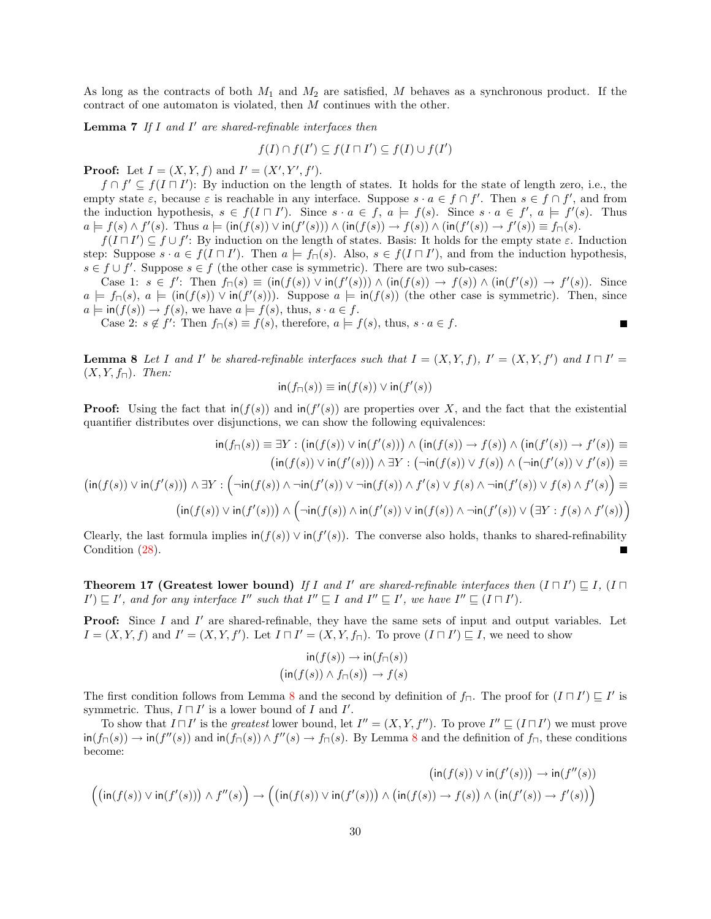As long as the contracts of both $M_1$ and $M_2$ are satisfied, $M$ behaves as a synchronous product. If the contract of one automaton is violated, then $M$ continues with the other.

**Lemma 7** *If $I$ and $I'$ are shared-refinable interfaces then*

$$f(I) \cap f(I') \subseteq f(I \sqcap I') \subseteq f(I) \cup f(I')$$

**Proof:** Let $I = (X, Y, f)$ and $I' = (X', Y', f')$.

$f \cap f' \subseteq f(I \sqcap I')$: By induction on the length of states. It holds for the state of length zero, i.e., the empty state $\varepsilon$, because $\varepsilon$ is reachable in any interface. Suppose $s \cdot a \in f \cap f'$. Then $s \in f \cap f'$, and from the induction hypothesis, $s \in f(I \sqcap I')$. Since $s \cdot a \in f$, $a \models f(s)$. Since $s \cdot a \in f'$, $a \models f'(s)$. Thus $a \models f(s) \wedge f'(s)$. Thus $a \models (\mathsf{in}(f(s)) \vee \mathsf{in}(f'(s))) \wedge (\mathsf{in}(f(s)) \rightarrow f(s)) \wedge (\mathsf{in}(f'(s)) \rightarrow f'(s)) \equiv f_\sqcap(s)$.

$f(I \sqcap I') \subseteq f \cup f'$: By induction on the length of states. Basis: It holds for the empty state $\varepsilon$. Induction step: Suppose $s \cdot a \in f(I \sqcap I')$. Then $a \models f_\sqcap(s)$. Also, $s \in f(I \sqcap I')$, and from the induction hypothesis, $s \in f \cup f'$. Suppose $s \in f$ (the other case is symmetric). There are two sub-cases:

Case 1: $s \in f'$: Then $f_\sqcap(s) \equiv (\mathsf{in}(f(s)) \vee \mathsf{in}(f'(s))) \wedge (\mathsf{in}(f(s)) \rightarrow f(s)) \wedge (\mathsf{in}(f'(s)) \rightarrow f'(s))$. Since $a \models f_\sqcap(s)$, $a \models (\mathsf{in}(f(s)) \vee \mathsf{in}(f'(s)))$. Suppose $a \models \mathsf{in}(f(s))$ (the other case is symmetric). Then, since $a \models \mathsf{in}(f(s)) \rightarrow f(s)$, we have $a \models f(s)$, thus, $s \cdot a \in f$.

Case 2: $s \notin f'$: Then $f_\sqcap(s) \equiv f(s)$, therefore, $a \models f(s)$, thus, $s \cdot a \in f$. ■

**Lemma 8** *Let $I$ and $I'$ be shared-refinable interfaces such that $I = (X, Y, f)$, $I' = (X, Y, f')$ and $I \sqcap I' = (X, Y, f_\sqcap)$. Then:*

$$\mathsf{in}(f_\sqcap(s)) \equiv \mathsf{in}(f(s)) \vee \mathsf{in}(f'(s))$$

**Proof:** Using the fact that $\mathsf{in}(f(s))$ and $\mathsf{in}(f'(s))$ are properties over $X$, and the fact that the existential quantifier distributes over disjunctions, we can show the following equivalences:

$$\begin{aligned}
\mathsf{in}(f_\sqcap(s)) &\equiv \exists Y : \big(\mathsf{in}(f(s)) \vee \mathsf{in}(f'(s))\big) \wedge \big(\mathsf{in}(f(s)) \rightarrow f(s)\big) \wedge \big(\mathsf{in}(f'(s)) \rightarrow f'(s)\big) \equiv \\
&\big(\mathsf{in}(f(s)) \vee \mathsf{in}(f'(s))\big) \wedge \exists Y : \big(\neg\mathsf{in}(f(s)) \vee f(s)\big) \wedge \big(\neg\mathsf{in}(f'(s)) \vee f'(s)\big) \equiv \\
\big(\mathsf{in}(f(s)) \vee \mathsf{in}(f'(s))\big) &\wedge \exists Y : \Big(\neg\mathsf{in}(f(s)) \wedge \neg\mathsf{in}(f'(s)) \vee \neg\mathsf{in}(f(s)) \wedge f'(s) \vee f(s) \wedge \neg\mathsf{in}(f'(s)) \vee f(s) \wedge f'(s)\Big) \equiv \\
&\big(\mathsf{in}(f(s)) \vee \mathsf{in}(f'(s))\big) \wedge \Big(\neg\mathsf{in}(f(s)) \wedge \mathsf{in}(f'(s)) \vee \mathsf{in}(f(s)) \wedge \neg\mathsf{in}(f'(s)) \vee \big(\exists Y : f(s) \wedge f'(s)\big)\Big)
\end{aligned}$$

Clearly, the last formula implies $\mathsf{in}(f(s)) \vee \mathsf{in}(f'(s))$. The converse also holds, thanks to shared-refinability Condition (28). ■

**Theorem 17 (Greatest lower bound)** *If $I$ and $I'$ are shared-refinable interfaces then $(I \sqcap I') \sqsubseteq I$, $(I \sqcap I') \sqsubseteq I'$, and for any interface $I''$ such that $I'' \sqsubseteq I$ and $I'' \sqsubseteq I'$, we have $I'' \sqsubseteq (I \sqcap I')$.*

**Proof:** Since $I$ and $I'$ are shared-refinable, they have the same sets of input and output variables. Let $I = (X, Y, f)$ and $I' = (X, Y, f')$. Let $I \sqcap I' = (X, Y, f_\sqcap)$. To prove $(I \sqcap I') \sqsubseteq I$, we need to show

$$\mathsf{in}(f(s)) \rightarrow \mathsf{in}(f_\sqcap(s))$$
$$\big(\mathsf{in}(f(s)) \wedge f_\sqcap(s)\big) \rightarrow f(s)$$

The first condition follows from Lemma 8 and the second by definition of $f_\sqcap$. The proof for $(I \sqcap I') \sqsubseteq I'$ is symmetric. Thus, $I \sqcap I'$ is a lower bound of $I$ and $I'$.

To show that $I \sqcap I'$ is the *greatest* lower bound, let $I'' = (X, Y, f'')$. To prove $I'' \sqsubseteq (I \sqcap I')$ we must prove $\mathsf{in}(f_\sqcap(s)) \rightarrow \mathsf{in}(f''(s))$ and $\mathsf{in}(f_\sqcap(s)) \wedge f''(s) \rightarrow f_\sqcap(s)$. By Lemma 8 and the definition of $f_\sqcap$, these conditions become:

$$\big(\mathsf{in}(f(s)) \vee \mathsf{in}(f'(s))\big) \rightarrow \mathsf{in}(f''(s))$$
$$\Big(\big(\mathsf{in}(f(s)) \vee \mathsf{in}(f'(s))\big) \wedge f''(s)\Big) \rightarrow \Big(\big(\mathsf{in}(f(s)) \vee \mathsf{in}(f'(s))\big) \wedge \big(\mathsf{in}(f(s)) \rightarrow f(s)\big) \wedge \big(\mathsf{in}(f'(s)) \rightarrow f'(s)\big)\Big)$$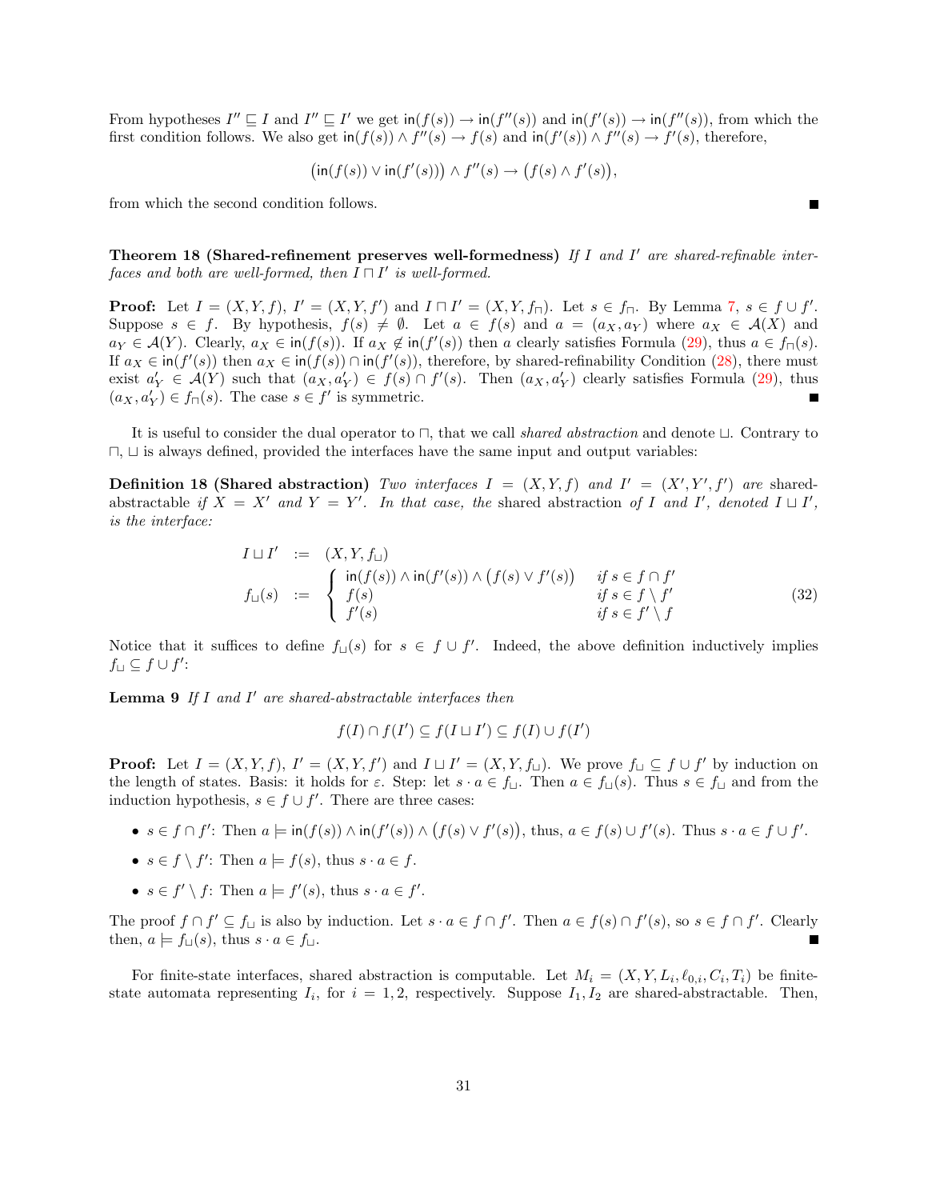From hypotheses $I'' \sqsubseteq I$ and $I'' \sqsubseteq I'$ we get $\mathsf{in}(f(s)) \to \mathsf{in}(f''(s))$ and $\mathsf{in}(f'(s)) \to \mathsf{in}(f''(s))$, from which the first condition follows. We also get $\mathsf{in}(f(s)) \wedge f''(s) \to f(s)$ and $\mathsf{in}(f'(s)) \wedge f''(s) \to f'(s)$, therefore,

$$\big(\mathsf{in}(f(s)) \vee \mathsf{in}(f'(s))\big) \wedge f''(s) \to \big(f(s) \wedge f'(s)\big),$$

from which the second condition follows. ∎

**Theorem 18 (Shared-refinement preserves well-formedness)** *If $I$ and $I'$ are shared-refinable interfaces and both are well-formed, then $I \sqcap I'$ is well-formed.*

**Proof:** Let $I = (X, Y, f)$, $I' = (X, Y, f')$ and $I \sqcap I' = (X, Y, f_\sqcap)$. Let $s \in f_\sqcap$. By Lemma 7, $s \in f \cup f'$. Suppose $s \in f$. By hypothesis, $f(s) \neq \emptyset$. Let $a \in f(s)$ and $a = (a_X, a_Y)$ where $a_X \in \mathcal{A}(X)$ and $a_Y \in \mathcal{A}(Y)$. Clearly, $a_X \in \mathsf{in}(f(s))$. If $a_X \notin \mathsf{in}(f'(s))$ then $a$ clearly satisfies Formula (29), thus $a \in f_\sqcap(s)$. If $a_X \in \mathsf{in}(f'(s))$ then $a_X \in \mathsf{in}(f(s)) \cap \mathsf{in}(f'(s))$, therefore, by shared-refinability Condition (28), there must exist $a'_Y \in \mathcal{A}(Y)$ such that $(a_X, a'_Y) \in f(s) \cap f'(s)$. Then $(a_X, a'_Y)$ clearly satisfies Formula (29), thus $(a_X, a'_Y) \in f_\sqcap(s)$. The case $s \in f'$ is symmetric. ∎

It is useful to consider the dual operator to $\sqcap$, that we call *shared abstraction* and denote $\sqcup$. Contrary to $\sqcap$, $\sqcup$ is always defined, provided the interfaces have the same input and output variables:

**Definition 18 (Shared abstraction)** *Two interfaces $I = (X, Y, f)$ and $I' = (X', Y', f')$ are* shared-abstractable *if $X = X'$ and $Y = Y'$. In that case, the* shared abstraction *of $I$ and $I'$, denoted $I \sqcup I'$, is the interface:*

$$\begin{array}{rcl} I \sqcup I' & := & (X, Y, f_\sqcup) \\ f_\sqcup(s) & := & \left\{ \begin{array}{ll} \mathsf{in}(f(s)) \wedge \mathsf{in}(f'(s)) \wedge \big(f(s) \vee f'(s)\big) & \text{if } s \in f \cap f' \\ f(s) & \text{if } s \in f \setminus f' \\ f'(s) & \text{if } s \in f' \setminus f \end{array} \right. \end{array} \tag{32}$$

Notice that it suffices to define $f_\sqcup(s)$ for $s \in f \cup f'$. Indeed, the above definition inductively implies $f_\sqcup \subseteq f \cup f'$:

**Lemma 9** *If $I$ and $I'$ are shared-abstractable interfaces then*

$$f(I) \cap f(I') \subseteq f(I \sqcup I') \subseteq f(I) \cup f(I')$$

**Proof:** Let $I = (X, Y, f)$, $I' = (X, Y, f')$ and $I \sqcup I' = (X, Y, f_\sqcup)$. We prove $f_\sqcup \subseteq f \cup f'$ by induction on the length of states. Basis: it holds for $\varepsilon$. Step: let $s \cdot a \in f_\sqcup$. Then $a \in f_\sqcup(s)$. Thus $s \in f_\sqcup$ and from the induction hypothesis, $s \in f \cup f'$. There are three cases:

- $s \in f \cap f'$: Then $a \models \mathsf{in}(f(s)) \wedge \mathsf{in}(f'(s)) \wedge \big(f(s) \vee f'(s)\big)$, thus, $a \in f(s) \cup f'(s)$. Thus $s \cdot a \in f \cup f'$.
- $s \in f \setminus f'$: Then $a \models f(s)$, thus $s \cdot a \in f$.
- $s \in f' \setminus f$: Then $a \models f'(s)$, thus $s \cdot a \in f'$.

The proof $f \cap f' \subseteq f_\sqcup$ is also by induction. Let $s \cdot a \in f \cap f'$. Then $a \in f(s) \cap f'(s)$, so $s \in f \cap f'$. Clearly then, $a \models f_\sqcup(s)$, thus $s \cdot a \in f_\sqcup$. ∎

For finite-state interfaces, shared abstraction is computable. Let $M_i = (X, Y, L_i, \ell_{0,i}, C_i, T_i)$ be finite-state automata representing $I_i$, for $i = 1, 2$, respectively. Suppose $I_1, I_2$ are shared-abstractable. Then,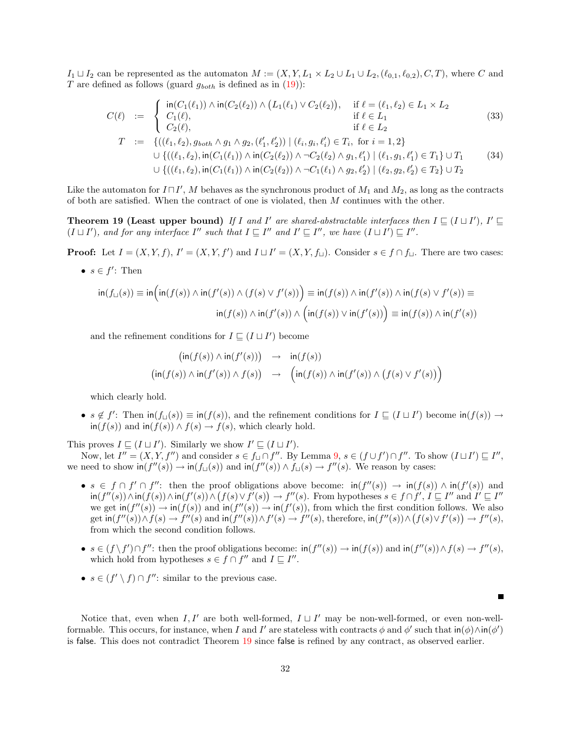$I_1 \sqcup I_2$ can be represented as the automaton $M := (X, Y, L_1 \times L_2 \cup L_1 \cup L_2, (\ell_{0,1}, \ell_{0,2}), C, T)$, where $C$ and $T$ are defined as follows (guard $g_{both}$ is defined as in (19)):

$$
C(\ell) \;:=\; \begin{cases} \mathsf{in}(C_1(\ell_1)) \wedge \mathsf{in}(C_2(\ell_2)) \wedge \big(L_1(\ell_1) \vee C_2(\ell_2)\big), & \text{if } \ell = (\ell_1, \ell_2) \in L_1 \times L_2 \\ C_1(\ell), & \text{if } \ell \in L_1 \\ C_2(\ell), & \text{if } \ell \in L_2 \end{cases} \tag{33}
$$

$$
\begin{aligned}
T \;:=\; & \{((\ell_1, \ell_2), g_{both} \wedge g_1 \wedge g_2, (\ell_1', \ell_2')) \mid (\ell_i, g_i, \ell_i') \in T_i, \text{ for } i = 1, 2\} \\
& \cup \{((\ell_1, \ell_2), \mathsf{in}(C_1(\ell_1)) \wedge \mathsf{in}(C_2(\ell_2)) \wedge \neg C_2(\ell_2) \wedge g_1, \ell_1') \mid (\ell_1, g_1, \ell_1') \in T_1\} \cup T_1 \\
& \cup \{((\ell_1, \ell_2), \mathsf{in}(C_1(\ell_1)) \wedge \mathsf{in}(C_2(\ell_2)) \wedge \neg C_1(\ell_1) \wedge g_2, \ell_2') \mid (\ell_2, g_2, \ell_2') \in T_2\} \cup T_2
\end{aligned} \tag{34}
$$

Like the automaton for $I \sqcap I'$, $M$ behaves as the synchronous product of $M_1$ and $M_2$, as long as the contracts of both are satisfied. When the contract of one is violated, then $M$ continues with the other.

**Theorem 19 (Least upper bound)** *If $I$ and $I'$ are shared-abstractable interfaces then $I \sqsubseteq (I \sqcup I')$, $I' \sqsubseteq (I \sqcup I')$, and for any interface $I''$ such that $I \sqsubseteq I''$ and $I' \sqsubseteq I''$, we have $(I \sqcup I') \sqsubseteq I''$.*

**Proof:** Let $I = (X, Y, f)$, $I' = (X, Y, f')$ and $I \sqcup I' = (X, Y, f_\sqcup)$. Consider $s \in f \cap f_\sqcup$. There are two cases:

- $s \in f'$: Then

$$
\mathsf{in}(f_\sqcup(s)) \equiv \mathsf{in}\Big(\mathsf{in}(f(s)) \wedge \mathsf{in}(f'(s)) \wedge (f(s) \vee f'(s))\Big) \equiv \mathsf{in}(f(s)) \wedge \mathsf{in}(f'(s)) \wedge \mathsf{in}(f(s) \vee f'(s)) \equiv
$$
$$
\mathsf{in}(f(s)) \wedge \mathsf{in}(f'(s)) \wedge \Big(\mathsf{in}(f(s)) \vee \mathsf{in}(f'(s))\Big) \equiv \mathsf{in}(f(s)) \wedge \mathsf{in}(f'(s))
$$

  and the refinement conditions for $I \sqsubseteq (I \sqcup I')$ become

$$
\begin{aligned}
\big(\mathsf{in}(f(s)) \wedge \mathsf{in}(f'(s))\big) \;&\to\; \mathsf{in}(f(s)) \\
\big(\mathsf{in}(f(s)) \wedge \mathsf{in}(f'(s)) \wedge f(s)\big) \;&\to\; \Big(\mathsf{in}(f(s)) \wedge \mathsf{in}(f'(s)) \wedge \big(f(s) \vee f'(s)\big)\Big)
\end{aligned}
$$

  which clearly hold.

- $s \notin f'$: Then $\mathsf{in}(f_\sqcup(s)) \equiv \mathsf{in}(f(s))$, and the refinement conditions for $I \sqsubseteq (I \sqcup I')$ become $\mathsf{in}(f(s)) \to \mathsf{in}(f(s))$ and $\mathsf{in}(f(s)) \wedge f(s) \to f(s)$, which clearly hold.

This proves $I \sqsubseteq (I \sqcup I')$. Similarly we show $I' \sqsubseteq (I \sqcup I')$.

Now, let $I'' = (X, Y, f'')$ and consider $s \in f_\sqcup \cap f''$. By Lemma 9, $s \in (f \cup f') \cap f''$. To show $(I \sqcup I') \sqsubseteq I''$, we need to show $\mathsf{in}(f''(s)) \to \mathsf{in}(f_\sqcup(s))$ and $\mathsf{in}(f''(s)) \wedge f_\sqcup(s) \to f''(s)$. We reason by cases:

- $s \in f \cap f' \cap f''$: then the proof obligations above become: $\mathsf{in}(f''(s)) \to \mathsf{in}(f(s)) \wedge \mathsf{in}(f'(s))$ and $\mathsf{in}(f''(s)) \wedge \mathsf{in}(f(s)) \wedge \mathsf{in}(f'(s)) \wedge \big(f(s) \vee f'(s)\big) \to f''(s)$. From hypotheses $s \in f \cap f'$, $I \sqsubseteq I''$ and $I' \sqsubseteq I''$ we get $\mathsf{in}(f''(s)) \to \mathsf{in}(f(s))$ and $\mathsf{in}(f''(s)) \to \mathsf{in}(f'(s))$, from which the first condition follows. We also get $\mathsf{in}(f''(s)) \wedge f(s) \to f''(s)$ and $\mathsf{in}(f''(s)) \wedge f'(s) \to f''(s)$, therefore, $\mathsf{in}(f''(s)) \wedge \big(f(s) \vee f'(s)\big) \to f''(s)$, from which the second condition follows.

- $s \in (f \setminus f') \cap f''$: then the proof obligations become: $\mathsf{in}(f''(s)) \to \mathsf{in}(f(s))$ and $\mathsf{in}(f''(s)) \wedge f(s) \to f''(s)$, which hold from hypotheses $s \in f \cap f''$ and $I \sqsubseteq I''$.

- $s \in (f' \setminus f) \cap f''$: similar to the previous case.

■

Notice that, even when $I, I'$ are both well-formed, $I \sqcup I'$ may be non-well-formed, or even non-well-formable. This occurs, for instance, when $I$ and $I'$ are stateless with contracts $\phi$ and $\phi'$ such that $\mathsf{in}(\phi) \wedge \mathsf{in}(\phi')$ is $\mathsf{false}$. This does not contradict Theorem 19 since $\mathsf{false}$ is refined by any contract, as observed earlier.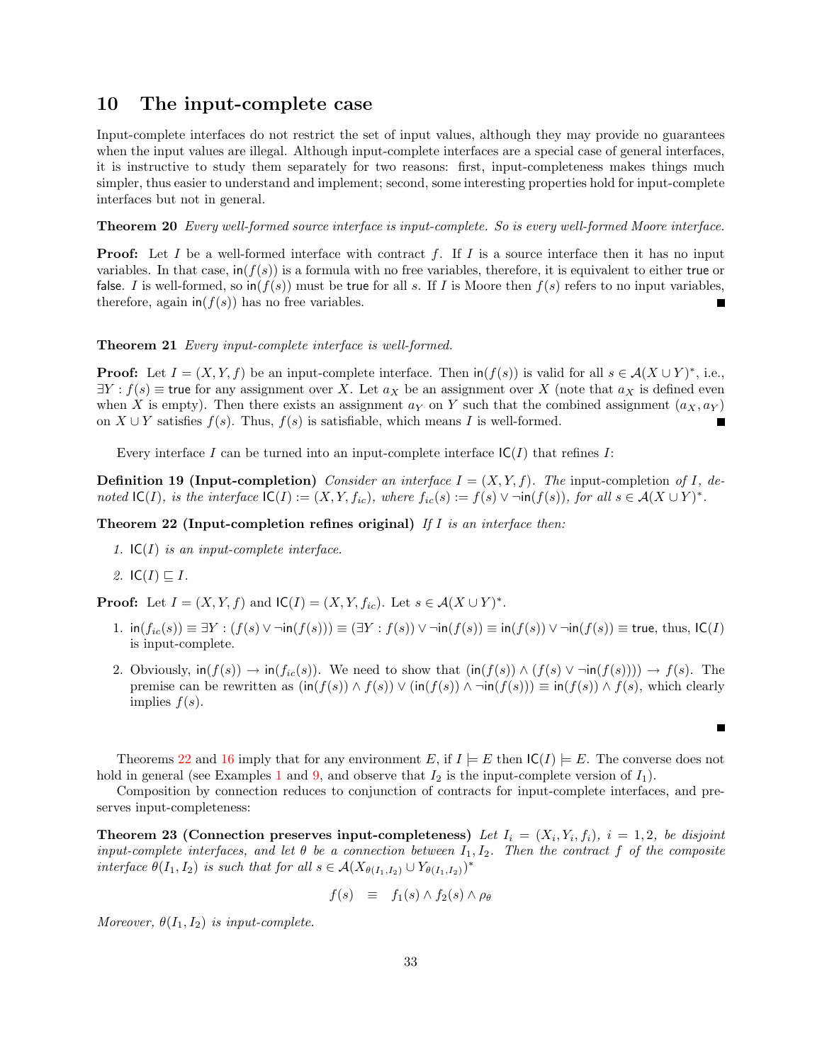## 10 The input-complete case

Input-complete interfaces do not restrict the set of input values, although they may provide no guarantees when the input values are illegal. Although input-complete interfaces are a special case of general interfaces, it is instructive to study them separately for two reasons: first, input-completeness makes things much simpler, thus easier to understand and implement; second, some interesting properties hold for input-complete interfaces but not in general.

**Theorem 20** *Every well-formed source interface is input-complete. So is every well-formed Moore interface.*

**Proof:** Let $I$ be a well-formed interface with contract $f$. If $I$ is a source interface then it has no input variables. In that case, $\mathsf{in}(f(s))$ is a formula with no free variables, therefore, it is equivalent to either $\mathsf{true}$ or $\mathsf{false}$. $I$ is well-formed, so $\mathsf{in}(f(s))$ must be $\mathsf{true}$ for all $s$. If $I$ is Moore then $f(s)$ refers to no input variables, therefore, again $\mathsf{in}(f(s))$ has no free variables. ∎

**Theorem 21** *Every input-complete interface is well-formed.*

**Proof:** Let $I = (X, Y, f)$ be an input-complete interface. Then $\mathsf{in}(f(s))$ is valid for all $s \in \mathcal{A}(X \cup Y)^*$, i.e., $\exists Y : f(s) \equiv \mathsf{true}$ for any assignment over $X$. Let $a_X$ be an assignment over $X$ (note that $a_X$ is defined even when $X$ is empty). Then there exists an assignment $a_Y$ on $Y$ such that the combined assignment $(a_X, a_Y)$ on $X \cup Y$ satisfies $f(s)$. Thus, $f(s)$ is satisfiable, which means $I$ is well-formed. ∎

Every interface $I$ can be turned into an input-complete interface $\mathsf{IC}(I)$ that refines $I$:

**Definition 19 (Input-completion)** *Consider an interface $I = (X, Y, f)$. The* input-completion *of $I$, denoted $\mathsf{IC}(I)$, is the interface $\mathsf{IC}(I) := (X, Y, f_{ic})$, where $f_{ic}(s) := f(s) \vee \neg\mathsf{in}(f(s))$, for all $s \in \mathcal{A}(X \cup Y)^*$.*

**Theorem 22 (Input-completion refines original)** *If $I$ is an interface then:*

1. *$\mathsf{IC}(I)$ is an input-complete interface.*
2. *$\mathsf{IC}(I) \sqsubseteq I$.*

**Proof:** Let $I = (X, Y, f)$ and $\mathsf{IC}(I) = (X, Y, f_{ic})$. Let $s \in \mathcal{A}(X \cup Y)^*$.

1. $\mathsf{in}(f_{ic}(s)) \equiv \exists Y : (f(s) \vee \neg\mathsf{in}(f(s))) \equiv (\exists Y : f(s)) \vee \neg\mathsf{in}(f(s)) \equiv \mathsf{in}(f(s)) \vee \neg\mathsf{in}(f(s)) \equiv \mathsf{true}$, thus, $\mathsf{IC}(I)$ is input-complete.
2. Obviously, $\mathsf{in}(f(s)) \to \mathsf{in}(f_{ic}(s))$. We need to show that $(\mathsf{in}(f(s)) \wedge (f(s) \vee \neg\mathsf{in}(f(s)))) \to f(s)$. The premise can be rewritten as $(\mathsf{in}(f(s)) \wedge f(s)) \vee (\mathsf{in}(f(s)) \wedge \neg\mathsf{in}(f(s))) \equiv \mathsf{in}(f(s)) \wedge f(s)$, which clearly implies $f(s)$.

∎

Theorems 22 and 16 imply that for any environment $E$, if $I \models E$ then $\mathsf{IC}(I) \models E$. The converse does not hold in general (see Examples 1 and 9, and observe that $I_2$ is the input-complete version of $I_1$).

Composition by connection reduces to conjunction of contracts for input-complete interfaces, and preserves input-completeness:

**Theorem 23 (Connection preserves input-completeness)** *Let $I_i = (X_i, Y_i, f_i)$, $i = 1, 2$, be disjoint input-complete interfaces, and let $\theta$ be a connection between $I_1, I_2$. Then the contract $f$ of the composite interface $\theta(I_1, I_2)$ is such that for all $s \in \mathcal{A}(X_{\theta(I_1,I_2)} \cup Y_{\theta(I_1,I_2)})^*$*

$$f(s) \quad \equiv \quad f_1(s) \wedge f_2(s) \wedge \rho_\theta$$

*Moreover, $\theta(I_1, I_2)$ is input-complete.*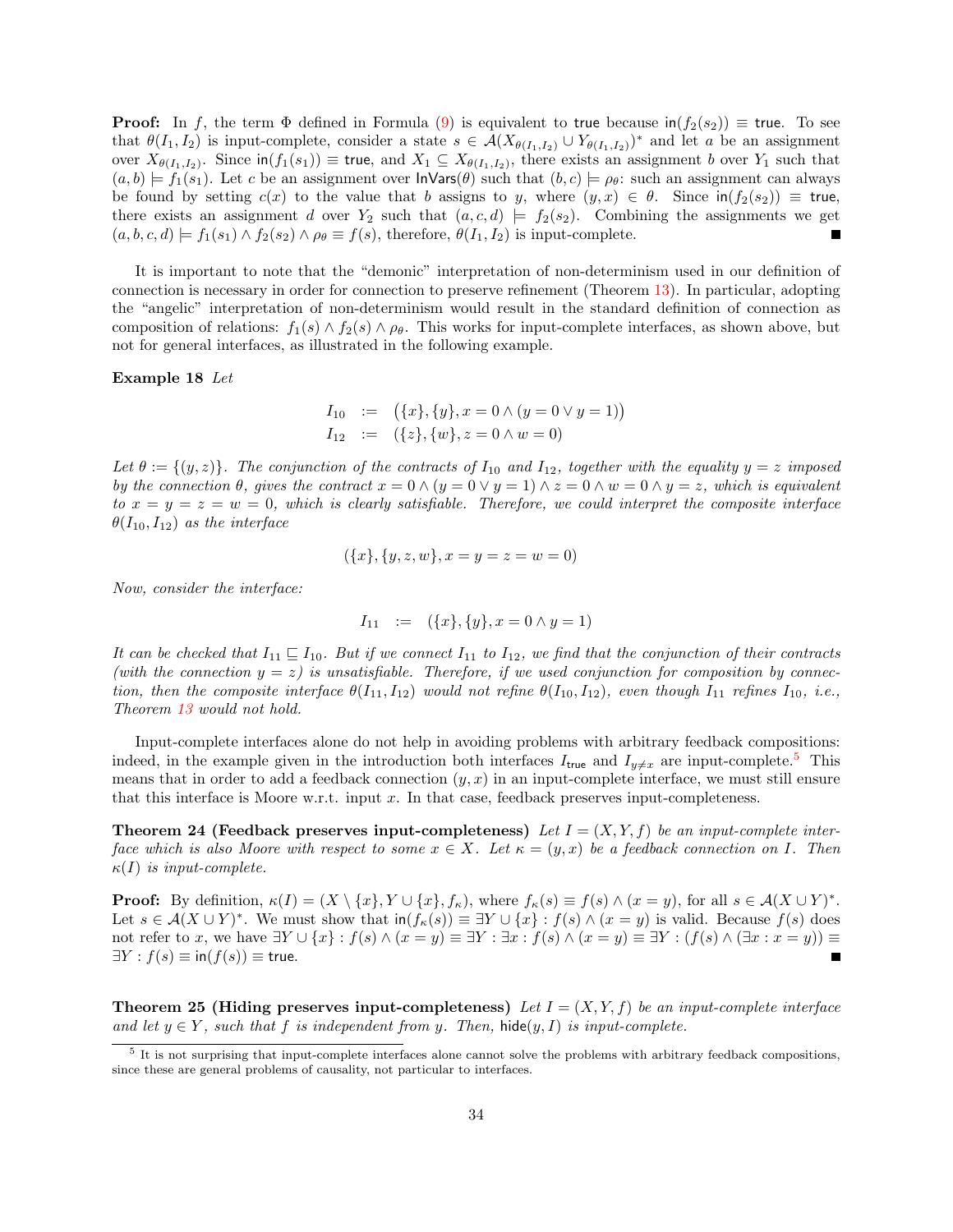**Proof:** In $f$, the term $\Phi$ defined in Formula (9) is equivalent to $\mathsf{true}$ because $\mathsf{in}(f_2(s_2)) \equiv \mathsf{true}$. To see that $\theta(I_1, I_2)$ is input-complete, consider a state $s \in \mathcal{A}(X_{\theta(I_1,I_2)} \cup Y_{\theta(I_1,I_2)})^*$ and let $a$ be an assignment over $X_{\theta(I_1,I_2)}$. Since $\mathsf{in}(f_1(s_1)) \equiv \mathsf{true}$, and $X_1 \subseteq X_{\theta(I_1,I_2)}$, there exists an assignment $b$ over $Y_1$ such that $(a, b) \models f_1(s_1)$. Let $c$ be an assignment over $\mathsf{InVars}(\theta)$ such that $(b, c) \models \rho_\theta$: such an assignment can always be found by setting $c(x)$ to the value that $b$ assigns to $y$, where $(y, x) \in \theta$. Since $\mathsf{in}(f_2(s_2)) \equiv \mathsf{true}$, there exists an assignment $d$ over $Y_2$ such that $(a, c, d) \models f_2(s_2)$. Combining the assignments we get $(a, b, c, d) \models f_1(s_1) \wedge f_2(s_2) \wedge \rho_\theta \equiv f(s)$, therefore, $\theta(I_1, I_2)$ is input-complete. ■

It is important to note that the "demonic" interpretation of non-determinism used in our definition of connection is necessary in order for connection to preserve refinement (Theorem 13). In particular, adopting the "angelic" interpretation of non-determinism would result in the standard definition of connection as composition of relations: $f_1(s) \wedge f_2(s) \wedge \rho_\theta$. This works for input-complete interfaces, as shown above, but not for general interfaces, as illustrated in the following example.

**Example 18** *Let*

$$
\begin{aligned}
I_{10} &:= \big(\{x\}, \{y\}, x = 0 \wedge (y = 0 \vee y = 1)\big)\\
I_{12} &:= (\{z\}, \{w\}, z = 0 \wedge w = 0)
\end{aligned}
$$

*Let $\theta := \{(y, z)\}$. The conjunction of the contracts of $I_{10}$ and $I_{12}$, together with the equality $y = z$ imposed by the connection $\theta$, gives the contract $x = 0 \wedge (y = 0 \vee y = 1) \wedge z = 0 \wedge w = 0 \wedge y = z$, which is equivalent to $x = y = z = w = 0$, which is clearly satisfiable. Therefore, we could interpret the composite interface $\theta(I_{10}, I_{12})$ as the interface*

$$
(\{x\}, \{y, z, w\}, x = y = z = w = 0)
$$

*Now, consider the interface:*

$$
I_{11} := (\{x\}, \{y\}, x = 0 \wedge y = 1)
$$

*It can be checked that $I_{11} \sqsubseteq I_{10}$. But if we connect $I_{11}$ to $I_{12}$, we find that the conjunction of their contracts (with the connection $y = z$) is unsatisfiable. Therefore, if we used conjunction for composition by connection, then the composite interface $\theta(I_{11}, I_{12})$ would not refine $\theta(I_{10}, I_{12})$, even though $I_{11}$ refines $I_{10}$, i.e., Theorem 13 would not hold.*

Input-complete interfaces alone do not help in avoiding problems with arbitrary feedback compositions: indeed, in the example given in the introduction both interfaces $I_{\mathsf{true}}$ and $I_{y \neq x}$ are input-complete.[5] This means that in order to add a feedback connection $(y, x)$ in an input-complete interface, we must still ensure that this interface is Moore w.r.t. input $x$. In that case, feedback preserves input-completeness.

**Theorem 24 (Feedback preserves input-completeness)** *Let $I = (X, Y, f)$ be an input-complete interface which is also Moore with respect to some $x \in X$. Let $\kappa = (y, x)$ be a feedback connection on $I$. Then $\kappa(I)$ is input-complete.*

**Proof:** By definition, $\kappa(I) = (X \setminus \{x\}, Y \cup \{x\}, f_\kappa)$, where $f_\kappa(s) \equiv f(s) \wedge (x = y)$, for all $s \in \mathcal{A}(X \cup Y)^*$. Let $s \in \mathcal{A}(X \cup Y)^*$. We must show that $\mathsf{in}(f_\kappa(s)) \equiv \exists Y \cup \{x\} : f(s) \wedge (x = y)$ is valid. Because $f(s)$ does not refer to $x$, we have $\exists Y \cup \{x\} : f(s) \wedge (x = y) \equiv \exists Y : \exists x : f(s) \wedge (x = y) \equiv \exists Y : (f(s) \wedge (\exists x : x = y)) \equiv \exists Y : f(s) \equiv \mathsf{in}(f(s)) \equiv \mathsf{true}$. ■

**Theorem 25 (Hiding preserves input-completeness)** *Let $I = (X, Y, f)$ be an input-complete interface and let $y \in Y$, such that $f$ is independent from $y$. Then, $\mathsf{hide}(y, I)$ is input-complete.*

[5] It is not surprising that input-complete interfaces alone cannot solve the problems with arbitrary feedback compositions, since these are general problems of causality, not particular to interfaces.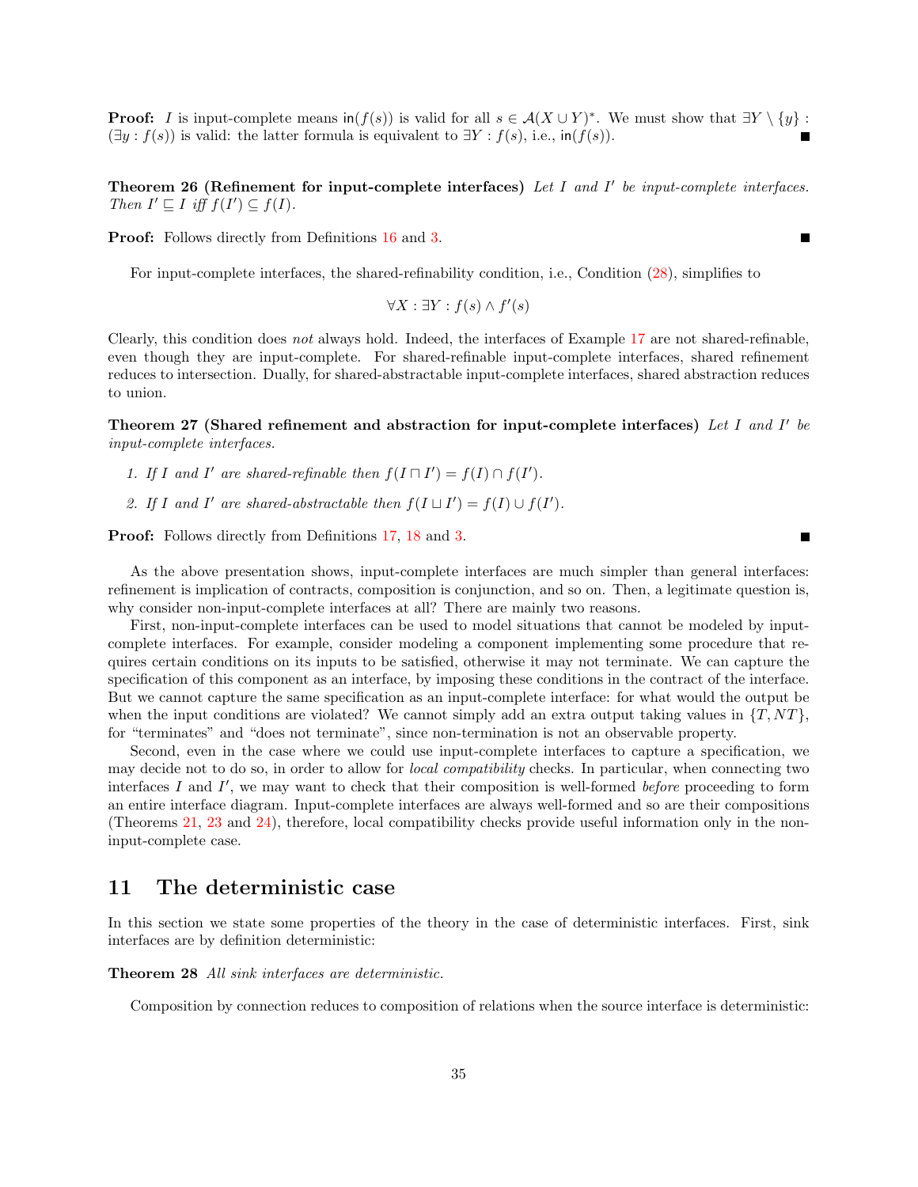**Proof:** $I$ is input-complete means $\mathsf{in}(f(s))$ is valid for all $s \in \mathcal{A}(X \cup Y)^*$. We must show that $\exists Y \setminus \{y\} : (\exists y : f(s))$ is valid: the latter formula is equivalent to $\exists Y : f(s)$, i.e., $\mathsf{in}(f(s))$. ∎

**Theorem 26 (Refinement for input-complete interfaces)** *Let $I$ and $I'$ be input-complete interfaces. Then $I' \sqsubseteq I$ iff $f(I') \subseteq f(I)$.*

**Proof:** Follows directly from Definitions 16 and 3. ∎

For input-complete interfaces, the shared-refinability condition, i.e., Condition (28), simplifies to

$$\forall X : \exists Y : f(s) \wedge f'(s)$$

Clearly, this condition does *not* always hold. Indeed, the interfaces of Example 17 are not shared-refinable, even though they are input-complete. For shared-refinable input-complete interfaces, shared refinement reduces to intersection. Dually, for shared-abstractable input-complete interfaces, shared abstraction reduces to union.

**Theorem 27 (Shared refinement and abstraction for input-complete interfaces)** *Let $I$ and $I'$ be input-complete interfaces.*

1. *If $I$ and $I'$ are shared-refinable then $f(I \sqcap I') = f(I) \cap f(I')$.*
2. *If $I$ and $I'$ are shared-abstractable then $f(I \sqcup I') = f(I) \cup f(I')$.*

**Proof:** Follows directly from Definitions 17, 18 and 3. ∎

As the above presentation shows, input-complete interfaces are much simpler than general interfaces: refinement is implication of contracts, composition is conjunction, and so on. Then, a legitimate question is, why consider non-input-complete interfaces at all? There are mainly two reasons.

First, non-input-complete interfaces can be used to model situations that cannot be modeled by input-complete interfaces. For example, consider modeling a component implementing some procedure that requires certain conditions on its inputs to be satisfied, otherwise it may not terminate. We can capture the specification of this component as an interface, by imposing these conditions in the contract of the interface. But we cannot capture the same specification as an input-complete interface: for what would the output be when the input conditions are violated? We cannot simply add an extra output taking values in $\{T, NT\}$, for "terminates" and "does not terminate", since non-termination is not an observable property.

Second, even in the case where we could use input-complete interfaces to capture a specification, we may decide not to do so, in order to allow for *local compatibility* checks. In particular, when connecting two interfaces $I$ and $I'$, we may want to check that their composition is well-formed *before* proceeding to form an entire interface diagram. Input-complete interfaces are always well-formed and so are their compositions (Theorems 21, 23 and 24), therefore, local compatibility checks provide useful information only in the non-input-complete case.

# 11 The deterministic case

In this section we state some properties of the theory in the case of deterministic interfaces. First, sink interfaces are by definition deterministic:

**Theorem 28** *All sink interfaces are deterministic.*

Composition by connection reduces to composition of relations when the source interface is deterministic: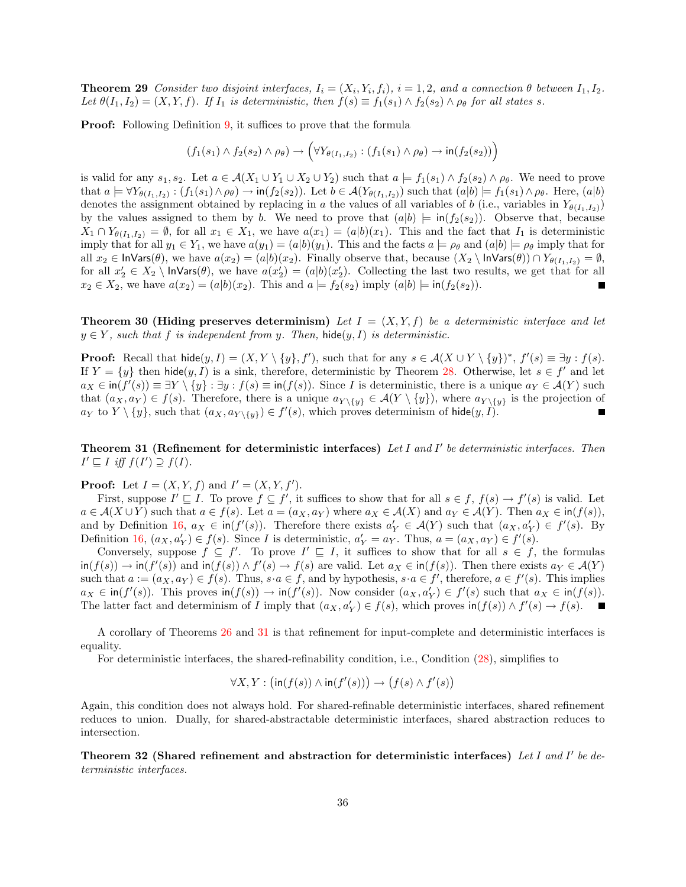**Theorem 29** *Consider two disjoint interfaces, $I_i = (X_i, Y_i, f_i)$, $i = 1, 2$, and a connection $\theta$ between $I_1, I_2$. Let $\theta(I_1, I_2) = (X, Y, f)$. If $I_1$ is deterministic, then $f(s) \equiv f_1(s_1) \wedge f_2(s_2) \wedge \rho_\theta$ for all states $s$.*

**Proof:** Following Definition 9, it suffices to prove that the formula

$$(f_1(s_1) \wedge f_2(s_2) \wedge \rho_\theta) \rightarrow \Big(\forall Y_{\theta(I_1,I_2)} : (f_1(s_1) \wedge \rho_\theta) \rightarrow \mathsf{in}(f_2(s_2))\Big)$$

is valid for any $s_1, s_2$. Let $a \in \mathcal{A}(X_1 \cup Y_1 \cup X_2 \cup Y_2)$ such that $a \models f_1(s_1) \wedge f_2(s_2) \wedge \rho_\theta$. We need to prove that $a \models \forall Y_{\theta(I_1,I_2)} : (f_1(s_1) \wedge \rho_\theta) \rightarrow \mathsf{in}(f_2(s_2))$. Let $b \in \mathcal{A}(Y_{\theta(I_1,I_2)})$ such that $(a|b) \models f_1(s_1) \wedge \rho_\theta$. Here, $(a|b)$ denotes the assignment obtained by replacing in $a$ the values of all variables of $b$ (i.e., variables in $Y_{\theta(I_1,I_2)}$) by the values assigned to them by $b$. We need to prove that $(a|b) \models \mathsf{in}(f_2(s_2))$. Observe that, because $X_1 \cap Y_{\theta(I_1,I_2)} = \emptyset$, for all $x_1 \in X_1$, we have $a(x_1) = (a|b)(x_1)$. This and the fact that $I_1$ is deterministic imply that for all $y_1 \in Y_1$, we have $a(y_1) = (a|b)(y_1)$. This and the facts $a \models \rho_\theta$ and $(a|b) \models \rho_\theta$ imply that for all $x_2 \in \mathsf{InVars}(\theta)$, we have $a(x_2) = (a|b)(x_2)$. Finally observe that, because $(X_2 \setminus \mathsf{InVars}(\theta)) \cap Y_{\theta(I_1,I_2)} = \emptyset$, for all $x_2' \in X_2 \setminus \mathsf{InVars}(\theta)$, we have $a(x_2') = (a|b)(x_2')$. Collecting the last two results, we get that for all $x_2 \in X_2$, we have $a(x_2) = (a|b)(x_2)$. This and $a \models f_2(s_2)$ imply $(a|b) \models \mathsf{in}(f_2(s_2))$. ■

**Theorem 30 (Hiding preserves determinism)** *Let $I = (X, Y, f)$ be a deterministic interface and let $y \in Y$, such that $f$ is independent from $y$. Then, $\mathsf{hide}(y, I)$ is deterministic.*

**Proof:** Recall that $\mathsf{hide}(y, I) = (X, Y \setminus \{y\}, f')$, such that for any $s \in \mathcal{A}(X \cup Y \setminus \{y\})^*$, $f'(s) \equiv \exists y : f(s)$. If $Y = \{y\}$ then $\mathsf{hide}(y, I)$ is a sink, therefore, deterministic by Theorem 28. Otherwise, let $s \in f'$ and let $a_X \in \mathsf{in}(f'(s)) \equiv \exists Y \setminus \{y\} : \exists y : f(s) \equiv \mathsf{in}(f(s))$. Since $I$ is deterministic, there is a unique $a_Y \in \mathcal{A}(Y)$ such that $(a_X, a_Y) \in f(s)$. Therefore, there is a unique $a_{Y\setminus\{y\}} \in \mathcal{A}(Y \setminus \{y\})$, where $a_{Y\setminus\{y\}}$ is the projection of $a_Y$ to $Y \setminus \{y\}$, such that $(a_X, a_{Y\setminus\{y\}}) \in f'(s)$, which proves determinism of $\mathsf{hide}(y, I)$. ■

**Theorem 31 (Refinement for deterministic interfaces)** *Let $I$ and $I'$ be deterministic interfaces. Then $I' \sqsubseteq I$ iff $f(I') \supseteq f(I)$.*

**Proof:** Let $I = (X, Y, f)$ and $I' = (X, Y, f')$.

First, suppose $I' \sqsubseteq I$. To prove $f \subseteq f'$, it suffices to show that for all $s \in f$, $f(s) \rightarrow f'(s)$ is valid. Let $a \in \mathcal{A}(X \cup Y)$ such that $a \in f(s)$. Let $a = (a_X, a_Y)$ where $a_X \in \mathcal{A}(X)$ and $a_Y \in \mathcal{A}(Y)$. Then $a_X \in \mathsf{in}(f(s))$, and by Definition 16, $a_X \in \mathsf{in}(f'(s))$. Therefore there exists $a_Y' \in \mathcal{A}(Y)$ such that $(a_X, a_Y') \in f'(s)$. By Definition 16, $(a_X, a_Y') \in f(s)$. Since $I$ is deterministic, $a_Y' = a_Y$. Thus, $a = (a_X, a_Y) \in f'(s)$.

Conversely, suppose $f \subseteq f'$. To prove $I' \sqsubseteq I$, it suffices to show that for all $s \in f$, the formulas $\mathsf{in}(f(s)) \rightarrow \mathsf{in}(f'(s))$ and $\mathsf{in}(f(s)) \wedge f'(s) \rightarrow f(s)$ are valid. Let $a_X \in \mathsf{in}(f(s))$. Then there exists $a_Y \in \mathcal{A}(Y)$ such that $a := (a_X, a_Y) \in f(s)$. Thus, $s \cdot a \in f$, and by hypothesis, $s \cdot a \in f'$, therefore, $a \in f'(s)$. This implies $a_X \in \mathsf{in}(f'(s))$. This proves $\mathsf{in}(f(s)) \rightarrow \mathsf{in}(f'(s))$. Now consider $(a_X, a_Y') \in f'(s)$ such that $a_X \in \mathsf{in}(f(s))$. The latter fact and determinism of $I$ imply that $(a_X, a_Y') \in f(s)$, which proves $\mathsf{in}(f(s)) \wedge f'(s) \rightarrow f(s)$. ■

A corollary of Theorems 26 and 31 is that refinement for input-complete and deterministic interfaces is equality.

For deterministic interfaces, the shared-refinability condition, i.e., Condition (28), simplifies to

$$\forall X, Y : \big(\mathsf{in}(f(s)) \wedge \mathsf{in}(f'(s))\big) \rightarrow \big(f(s) \wedge f'(s)\big)$$

Again, this condition does not always hold. For shared-refinable deterministic interfaces, shared refinement reduces to union. Dually, for shared-abstractable deterministic interfaces, shared abstraction reduces to intersection.

**Theorem 32 (Shared refinement and abstraction for deterministic interfaces)** *Let $I$ and $I'$ be deterministic interfaces.*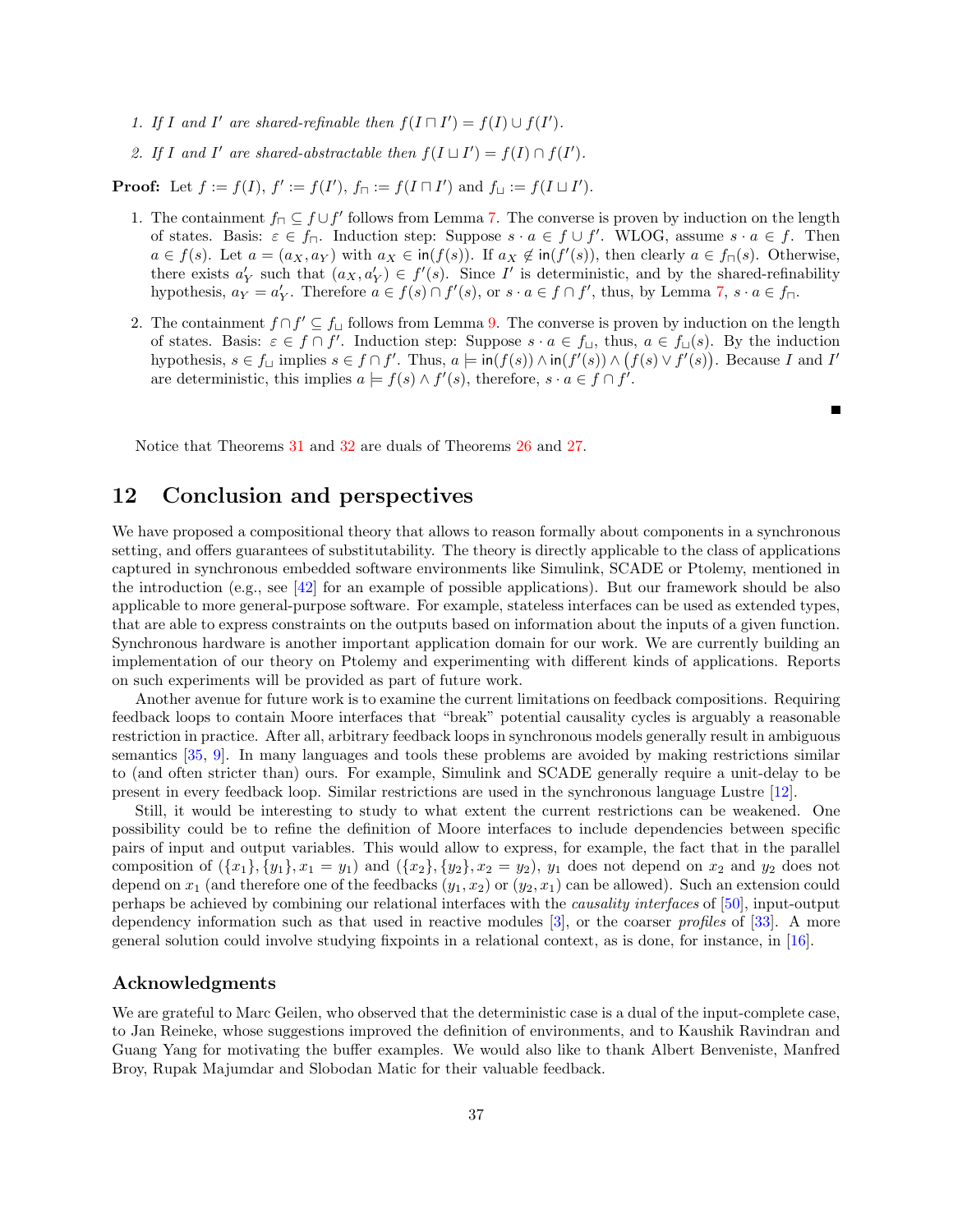1. *If $I$ and $I'$ are shared-refinable then $f(I \sqcap I') = f(I) \cup f(I')$.*
2. *If $I$ and $I'$ are shared-abstractable then $f(I \sqcup I') = f(I) \cap f(I')$.*

**Proof:** Let $f := f(I)$, $f' := f(I')$, $f_\sqcap := f(I \sqcap I')$ and $f_\sqcup := f(I \sqcup I')$.

1. The containment $f_\sqcap \subseteq f \cup f'$ follows from Lemma 7. The converse is proven by induction on the length of states. Basis: $\varepsilon \in f_\sqcap$. Induction step: Suppose $s \cdot a \in f \cup f'$. WLOG, assume $s \cdot a \in f$. Then $a \in f(s)$. Let $a = (a_X, a_Y)$ with $a_X \in \mathsf{in}(f(s))$. If $a_X \notin \mathsf{in}(f'(s))$, then clearly $a \in f_\sqcap(s)$. Otherwise, there exists $a'_Y$ such that $(a_X, a'_Y) \in f'(s)$. Since $I'$ is deterministic, and by the shared-refinability hypothesis, $a_Y = a'_Y$. Therefore $a \in f(s) \cap f'(s)$, or $s \cdot a \in f \cap f'$, thus, by Lemma 7, $s \cdot a \in f_\sqcap$.

2. The containment $f \cap f' \subseteq f_\sqcup$ follows from Lemma 9. The converse is proven by induction on the length of states. Basis: $\varepsilon \in f \cap f'$. Induction step: Suppose $s \cdot a \in f_\sqcup$, thus, $a \in f_\sqcup(s)$. By the induction hypothesis, $s \in f_\sqcup$ implies $s \in f \cap f'$. Thus, $a \models \mathsf{in}(f(s)) \wedge \mathsf{in}(f'(s)) \wedge \big(f(s) \vee f'(s)\big)$. Because $I$ and $I'$ are deterministic, this implies $a \models f(s) \wedge f'(s)$, therefore, $s \cdot a \in f \cap f'$.

■

Notice that Theorems 31 and 32 are duals of Theorems 26 and 27.

## 12 Conclusion and perspectives

We have proposed a compositional theory that allows to reason formally about components in a synchronous setting, and offers guarantees of substitutability. The theory is directly applicable to the class of applications captured in synchronous embedded software environments like Simulink, SCADE or Ptolemy, mentioned in the introduction (e.g., see [42] for an example of possible applications). But our framework should be also applicable to more general-purpose software. For example, stateless interfaces can be used as extended types, that are able to express constraints on the outputs based on information about the inputs of a given function. Synchronous hardware is another important application domain for our work. We are currently building an implementation of our theory on Ptolemy and experimenting with different kinds of applications. Reports on such experiments will be provided as part of future work.

Another avenue for future work is to examine the current limitations on feedback compositions. Requiring feedback loops to contain Moore interfaces that "break" potential causality cycles is arguably a reasonable restriction in practice. After all, arbitrary feedback loops in synchronous models generally result in ambiguous semantics [35, 9]. In many languages and tools these problems are avoided by making restrictions similar to (and often stricter than) ours. For example, Simulink and SCADE generally require a unit-delay to be present in every feedback loop. Similar restrictions are used in the synchronous language Lustre [12].

Still, it would be interesting to study to what extent the current restrictions can be weakened. One possibility could be to refine the definition of Moore interfaces to include dependencies between specific pairs of input and output variables. This would allow to express, for example, the fact that in the parallel composition of $(\{x_1\}, \{y_1\}, x_1 = y_1)$ and $(\{x_2\}, \{y_2\}, x_2 = y_2)$, $y_1$ does not depend on $x_2$ and $y_2$ does not depend on $x_1$ (and therefore one of the feedbacks $(y_1, x_2)$ or $(y_2, x_1)$ can be allowed). Such an extension could perhaps be achieved by combining our relational interfaces with the *causality interfaces* of [50], input-output dependency information such as that used in reactive modules [3], or the coarser *profiles* of [33]. A more general solution could involve studying fixpoints in a relational context, as is done, for instance, in [16].

### Acknowledgments

We are grateful to Marc Geilen, who observed that the deterministic case is a dual of the input-complete case, to Jan Reineke, whose suggestions improved the definition of environments, and to Kaushik Ravindran and Guang Yang for motivating the buffer examples. We would also like to thank Albert Benveniste, Manfred Broy, Rupak Majumdar and Slobodan Matic for their valuable feedback.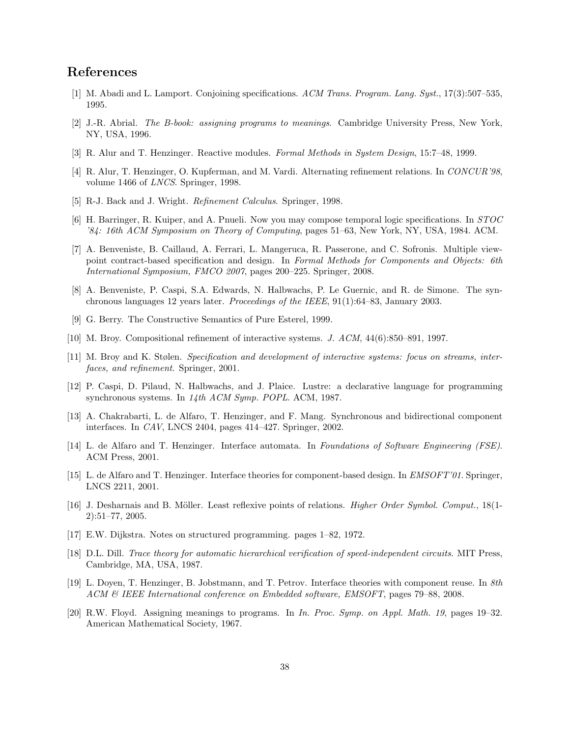## References

[1] M. Abadi and L. Lamport. Conjoining specifications. *ACM Trans. Program. Lang. Syst.*, 17(3):507–535, 1995.

[2] J.-R. Abrial. *The B-book: assigning programs to meanings*. Cambridge University Press, New York, NY, USA, 1996.

[3] R. Alur and T. Henzinger. Reactive modules. *Formal Methods in System Design*, 15:7–48, 1999.

[4] R. Alur, T. Henzinger, O. Kupferman, and M. Vardi. Alternating refinement relations. In *CONCUR'98*, volume 1466 of *LNCS*. Springer, 1998.

[5] R-J. Back and J. Wright. *Refinement Calculus*. Springer, 1998.

[6] H. Barringer, R. Kuiper, and A. Pnueli. Now you may compose temporal logic specifications. In *STOC '84: 16th ACM Symposium on Theory of Computing*, pages 51–63, New York, NY, USA, 1984. ACM.

[7] A. Benveniste, B. Caillaud, A. Ferrari, L. Mangeruca, R. Passerone, and C. Sofronis. Multiple viewpoint contract-based specification and design. In *Formal Methods for Components and Objects: 6th International Symposium, FMCO 2007*, pages 200–225. Springer, 2008.

[8] A. Benveniste, P. Caspi, S.A. Edwards, N. Halbwachs, P. Le Guernic, and R. de Simone. The synchronous languages 12 years later. *Proceedings of the IEEE*, 91(1):64–83, January 2003.

[9] G. Berry. The Constructive Semantics of Pure Esterel, 1999.

[10] M. Broy. Compositional refinement of interactive systems. *J. ACM*, 44(6):850–891, 1997.

[11] M. Broy and K. Stølen. *Specification and development of interactive systems: focus on streams, interfaces, and refinement*. Springer, 2001.

[12] P. Caspi, D. Pilaud, N. Halbwachs, and J. Plaice. Lustre: a declarative language for programming synchronous systems. In *14th ACM Symp. POPL*. ACM, 1987.

[13] A. Chakrabarti, L. de Alfaro, T. Henzinger, and F. Mang. Synchronous and bidirectional component interfaces. In *CAV*, LNCS 2404, pages 414–427. Springer, 2002.

[14] L. de Alfaro and T. Henzinger. Interface automata. In *Foundations of Software Engineering (FSE)*. ACM Press, 2001.

[15] L. de Alfaro and T. Henzinger. Interface theories for component-based design. In *EMSOFT'01*. Springer, LNCS 2211, 2001.

[16] J. Desharnais and B. Möller. Least reflexive points of relations. *Higher Order Symbol. Comput.*, 18(1-2):51–77, 2005.

[17] E.W. Dijkstra. Notes on structured programming. pages 1–82, 1972.

[18] D.L. Dill. *Trace theory for automatic hierarchical verification of speed-independent circuits*. MIT Press, Cambridge, MA, USA, 1987.

[19] L. Doyen, T. Henzinger, B. Jobstmann, and T. Petrov. Interface theories with component reuse. In *8th ACM & IEEE International conference on Embedded software, EMSOFT*, pages 79–88, 2008.

[20] R.W. Floyd. Assigning meanings to programs. In *In. Proc. Symp. on Appl. Math. 19*, pages 19–32. American Mathematical Society, 1967.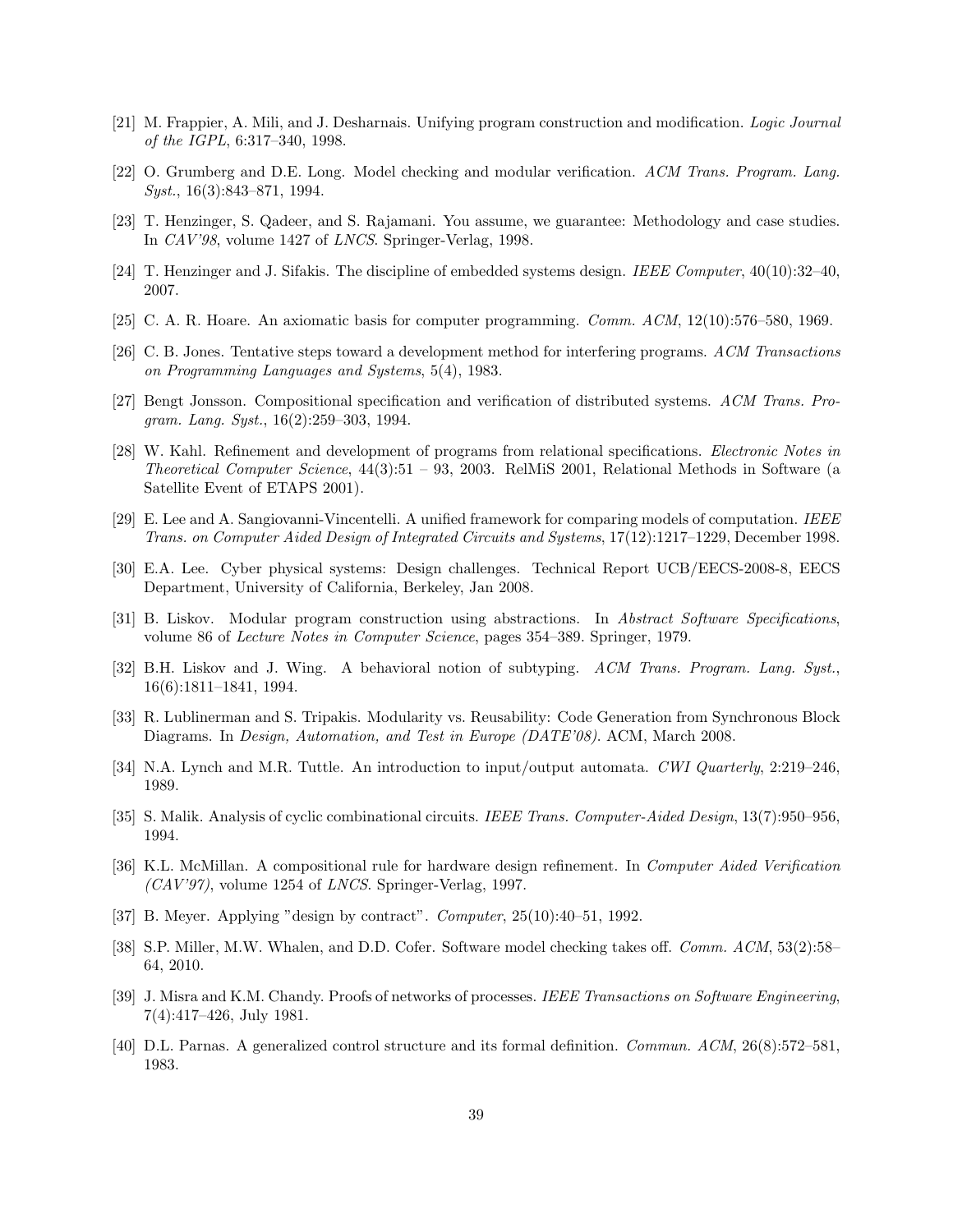[21] M. Frappier, A. Mili, and J. Desharnais. Unifying program construction and modification. *Logic Journal of the IGPL*, 6:317–340, 1998.

[22] O. Grumberg and D.E. Long. Model checking and modular verification. *ACM Trans. Program. Lang. Syst.*, 16(3):843–871, 1994.

[23] T. Henzinger, S. Qadeer, and S. Rajamani. You assume, we guarantee: Methodology and case studies. In *CAV'98*, volume 1427 of *LNCS*. Springer-Verlag, 1998.

[24] T. Henzinger and J. Sifakis. The discipline of embedded systems design. *IEEE Computer*, 40(10):32–40, 2007.

[25] C. A. R. Hoare. An axiomatic basis for computer programming. *Comm. ACM*, 12(10):576–580, 1969.

[26] C. B. Jones. Tentative steps toward a development method for interfering programs. *ACM Transactions on Programming Languages and Systems*, 5(4), 1983.

[27] Bengt Jonsson. Compositional specification and verification of distributed systems. *ACM Trans. Program. Lang. Syst.*, 16(2):259–303, 1994.

[28] W. Kahl. Refinement and development of programs from relational specifications. *Electronic Notes in Theoretical Computer Science*, 44(3):51 – 93, 2003. RelMiS 2001, Relational Methods in Software (a Satellite Event of ETAPS 2001).

[29] E. Lee and A. Sangiovanni-Vincentelli. A unified framework for comparing models of computation. *IEEE Trans. on Computer Aided Design of Integrated Circuits and Systems*, 17(12):1217–1229, December 1998.

[30] E.A. Lee. Cyber physical systems: Design challenges. Technical Report UCB/EECS-2008-8, EECS Department, University of California, Berkeley, Jan 2008.

[31] B. Liskov. Modular program construction using abstractions. In *Abstract Software Specifications*, volume 86 of *Lecture Notes in Computer Science*, pages 354–389. Springer, 1979.

[32] B.H. Liskov and J. Wing. A behavioral notion of subtyping. *ACM Trans. Program. Lang. Syst.*, 16(6):1811–1841, 1994.

[33] R. Lublinerman and S. Tripakis. Modularity vs. Reusability: Code Generation from Synchronous Block Diagrams. In *Design, Automation, and Test in Europe (DATE'08)*. ACM, March 2008.

[34] N.A. Lynch and M.R. Tuttle. An introduction to input/output automata. *CWI Quarterly*, 2:219–246, 1989.

[35] S. Malik. Analysis of cyclic combinational circuits. *IEEE Trans. Computer-Aided Design*, 13(7):950–956, 1994.

[36] K.L. McMillan. A compositional rule for hardware design refinement. In *Computer Aided Verification (CAV'97)*, volume 1254 of *LNCS*. Springer-Verlag, 1997.

[37] B. Meyer. Applying "design by contract". *Computer*, 25(10):40–51, 1992.

[38] S.P. Miller, M.W. Whalen, and D.D. Cofer. Software model checking takes off. *Comm. ACM*, 53(2):58–64, 2010.

[39] J. Misra and K.M. Chandy. Proofs of networks of processes. *IEEE Transactions on Software Engineering*, 7(4):417–426, July 1981.

[40] D.L. Parnas. A generalized control structure and its formal definition. *Commun. ACM*, 26(8):572–581, 1983.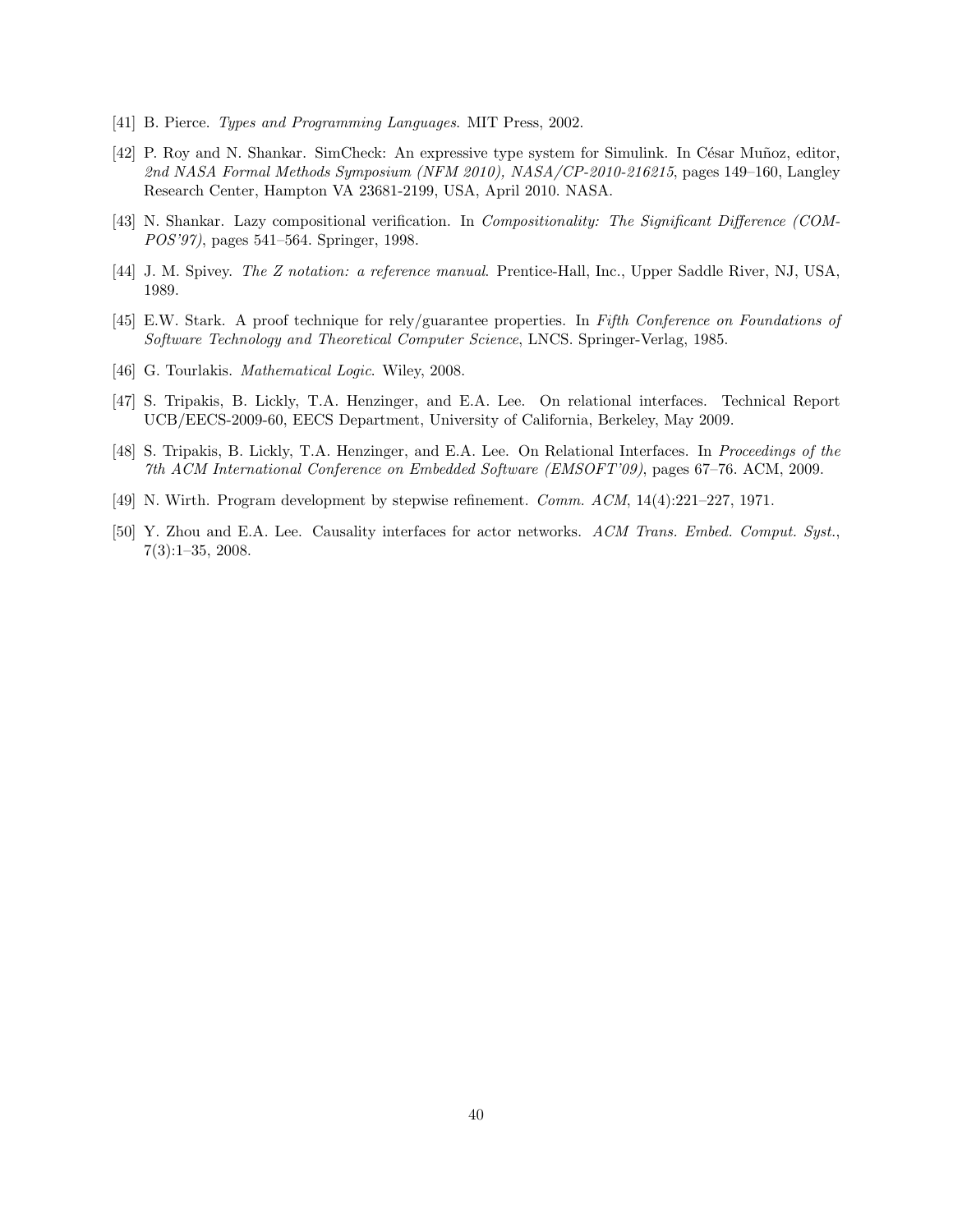[41] B. Pierce. *Types and Programming Languages*. MIT Press, 2002.

[42] P. Roy and N. Shankar. SimCheck: An expressive type system for Simulink. In César Muñoz, editor, *2nd NASA Formal Methods Symposium (NFM 2010), NASA/CP-2010-216215*, pages 149–160, Langley Research Center, Hampton VA 23681-2199, USA, April 2010. NASA.

[43] N. Shankar. Lazy compositional verification. In *Compositionality: The Significant Difference (COMPOS'97)*, pages 541–564. Springer, 1998.

[44] J. M. Spivey. *The Z notation: a reference manual*. Prentice-Hall, Inc., Upper Saddle River, NJ, USA, 1989.

[45] E.W. Stark. A proof technique for rely/guarantee properties. In *Fifth Conference on Foundations of Software Technology and Theoretical Computer Science*, LNCS. Springer-Verlag, 1985.

[46] G. Tourlakis. *Mathematical Logic*. Wiley, 2008.

[47] S. Tripakis, B. Lickly, T.A. Henzinger, and E.A. Lee. On relational interfaces. Technical Report UCB/EECS-2009-60, EECS Department, University of California, Berkeley, May 2009.

[48] S. Tripakis, B. Lickly, T.A. Henzinger, and E.A. Lee. On Relational Interfaces. In *Proceedings of the 7th ACM International Conference on Embedded Software (EMSOFT'09)*, pages 67–76. ACM, 2009.

[49] N. Wirth. Program development by stepwise refinement. *Comm. ACM*, 14(4):221–227, 1971.

[50] Y. Zhou and E.A. Lee. Causality interfaces for actor networks. *ACM Trans. Embed. Comput. Syst.*, 7(3):1–35, 2008.